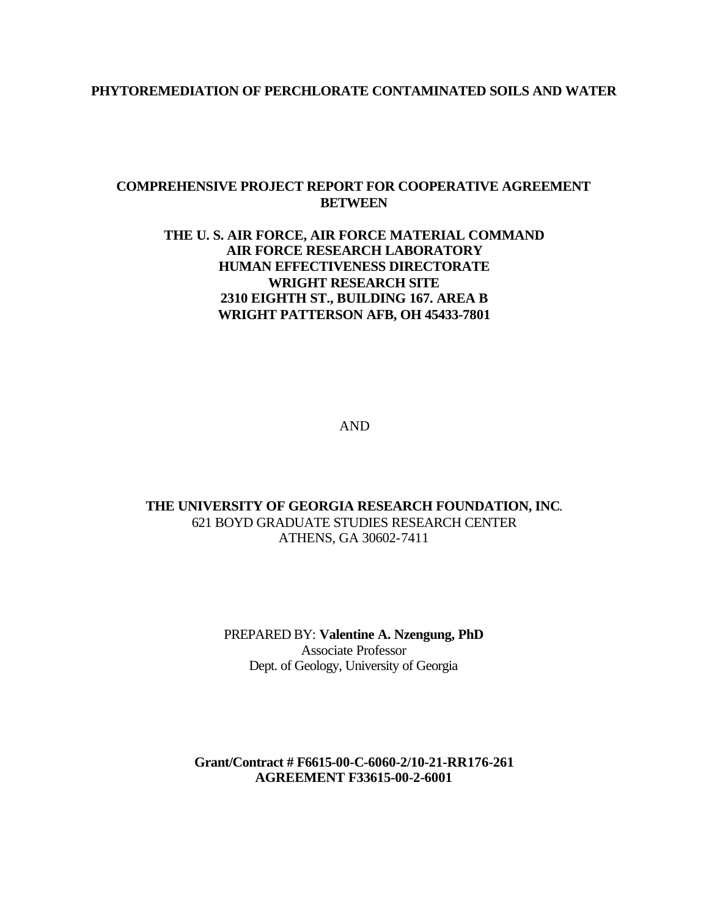# PHYTOREMEDIATION OF PERCHLORATE CONTAMINATED SOILS AND WATER

**COMPREHENSIVE PROJECT REPORT FOR COOPERATIVE AGREEMENT BETWEEN**

**THE U. S. AIR FORCE, AIR FORCE MATERIAL COMMAND**
**AIR FORCE RESEARCH LABORATORY**
**HUMAN EFFECTIVENESS DIRECTORATE**
**WRIGHT RESEARCH SITE**
**2310 EIGHTH ST., BUILDING 167. AREA B**
**WRIGHT PATTERSON AFB, OH 45433-7801**

AND

**THE UNIVERSITY OF GEORGIA RESEARCH FOUNDATION, INC.**
621 BOYD GRADUATE STUDIES RESEARCH CENTER
ATHENS, GA 30602-7411

PREPARED BY: **Valentine A. Nzengung, PhD**
Associate Professor
Dept. of Geology, University of Georgia

**Grant/Contract # F6615-00-C-6060-2/10-21-RR176-261**
**AGREEMENT F33615-00-2-6001**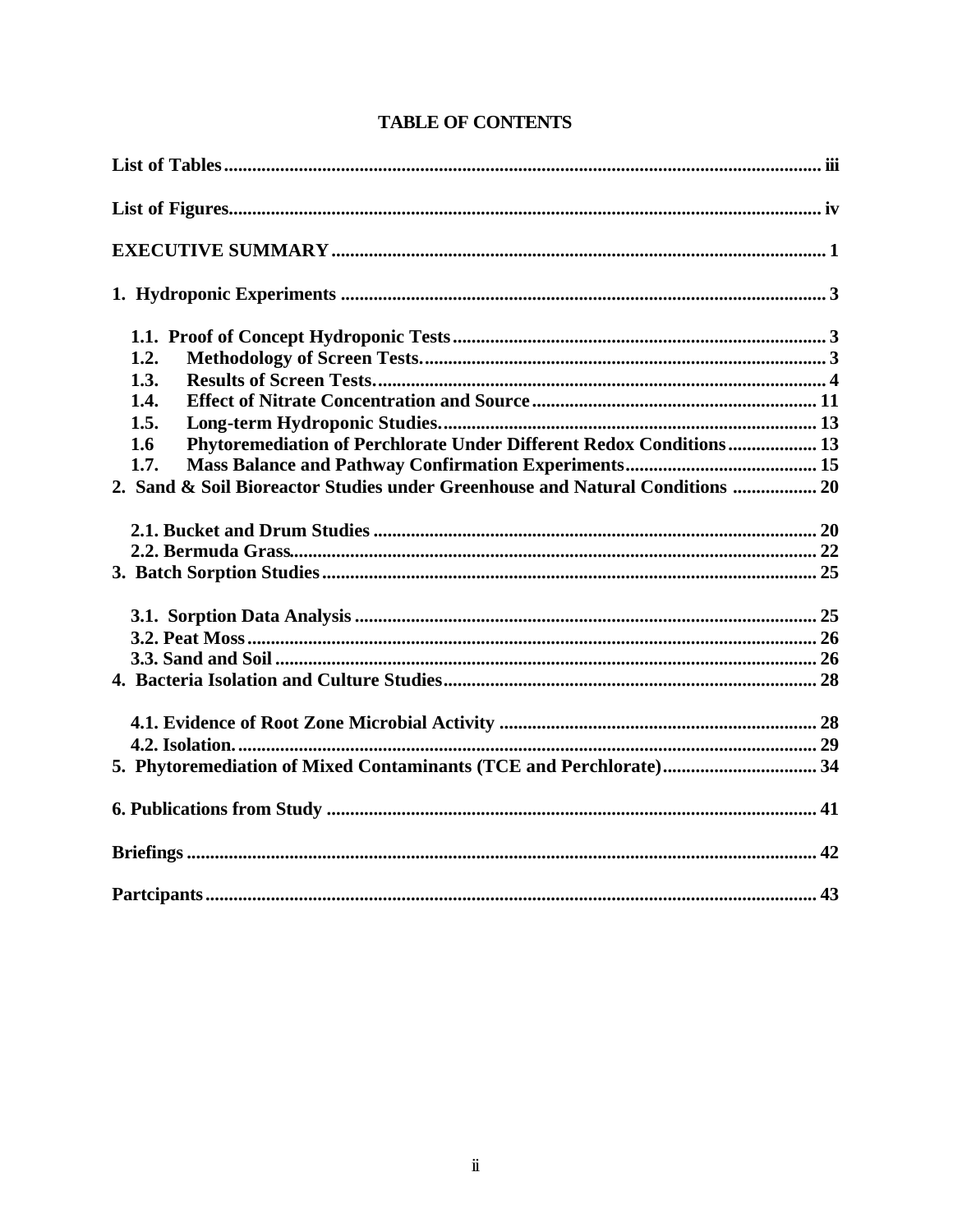# TABLE OF CONTENTS

**List of Tables** ..... iii

**List of Figures** ..... iv

**EXECUTIVE SUMMARY** ..... 1

**1. Hydroponic Experiments** ..... 3

- **1.1. Proof of Concept Hydroponic Tests** ..... 3
- **1.2. Methodology of Screen Tests.** ..... 3
- **1.3. Results of Screen Tests.** ..... 4
- **1.4. Effect of Nitrate Concentration and Source** ..... 11
- **1.5. Long-term Hydroponic Studies.** ..... 13
- **1.6 Phytoremediation of Perchlorate Under Different Redox Conditions** ..... 13
- **1.7. Mass Balance and Pathway Confirmation Experiments** ..... 15

**2. Sand & Soil Bioreactor Studies under Greenhouse and Natural Conditions** ..... 20

- **2.1. Bucket and Drum Studies** ..... 20
- **2.2. Bermuda Grass** ..... 22

**3. Batch Sorption Studies** ..... 25

- **3.1. Sorption Data Analysis** ..... 25
- **3.2. Peat Moss** ..... 26
- **3.3. Sand and Soil** ..... 26

**4. Bacteria Isolation and Culture Studies** ..... 28

- **4.1. Evidence of Root Zone Microbial Activity** ..... 28
- **4.2. Isolation.** ..... 29

**5. Phytoremediation of Mixed Contaminants (TCE and Perchlorate)** ..... 34

**6. Publications from Study** ..... 41

**Briefings** ..... 42

**Partcipants** ..... 43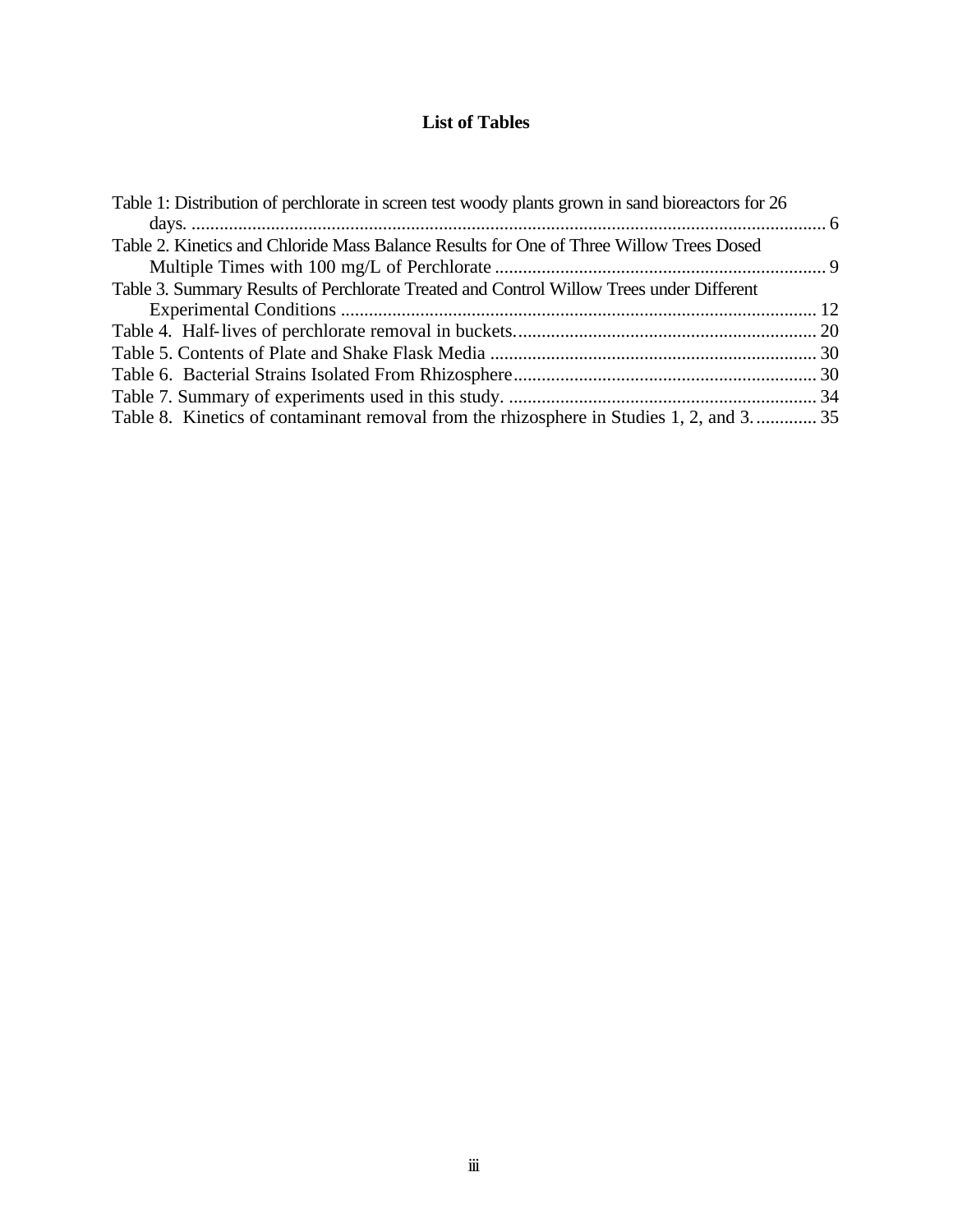# List of Tables

Table 1: Distribution of perchlorate in screen test woody plants grown in sand bioreactors for 26 days. ........................................................................................................................................ 6

Table 2. Kinetics and Chloride Mass Balance Results for One of Three Willow Trees Dosed Multiple Times with 100 mg/L of Perchlorate ...................................................................... 9

Table 3. Summary Results of Perchlorate Treated and Control Willow Trees under Different Experimental Conditions ..................................................................................................... 12

Table 4. Half-lives of perchlorate removal in buckets................................................................ 20

Table 5. Contents of Plate and Shake Flask Media ..................................................................... 30

Table 6. Bacterial Strains Isolated From Rhizosphere................................................................. 30

Table 7. Summary of experiments used in this study. .................................................................. 34

Table 8. Kinetics of contaminant removal from the rhizosphere in Studies 1, 2, and 3. ............. 35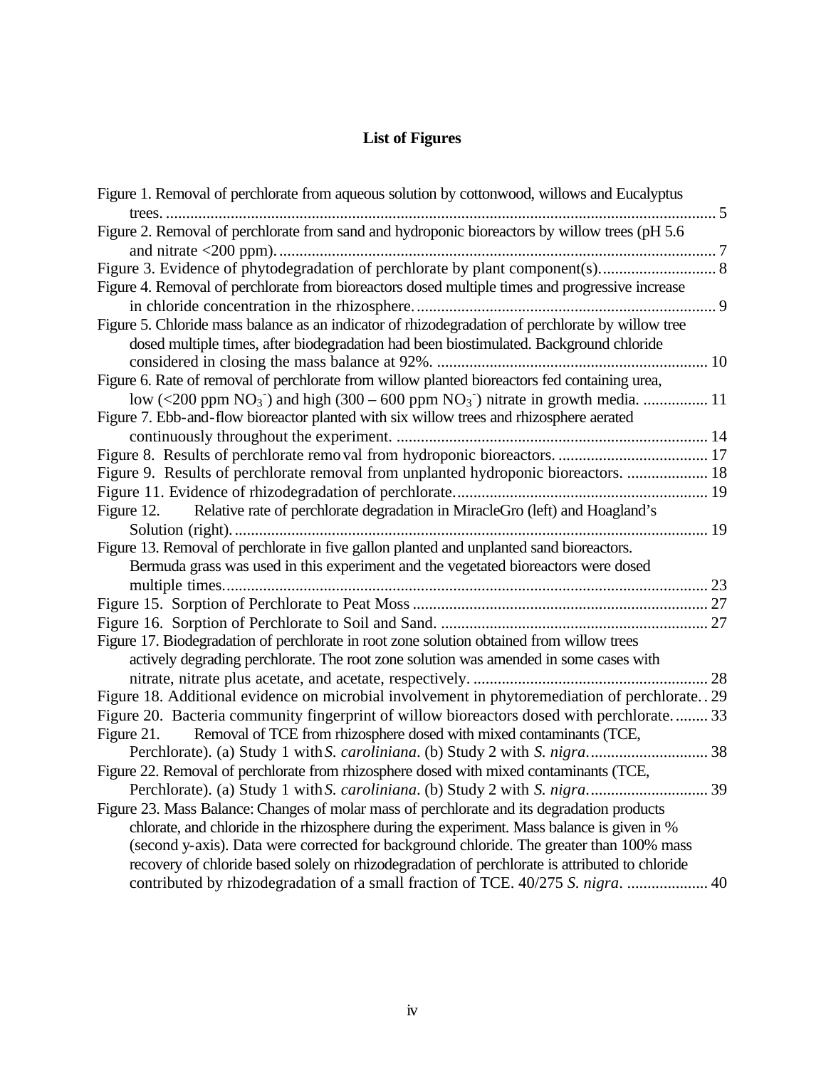# List of Figures

Figure 1. Removal of perchlorate from aqueous solution by cottonwood, willows and Eucalyptus trees. ..... 5

Figure 2. Removal of perchlorate from sand and hydroponic bioreactors by willow trees (pH 5.6 and nitrate <200 ppm). ..... 7

Figure 3. Evidence of phytodegradation of perchlorate by plant component(s). ..... 8

Figure 4. Removal of perchlorate from bioreactors dosed multiple times and progressive increase in chloride concentration in the rhizosphere. ..... 9

Figure 5. Chloride mass balance as an indicator of rhizodegradation of perchlorate by willow tree dosed multiple times, after biodegradation had been biostimulated. Background chloride considered in closing the mass balance at 92%. ..... 10

Figure 6. Rate of removal of perchlorate from willow planted bioreactors fed containing urea, low (<200 ppm $NO_3^-$) and high (300 – 600 ppm $NO_3^-$) nitrate in growth media. ..... 11

Figure 7. Ebb-and-flow bioreactor planted with six willow trees and rhizosphere aerated continuously throughout the experiment. ..... 14

Figure 8. Results of perchlorate removal from hydroponic bioreactors. ..... 17

Figure 9. Results of perchlorate removal from unplanted hydroponic bioreactors. ..... 18

Figure 11. Evidence of rhizodegradation of perchlorate. ..... 19

Figure 12. Relative rate of perchlorate degradation in MiracleGro (left) and Hoagland's Solution (right). ..... 19

Figure 13. Removal of perchlorate in five gallon planted and unplanted sand bioreactors. Bermuda grass was used in this experiment and the vegetated bioreactors were dosed multiple times. ..... 23

Figure 15. Sorption of Perchlorate to Peat Moss ..... 27

Figure 16. Sorption of Perchlorate to Soil and Sand. ..... 27

Figure 17. Biodegradation of perchlorate in root zone solution obtained from willow trees actively degrading perchlorate. The root zone solution was amended in some cases with nitrate, nitrate plus acetate, and acetate, respectively. ..... 28

Figure 18. Additional evidence on microbial involvement in phytoremediation of perchlorate. . 29

Figure 20. Bacteria community fingerprint of willow bioreactors dosed with perchlorate. ..... 33

Figure 21. Removal of TCE from rhizosphere dosed with mixed contaminants (TCE, Perchlorate). (a) Study 1 with *S. caroliniana*. (b) Study 2 with *S. nigra*. ..... 38

Figure 22. Removal of perchlorate from rhizosphere dosed with mixed contaminants (TCE, Perchlorate). (a) Study 1 with *S. caroliniana*. (b) Study 2 with *S. nigra*. ..... 39

Figure 23. Mass Balance: Changes of molar mass of perchlorate and its degradation products chlorate, and chloride in the rhizosphere during the experiment. Mass balance is given in % (second y-axis). Data were corrected for background chloride. The greater than 100% mass recovery of chloride based solely on rhizodegradation of perchlorate is attributed to chloride contributed by rhizodegradation of a small fraction of TCE. 40/275 *S. nigra*. ..... 40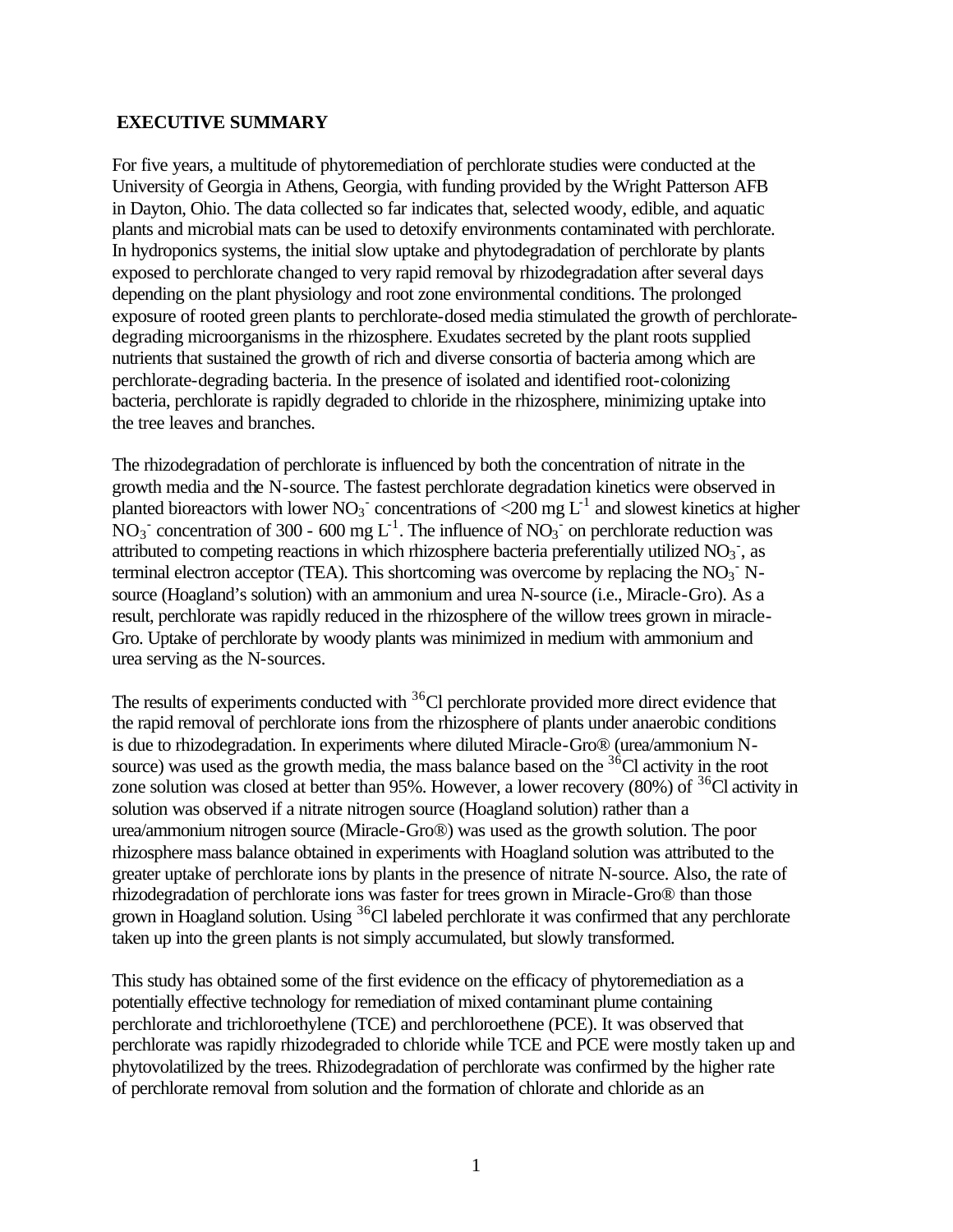## EXECUTIVE SUMMARY

For five years, a multitude of phytoremediation of perchlorate studies were conducted at the University of Georgia in Athens, Georgia, with funding provided by the Wright Patterson AFB in Dayton, Ohio. The data collected so far indicates that, selected woody, edible, and aquatic plants and microbial mats can be used to detoxify environments contaminated with perchlorate. In hydroponics systems, the initial slow uptake and phytodegradation of perchlorate by plants exposed to perchlorate changed to very rapid removal by rhizodegradation after several days depending on the plant physiology and root zone environmental conditions. The prolonged exposure of rooted green plants to perchlorate-dosed media stimulated the growth of perchlorate-degrading microorganisms in the rhizosphere. Exudates secreted by the plant roots supplied nutrients that sustained the growth of rich and diverse consortia of bacteria among which are perchlorate-degrading bacteria. In the presence of isolated and identified root-colonizing bacteria, perchlorate is rapidly degraded to chloride in the rhizosphere, minimizing uptake into the tree leaves and branches.

The rhizodegradation of perchlorate is influenced by both the concentration of nitrate in the growth media and the N-source. The fastest perchlorate degradation kinetics were observed in planted bioreactors with lower $NO_3^-$ concentrations of <200 mg $L^{-1}$ and slowest kinetics at higher $NO_3^-$ concentration of 300 - 600 mg $L^{-1}$. The influence of $NO_3^-$ on perchlorate reduction was attributed to competing reactions in which rhizosphere bacteria preferentially utilized $NO_3^-$, as terminal electron acceptor (TEA). This shortcoming was overcome by replacing the $NO_3^-$ N-source (Hoagland's solution) with an ammonium and urea N-source (i.e., Miracle-Gro). As a result, perchlorate was rapidly reduced in the rhizosphere of the willow trees grown in miracle-Gro. Uptake of perchlorate by woody plants was minimized in medium with ammonium and urea serving as the N-sources.

The results of experiments conducted with $^{36}Cl$ perchlorate provided more direct evidence that the rapid removal of perchlorate ions from the rhizosphere of plants under anaerobic conditions is due to rhizodegradation. In experiments where diluted Miracle-Gro® (urea/ammonium N-source) was used as the growth media, the mass balance based on the $^{36}Cl$ activity in the root zone solution was closed at better than 95%. However, a lower recovery (80%) of $^{36}Cl$ activity in solution was observed if a nitrate nitrogen source (Hoagland solution) rather than a urea/ammonium nitrogen source (Miracle-Gro®) was used as the growth solution. The poor rhizosphere mass balance obtained in experiments with Hoagland solution was attributed to the greater uptake of perchlorate ions by plants in the presence of nitrate N-source. Also, the rate of rhizodegradation of perchlorate ions was faster for trees grown in Miracle-Gro® than those grown in Hoagland solution. Using $^{36}Cl$ labeled perchlorate it was confirmed that any perchlorate taken up into the green plants is not simply accumulated, but slowly transformed.

This study has obtained some of the first evidence on the efficacy of phytoremediation as a potentially effective technology for remediation of mixed contaminant plume containing perchlorate and trichloroethylene (TCE) and perchloroethene (PCE). It was observed that perchlorate was rapidly rhizodegraded to chloride while TCE and PCE were mostly taken up and phytovolatilized by the trees. Rhizodegradation of perchlorate was confirmed by the higher rate of perchlorate removal from solution and the formation of chlorate and chloride as an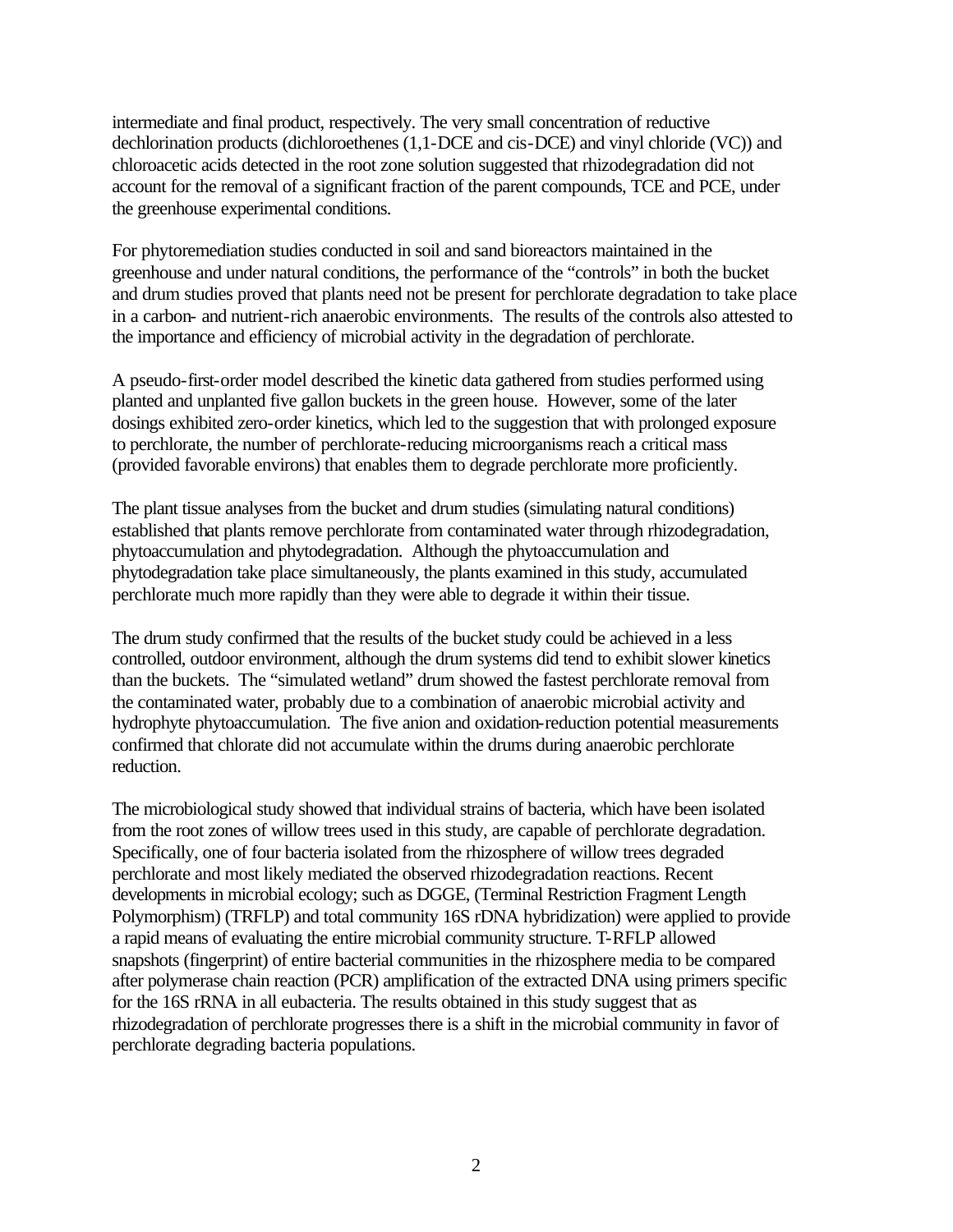intermediate and final product, respectively. The very small concentration of reductive dechlorination products (dichloroethenes (1,1-DCE and cis-DCE) and vinyl chloride (VC)) and chloroacetic acids detected in the root zone solution suggested that rhizodegradation did not account for the removal of a significant fraction of the parent compounds, TCE and PCE, under the greenhouse experimental conditions.

For phytoremediation studies conducted in soil and sand bioreactors maintained in the greenhouse and under natural conditions, the performance of the "controls" in both the bucket and drum studies proved that plants need not be present for perchlorate degradation to take place in a carbon- and nutrient-rich anaerobic environments. The results of the controls also attested to the importance and efficiency of microbial activity in the degradation of perchlorate.

A pseudo-first-order model described the kinetic data gathered from studies performed using planted and unplanted five gallon buckets in the green house. However, some of the later dosings exhibited zero-order kinetics, which led to the suggestion that with prolonged exposure to perchlorate, the number of perchlorate-reducing microorganisms reach a critical mass (provided favorable environs) that enables them to degrade perchlorate more proficiently.

The plant tissue analyses from the bucket and drum studies (simulating natural conditions) established that plants remove perchlorate from contaminated water through rhizodegradation, phytoaccumulation and phytodegradation. Although the phytoaccumulation and phytodegradation take place simultaneously, the plants examined in this study, accumulated perchlorate much more rapidly than they were able to degrade it within their tissue.

The drum study confirmed that the results of the bucket study could be achieved in a less controlled, outdoor environment, although the drum systems did tend to exhibit slower kinetics than the buckets. The "simulated wetland" drum showed the fastest perchlorate removal from the contaminated water, probably due to a combination of anaerobic microbial activity and hydrophyte phytoaccumulation. The five anion and oxidation-reduction potential measurements confirmed that chlorate did not accumulate within the drums during anaerobic perchlorate reduction.

The microbiological study showed that individual strains of bacteria, which have been isolated from the root zones of willow trees used in this study, are capable of perchlorate degradation. Specifically, one of four bacteria isolated from the rhizosphere of willow trees degraded perchlorate and most likely mediated the observed rhizodegradation reactions. Recent developments in microbial ecology; such as DGGE, (Terminal Restriction Fragment Length Polymorphism) (TRFLP) and total community 16S rDNA hybridization) were applied to provide a rapid means of evaluating the entire microbial community structure. T-RFLP allowed snapshots (fingerprint) of entire bacterial communities in the rhizosphere media to be compared after polymerase chain reaction (PCR) amplification of the extracted DNA using primers specific for the 16S rRNA in all eubacteria. The results obtained in this study suggest that as rhizodegradation of perchlorate progresses there is a shift in the microbial community in favor of perchlorate degrading bacteria populations.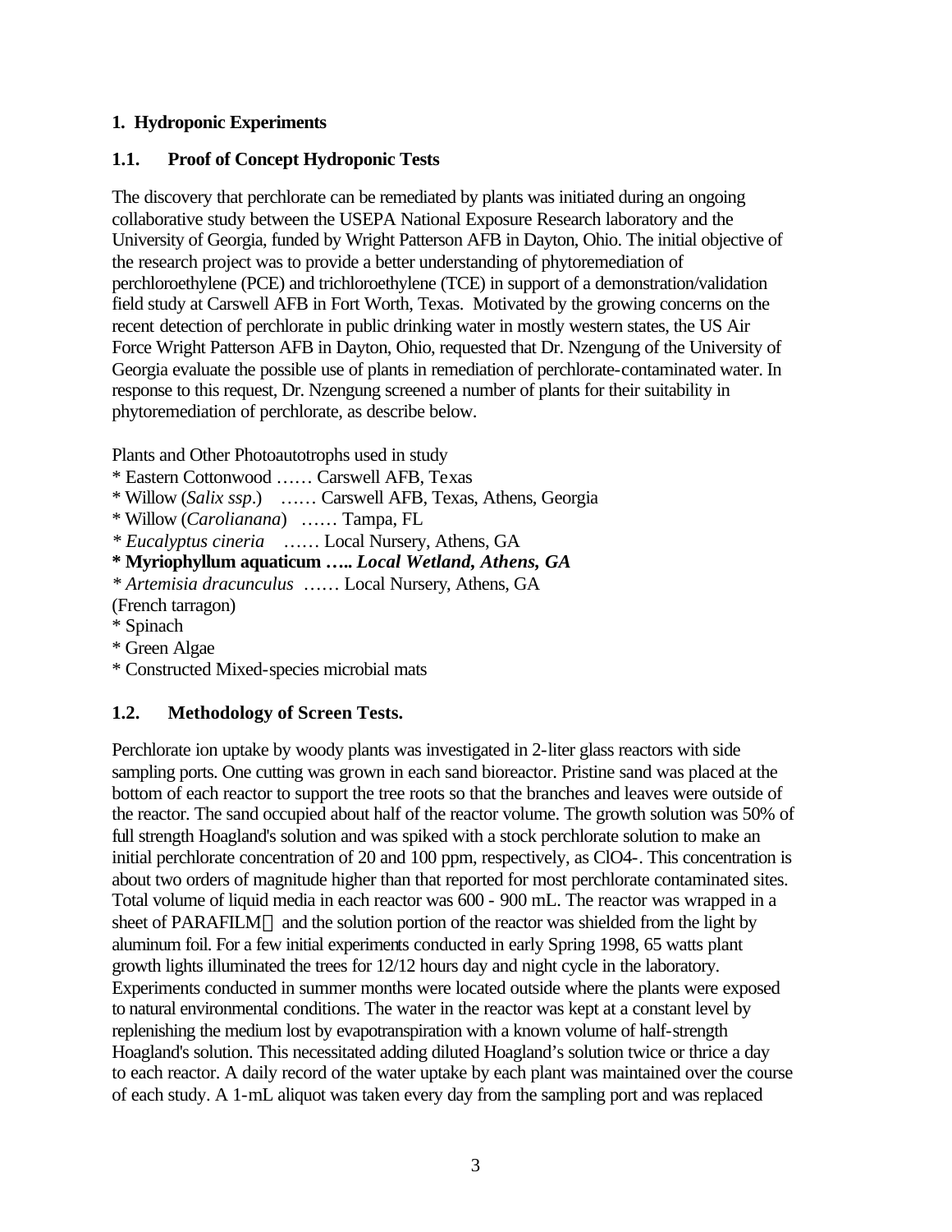## 1. Hydroponic Experiments

### 1.1. Proof of Concept Hydroponic Tests

The discovery that perchlorate can be remediated by plants was initiated during an ongoing collaborative study between the USEPA National Exposure Research laboratory and the University of Georgia, funded by Wright Patterson AFB in Dayton, Ohio. The initial objective of the research project was to provide a better understanding of phytoremediation of perchloroethylene (PCE) and trichloroethylene (TCE) in support of a demonstration/validation field study at Carswell AFB in Fort Worth, Texas. Motivated by the growing concerns on the recent detection of perchlorate in public drinking water in mostly western states, the US Air Force Wright Patterson AFB in Dayton, Ohio, requested that Dr. Nzengung of the University of Georgia evaluate the possible use of plants in remediation of perchlorate-contaminated water. In response to this request, Dr. Nzengung screened a number of plants for their suitability in phytoremediation of perchlorate, as describe below.

Plants and Other Photoautotrophs used in study

* Eastern Cottonwood …… Carswell AFB, Texas
* Willow (*Salix ssp*.) …… Carswell AFB, Texas, Athens, Georgia
* Willow (*Carolianana*) …… Tampa, FL
* *Eucalyptus cineria* …… Local Nursery, Athens, GA
* **Myriophyllum aquaticum ….. *Local Wetland, Athens, GA***
* *Artemisia dracunculus* …… Local Nursery, Athens, GA (French tarragon)
* Spinach
* Green Algae
* Constructed Mixed-species microbial mats

### 1.2. Methodology of Screen Tests.

Perchlorate ion uptake by woody plants was investigated in 2-liter glass reactors with side sampling ports. One cutting was grown in each sand bioreactor. Pristine sand was placed at the bottom of each reactor to support the tree roots so that the branches and leaves were outside of the reactor. The sand occupied about half of the reactor volume. The growth solution was 50% of full strength Hoagland's solution and was spiked with a stock perchlorate solution to make an initial perchlorate concentration of 20 and 100 ppm, respectively, as $ClO_4^-$. This concentration is about two orders of magnitude higher than that reported for most perchlorate contaminated sites. Total volume of liquid media in each reactor was 600 - 900 mL. The reactor was wrapped in a sheet of PARAFILM® and the solution portion of the reactor was shielded from the light by aluminum foil. For a few initial experiments conducted in early Spring 1998, 65 watts plant growth lights illuminated the trees for 12/12 hours day and night cycle in the laboratory. Experiments conducted in summer months were located outside where the plants were exposed to natural environmental conditions. The water in the reactor was kept at a constant level by replenishing the medium lost by evapotranspiration with a known volume of half-strength Hoagland's solution. This necessitated adding diluted Hoagland's solution twice or thrice a day to each reactor. A daily record of the water uptake by each plant was maintained over the course of each study. A 1-mL aliquot was taken every day from the sampling port and was replaced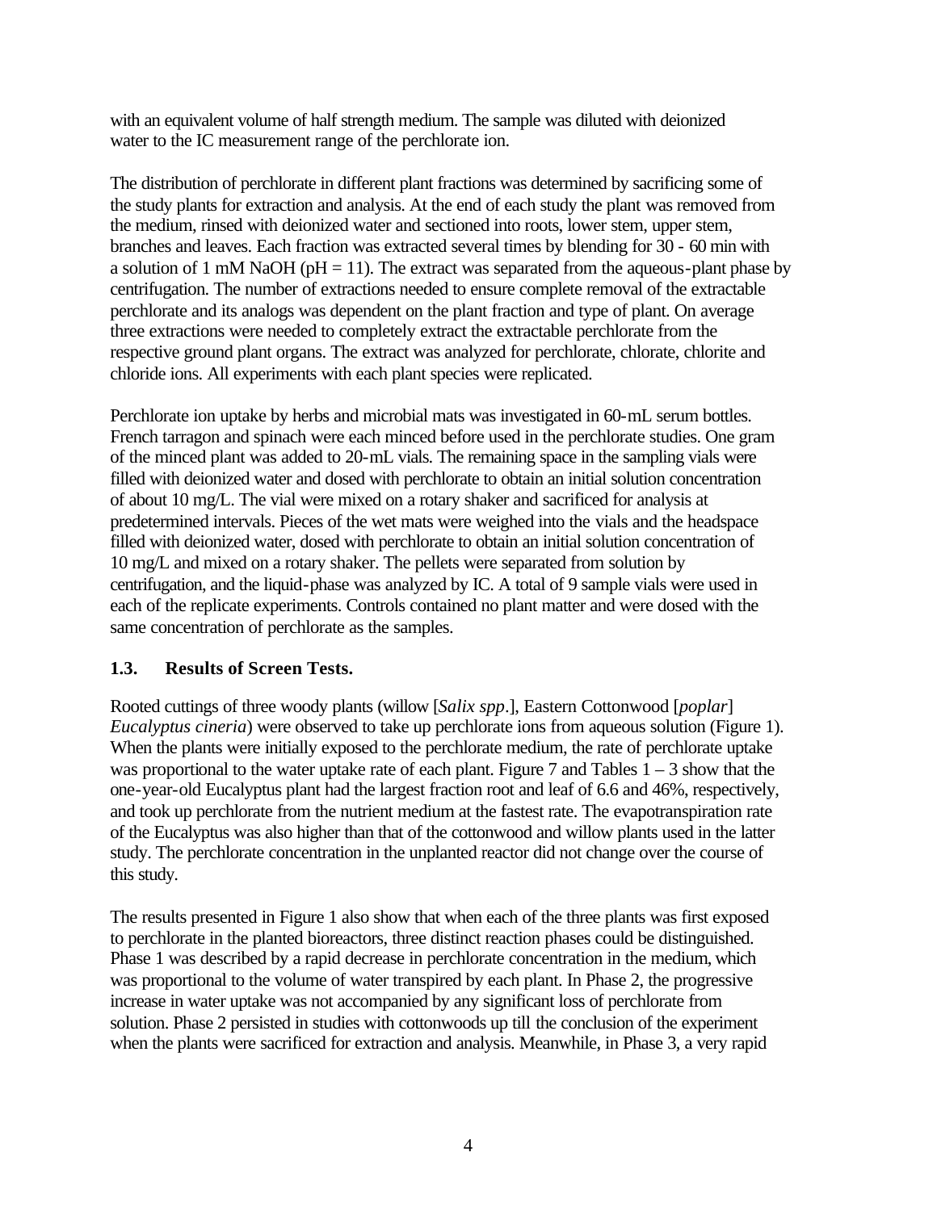with an equivalent volume of half strength medium. The sample was diluted with deionized water to the IC measurement range of the perchlorate ion.

The distribution of perchlorate in different plant fractions was determined by sacrificing some of the study plants for extraction and analysis. At the end of each study the plant was removed from the medium, rinsed with deionized water and sectioned into roots, lower stem, upper stem, branches and leaves. Each fraction was extracted several times by blending for 30 - 60 min with a solution of 1 mM NaOH (pH = 11). The extract was separated from the aqueous-plant phase by centrifugation. The number of extractions needed to ensure complete removal of the extractable perchlorate and its analogs was dependent on the plant fraction and type of plant. On average three extractions were needed to completely extract the extractable perchlorate from the respective ground plant organs. The extract was analyzed for perchlorate, chlorate, chlorite and chloride ions. All experiments with each plant species were replicated.

Perchlorate ion uptake by herbs and microbial mats was investigated in 60-mL serum bottles. French tarragon and spinach were each minced before used in the perchlorate studies. One gram of the minced plant was added to 20-mL vials. The remaining space in the sampling vials were filled with deionized water and dosed with perchlorate to obtain an initial solution concentration of about 10 mg/L. The vial were mixed on a rotary shaker and sacrificed for analysis at predetermined intervals. Pieces of the wet mats were weighed into the vials and the headspace filled with deionized water, dosed with perchlorate to obtain an initial solution concentration of 10 mg/L and mixed on a rotary shaker. The pellets were separated from solution by centrifugation, and the liquid-phase was analyzed by IC. A total of 9 sample vials were used in each of the replicate experiments. Controls contained no plant matter and were dosed with the same concentration of perchlorate as the samples.

### 1.3. Results of Screen Tests.

Rooted cuttings of three woody plants (willow [*Salix spp*.], Eastern Cottonwood [*poplar*] *Eucalyptus cineria*) were observed to take up perchlorate ions from aqueous solution (Figure 1). When the plants were initially exposed to the perchlorate medium, the rate of perchlorate uptake was proportional to the water uptake rate of each plant. Figure 7 and Tables 1 – 3 show that the one-year-old Eucalyptus plant had the largest fraction root and leaf of 6.6 and 46%, respectively, and took up perchlorate from the nutrient medium at the fastest rate. The evapotranspiration rate of the Eucalyptus was also higher than that of the cottonwood and willow plants used in the latter study. The perchlorate concentration in the unplanted reactor did not change over the course of this study.

The results presented in Figure 1 also show that when each of the three plants was first exposed to perchlorate in the planted bioreactors, three distinct reaction phases could be distinguished. Phase 1 was described by a rapid decrease in perchlorate concentration in the medium, which was proportional to the volume of water transpired by each plant. In Phase 2, the progressive increase in water uptake was not accompanied by any significant loss of perchlorate from solution. Phase 2 persisted in studies with cottonwoods up till the conclusion of the experiment when the plants were sacrificed for extraction and analysis. Meanwhile, in Phase 3, a very rapid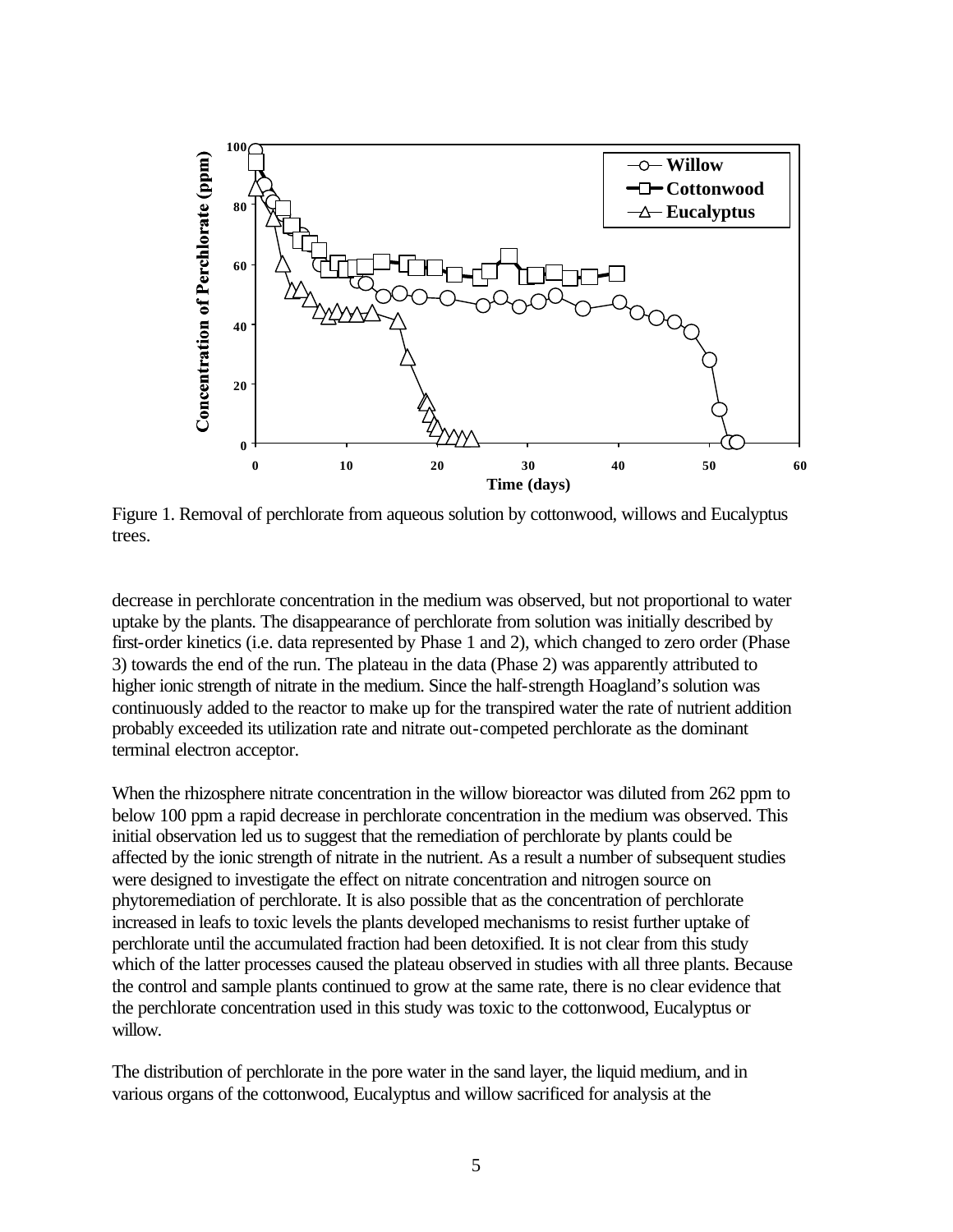100

80

60

40

20

0

0 10 20 30 40 50 60

Concentration of Perchlorate (ppm)

Time (days)

Willow

Cottonwood

Eucalyptus

Figure 1. Removal of perchlorate from aqueous solution by cottonwood, willows and Eucalyptus trees.

decrease in perchlorate concentration in the medium was observed, but not proportional to water uptake by the plants. The disappearance of perchlorate from solution was initially described by first-order kinetics (i.e. data represented by Phase 1 and 2), which changed to zero order (Phase 3) towards the end of the run. The plateau in the data (Phase 2) was apparently attributed to higher ionic strength of nitrate in the medium. Since the half-strength Hoagland's solution was continuously added to the reactor to make up for the transpired water the rate of nutrient addition probably exceeded its utilization rate and nitrate out-competed perchlorate as the dominant terminal electron acceptor.

When the rhizosphere nitrate concentration in the willow bioreactor was diluted from 262 ppm to below 100 ppm a rapid decrease in perchlorate concentration in the medium was observed. This initial observation led us to suggest that the remediation of perchlorate by plants could be affected by the ionic strength of nitrate in the nutrient. As a result a number of subsequent studies were designed to investigate the effect on nitrate concentration and nitrogen source on phytoremediation of perchlorate. It is also possible that as the concentration of perchlorate increased in leafs to toxic levels the plants developed mechanisms to resist further uptake of perchlorate until the accumulated fraction had been detoxified. It is not clear from this study which of the latter processes caused the plateau observed in studies with all three plants. Because the control and sample plants continued to grow at the same rate, there is no clear evidence that the perchlorate concentration used in this study was toxic to the cottonwood, Eucalyptus or willow.

The distribution of perchlorate in the pore water in the sand layer, the liquid medium, and in various organs of the cottonwood, Eucalyptus and willow sacrificed for analysis at the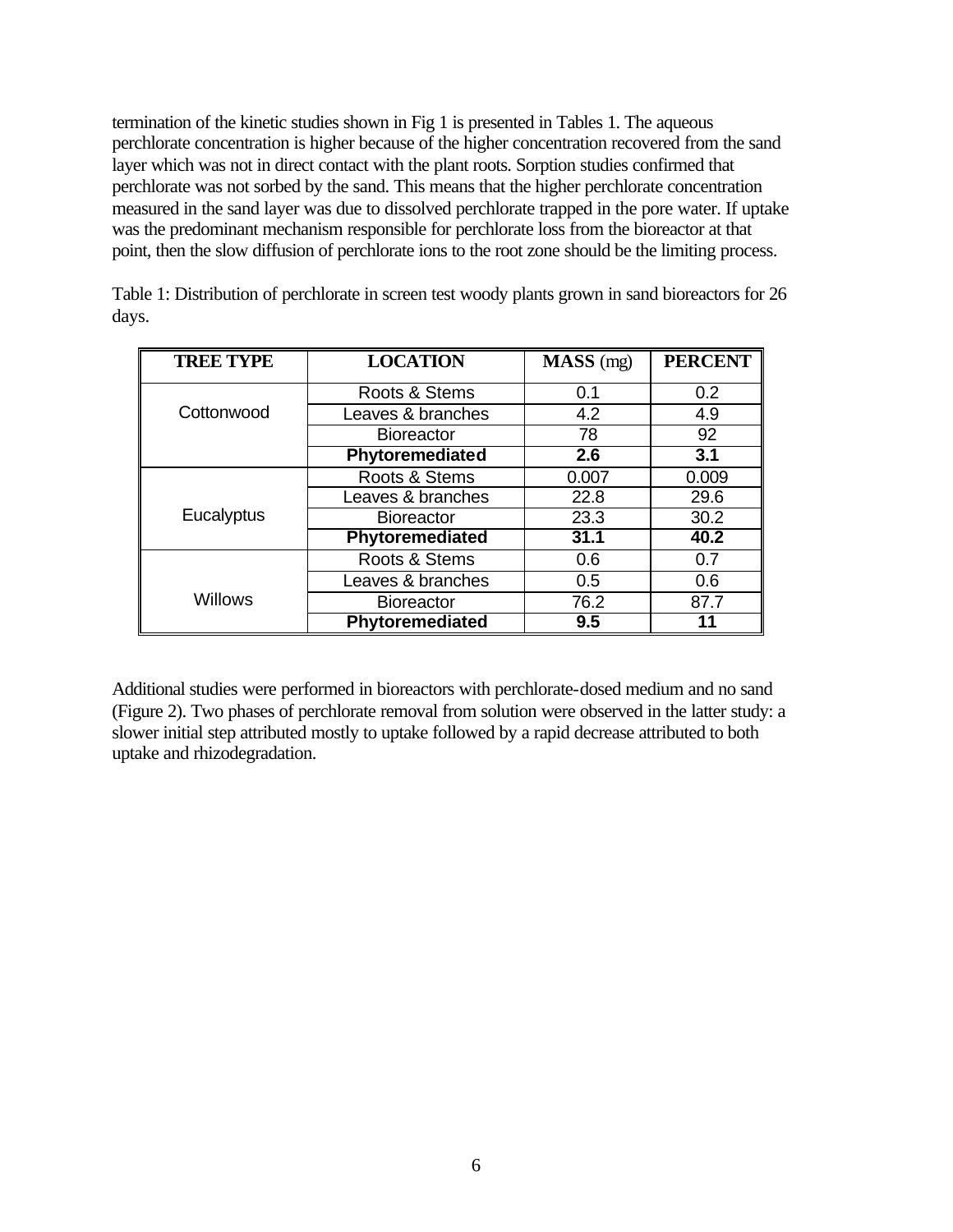termination of the kinetic studies shown in Fig 1 is presented in Tables 1. The aqueous perchlorate concentration is higher because of the higher concentration recovered from the sand layer which was not in direct contact with the plant roots. Sorption studies confirmed that perchlorate was not sorbed by the sand. This means that the higher perchlorate concentration measured in the sand layer was due to dissolved perchlorate trapped in the pore water. If uptake was the predominant mechanism responsible for perchlorate loss from the bioreactor at that point, then the slow diffusion of perchlorate ions to the root zone should be the limiting process.

Table 1: Distribution of perchlorate in screen test woody plants grown in sand bioreactors for 26 days.

| TREE TYPE | LOCATION | MASS (mg) | PERCENT |
|---|---|---|---|
| Cottonwood | Roots & Stems | 0.1 | 0.2 |
| | Leaves & branches | 4.2 | 4.9 |
| | Bioreactor | 78 | 92 |
| | **Phytoremediated** | **2.6** | **3.1** |
| Eucalyptus | Roots & Stems | 0.007 | 0.009 |
| | Leaves & branches | 22.8 | 29.6 |
| | Bioreactor | 23.3 | 30.2 |
| | **Phytoremediated** | **31.1** | **40.2** |
| Willows | Roots & Stems | 0.6 | 0.7 |
| | Leaves & branches | 0.5 | 0.6 |
| | Bioreactor | 76.2 | 87.7 |
| | **Phytoremediated** | **9.5** | **11** |

Additional studies were performed in bioreactors with perchlorate-dosed medium and no sand (Figure 2). Two phases of perchlorate removal from solution were observed in the latter study: a slower initial step attributed mostly to uptake followed by a rapid decrease attributed to both uptake and rhizodegradation.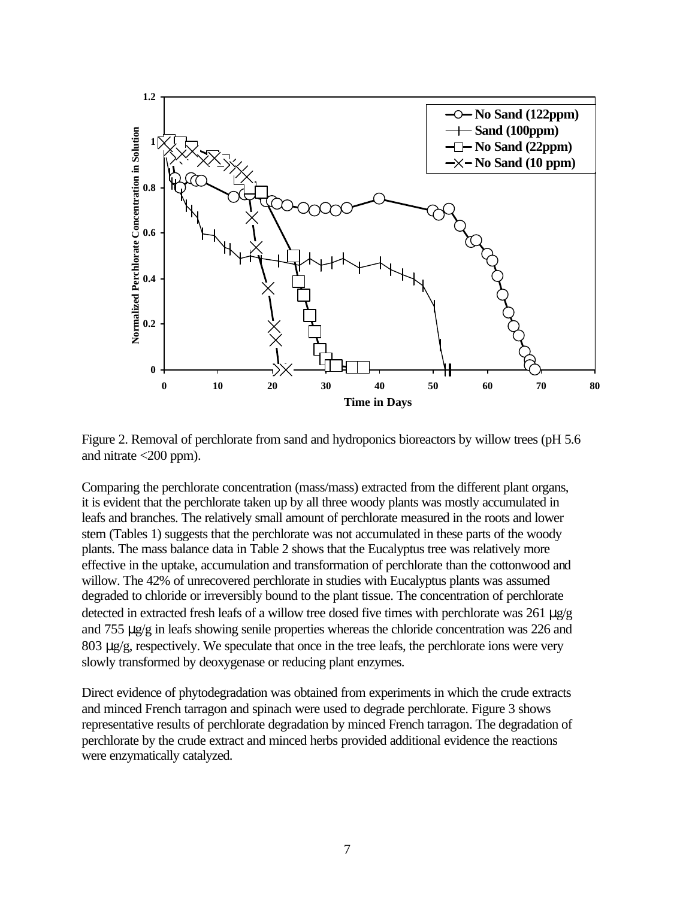1.2

1

0.8

0.6

0.4

0.2

0

0 10 20 30 40 50 60 70 80

Normalized Perchlorate Concentration in Solution

Time in Days

No Sand (122ppm)

Sand (100ppm)

No Sand (22ppm)

No Sand (10 ppm)

Figure 2. Removal of perchlorate from sand and hydroponics bioreactors by willow trees (pH 5.6 and nitrate <200 ppm).

Comparing the perchlorate concentration (mass/mass) extracted from the different plant organs, it is evident that the perchlorate taken up by all three woody plants was mostly accumulated in leafs and branches. The relatively small amount of perchlorate measured in the roots and lower stem (Tables 1) suggests that the perchlorate was not accumulated in these parts of the woody plants. The mass balance data in Table 2 shows that the Eucalyptus tree was relatively more effective in the uptake, accumulation and transformation of perchlorate than the cottonwood and willow. The 42% of unrecovered perchlorate in studies with Eucalyptus plants was assumed degraded to chloride or irreversibly bound to the plant tissue. The concentration of perchlorate detected in extracted fresh leafs of a willow tree dosed five times with perchlorate was 261 μg/g and 755 μg/g in leafs showing senile properties whereas the chloride concentration was 226 and 803 μg/g, respectively. We speculate that once in the tree leafs, the perchlorate ions were very slowly transformed by deoxygenase or reducing plant enzymes.

Direct evidence of phytodegradation was obtained from experiments in which the crude extracts and minced French tarragon and spinach were used to degrade perchlorate. Figure 3 shows representative results of perchlorate degradation by minced French tarragon. The degradation of perchlorate by the crude extract and minced herbs provided additional evidence the reactions were enzymatically catalyzed.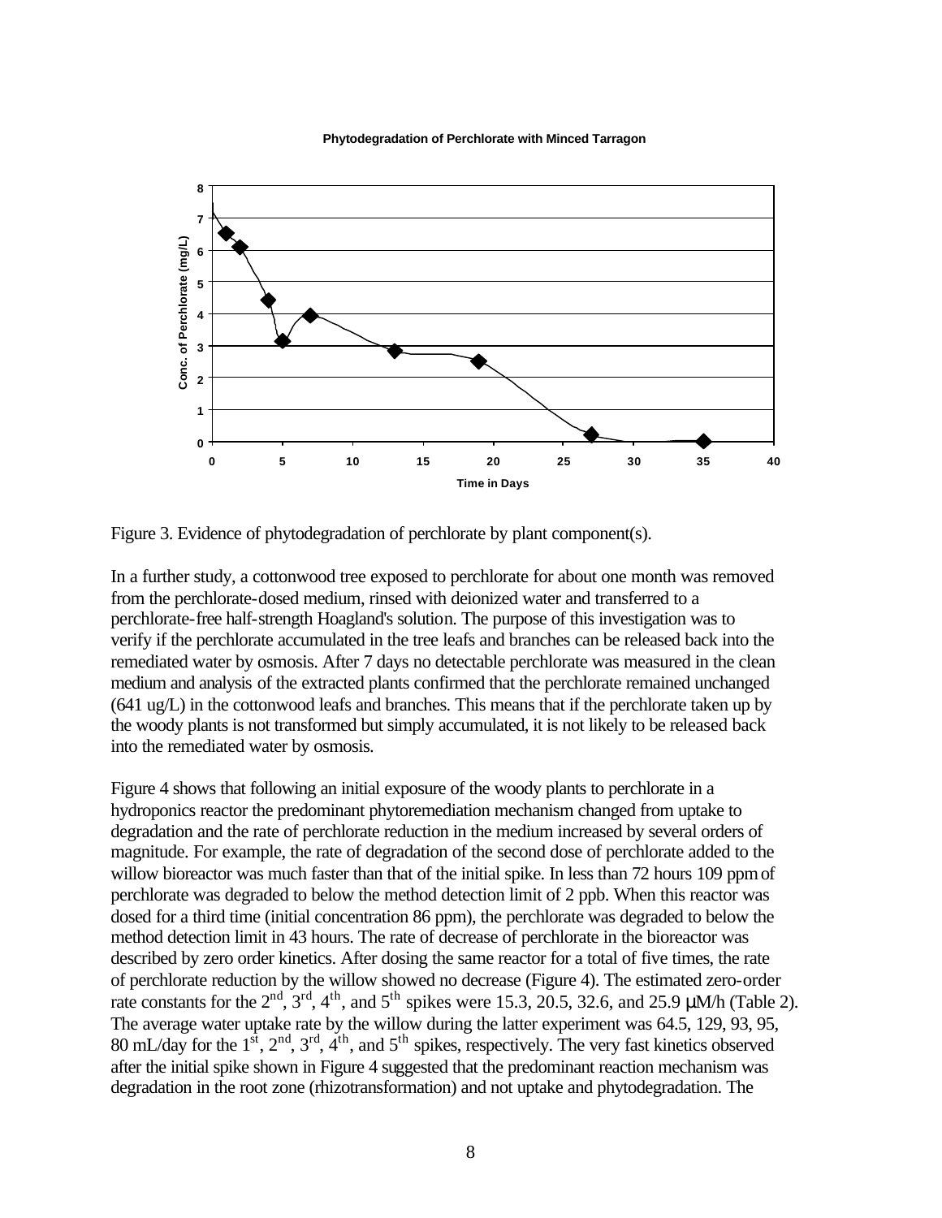Phytodegradation of Perchlorate with Minced Tarragon

Conc. of Perchlorate (mg/L)

0
1
2
3
4
5
6
7
8

0
5
10
15
20
25
30
35
40

Time in Days

Figure 3. Evidence of phytodegradation of perchlorate by plant component(s).

In a further study, a cottonwood tree exposed to perchlorate for about one month was removed from the perchlorate-dosed medium, rinsed with deionized water and transferred to a perchlorate-free half-strength Hoagland's solution. The purpose of this investigation was to verify if the perchlorate accumulated in the tree leafs and branches can be released back into the remediated water by osmosis. After 7 days no detectable perchlorate was measured in the clean medium and analysis of the extracted plants confirmed that the perchlorate remained unchanged (641 ug/L) in the cottonwood leafs and branches. This means that if the perchlorate taken up by the woody plants is not transformed but simply accumulated, it is not likely to be released back into the remediated water by osmosis.

Figure 4 shows that following an initial exposure of the woody plants to perchlorate in a hydroponics reactor the predominant phytoremediation mechanism changed from uptake to degradation and the rate of perchlorate reduction in the medium increased by several orders of magnitude. For example, the rate of degradation of the second dose of perchlorate added to the willow bioreactor was much faster than that of the initial spike. In less than 72 hours 109 ppm of perchlorate was degraded to below the method detection limit of 2 ppb. When this reactor was dosed for a third time (initial concentration 86 ppm), the perchlorate was degraded to below the method detection limit in 43 hours. The rate of decrease of perchlorate in the bioreactor was described by zero order kinetics. After dosing the same reactor for a total of five times, the rate of perchlorate reduction by the willow showed no decrease (Figure 4). The estimated zero-order rate constants for the $2^{nd}$, $3^{rd}$, $4^{th}$, and $5^{th}$ spikes were 15.3, 20.5, 32.6, and 25.9 μM/h (Table 2). The average water uptake rate by the willow during the latter experiment was 64.5, 129, 93, 95, 80 mL/day for the $1^{st}$, $2^{nd}$, $3^{rd}$, $4^{th}$, and $5^{th}$ spikes, respectively. The very fast kinetics observed after the initial spike shown in Figure 4 suggested that the predominant reaction mechanism was degradation in the root zone (rhizotransformation) and not uptake and phytodegradation. The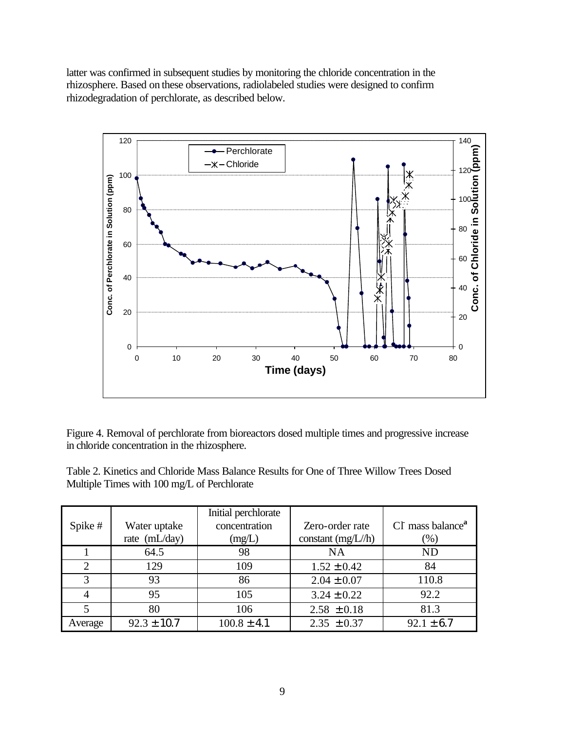latter was confirmed in subsequent studies by monitoring the chloride concentration in the rhizosphere. Based on these observations, radiolabeled studies were designed to confirm rhizodegradation of perchlorate, as described below.

Perchlorate
Chloride
Conc. of Perchlorate in Solution (ppm)
Conc. of Chloride in Solution (ppm)
Time (days)
0 10 20 30 40 50 60 70 80
0 20 40 60 80 100 120
0 20 40 60 80 100 120 140

Figure 4. Removal of perchlorate from bioreactors dosed multiple times and progressive increase in chloride concentration in the rhizosphere.

Table 2. Kinetics and Chloride Mass Balance Results for One of Three Willow Trees Dosed Multiple Times with 100 mg/L of Perchlorate

| Spike # | Water uptake rate (mL/day) | Initial perchlorate concentration (mg/L) | Zero-order rate constant (mg/L//h) | $Cl^-$ mass balance[a] (%) |
|---|---|---|---|---|
| 1 | 64.5 | 98 | NA | ND |
| 2 | 129 | 109 | 1.52 ± 0.42 | 84 |
| 3 | 93 | 86 | 2.04 ± 0.07 | 110.8 |
| 4 | 95 | 105 | 3.24 ± 0.22 | 92.2 |
| 5 | 80 | 106 | 2.58 ± 0.18 | 81.3 |
| Average | 92.3 ± 10.7 | 100.8 ± 4.1 | 2.35 ± 0.37 | 92.1 ± 6.7 |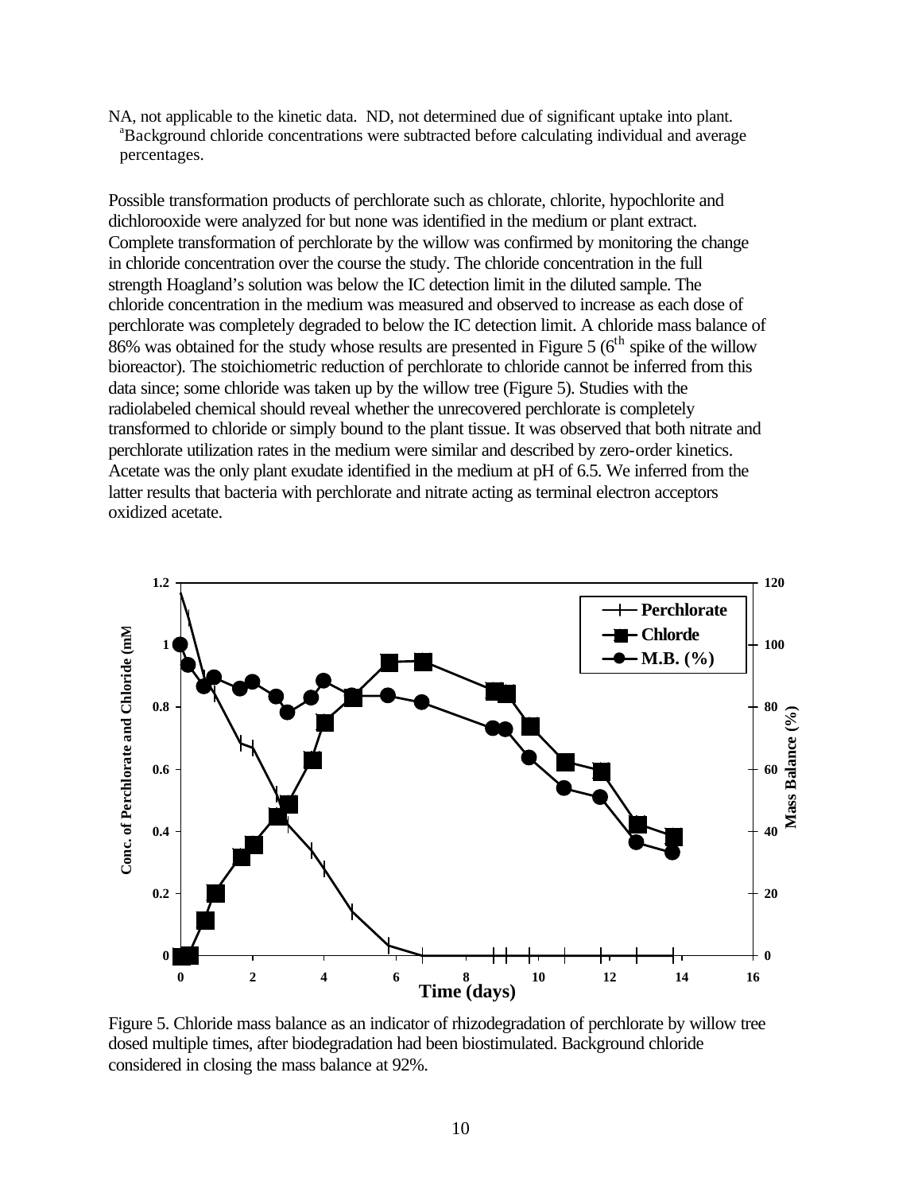NA, not applicable to the kinetic data. ND, not determined due of significant uptake into plant.
[a]Background chloride concentrations were subtracted before calculating individual and average percentages.

Possible transformation products of perchlorate such as chlorate, chlorite, hypochlorite and dichlorooxide were analyzed for but none was identified in the medium or plant extract. Complete transformation of perchlorate by the willow was confirmed by monitoring the change in chloride concentration over the course the study. The chloride concentration in the full strength Hoagland's solution was below the IC detection limit in the diluted sample. The chloride concentration in the medium was measured and observed to increase as each dose of perchlorate was completely degraded to below the IC detection limit. A chloride mass balance of 86% was obtained for the study whose results are presented in Figure 5 (6$^{th}$ spike of the willow bioreactor). The stoichiometric reduction of perchlorate to chloride cannot be inferred from this data since; some chloride was taken up by the willow tree (Figure 5). Studies with the radiolabeled chemical should reveal whether the unrecovered perchlorate is completely transformed to chloride or simply bound to the plant tissue. It was observed that both nitrate and perchlorate utilization rates in the medium were similar and described by zero-order kinetics. Acetate was the only plant exudate identified in the medium at pH of 6.5. We inferred from the latter results that bacteria with perchlorate and nitrate acting as terminal electron acceptors oxidized acetate.

Conc. of Perchlorate and Chloride (mM
Mass Balance (%)
Time (days)
Perchlorate
Chlorde
M.B. (%)
0
0.2
0.4
0.6
0.8
1
1.2
0
20
40
60
80
100
120
0
2
4
6
8
10
12
14
16

Figure 5. Chloride mass balance as an indicator of rhizodegradation of perchlorate by willow tree dosed multiple times, after biodegradation had been biostimulated. Background chloride considered in closing the mass balance at 92%.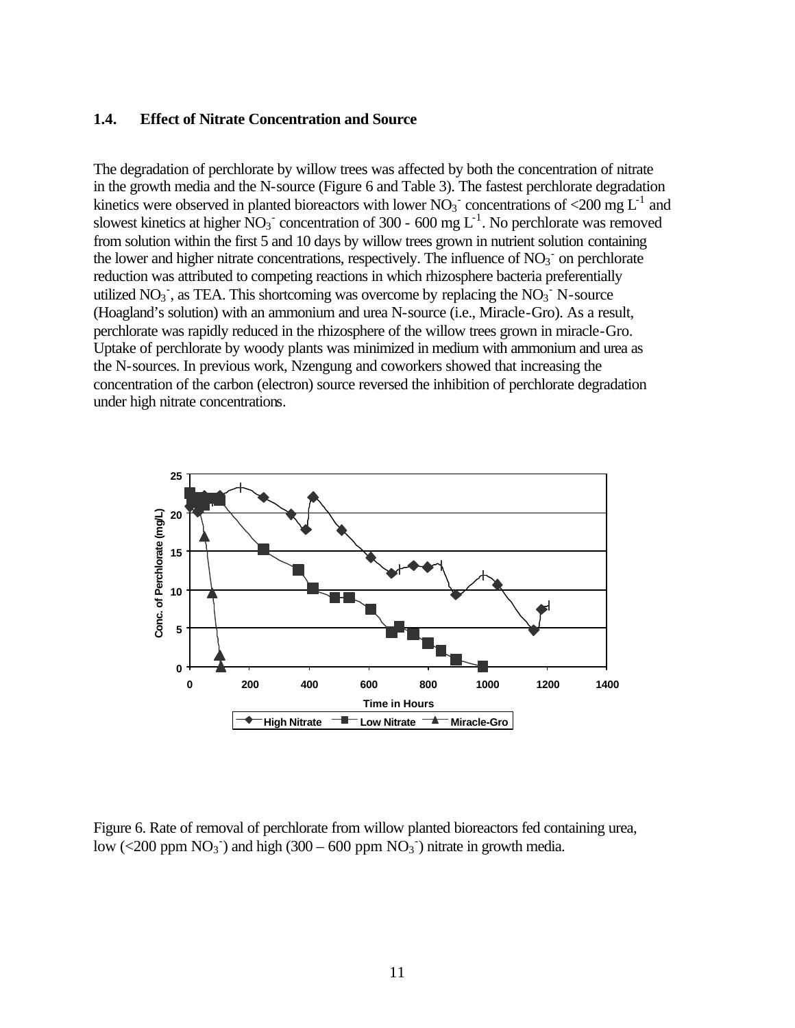### 1.4. Effect of Nitrate Concentration and Source

The degradation of perchlorate by willow trees was affected by both the concentration of nitrate in the growth media and the N-source (Figure 6 and Table 3). The fastest perchlorate degradation kinetics were observed in planted bioreactors with lower $NO_3^-$ concentrations of <200 mg $L^{-1}$ and slowest kinetics at higher $NO_3^-$ concentration of 300 - 600 mg $L^{-1}$. No perchlorate was removed from solution within the first 5 and 10 days by willow trees grown in nutrient solution containing the lower and higher nitrate concentrations, respectively. The influence of $NO_3^-$ on perchlorate reduction was attributed to competing reactions in which rhizosphere bacteria preferentially utilized $NO_3^-$, as TEA. This shortcoming was overcome by replacing the $NO_3^-$ N-source (Hoagland's solution) with an ammonium and urea N-source (i.e., Miracle-Gro). As a result, perchlorate was rapidly reduced in the rhizosphere of the willow trees grown in miracle-Gro. Uptake of perchlorate by woody plants was minimized in medium with ammonium and urea as the N-sources. In previous work, Nzengung and coworkers showed that increasing the concentration of the carbon (electron) source reversed the inhibition of perchlorate degradation under high nitrate concentrations.

Conc. of Perchlorate (mg/L)

25
20
15
10
5
0

0 200 400 600 800 1000 1200 1400

Time in Hours

High Nitrate
Low Nitrate
Miracle-Gro

Figure 6. Rate of removal of perchlorate from willow planted bioreactors fed containing urea, low (<200 ppm $NO_3^-$) and high (300 – 600 ppm $NO_3^-$) nitrate in growth media.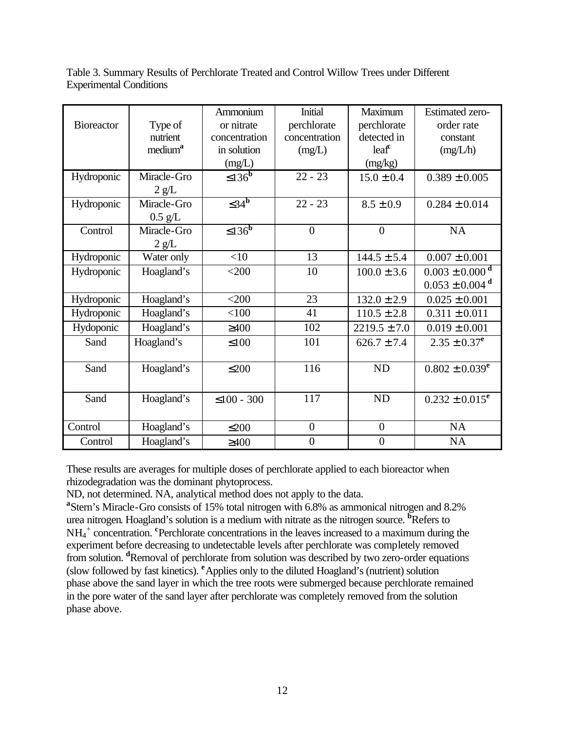Table 3. Summary Results of Perchlorate Treated and Control Willow Trees under Different Experimental Conditions

| Bioreactor | Type of nutrient medium[a] | Ammonium or nitrate concentration in solution (mg/L) | Initial perchlorate concentration (mg/L) | Maximum perchlorate detected in leaf[c] (mg/kg) | Estimated zero-order rate constant (mg/L/h) |
|---|---|---|---|---|---|
| Hydroponic | Miracle-Gro 2 g/L | ≤136[b] | 22 - 23 | 15.0 ± 0.4 | 0.389 ± 0.005 |
| Hydroponic | Miracle-Gro 0.5 g/L | ≤34[b] | 22 - 23 | 8.5 ± 0.9 | 0.284 ± 0.014 |
| Control | Miracle-Gro 2 g/L | ≤136[b] | 0 | 0 | NA |
| Hydroponic | Water only | <10 | 13 | 144.5 ± 5.4 | 0.007 ± 0.001 |
| Hydroponic | Hoagland's | <200 | 10 | 100.0 ± 3.6 | 0.003 ± 0.000 [d] 0.053 ± 0.004 [d] |
| Hydroponic | Hoagland's | <200 | 23 | 132.0 ± 2.9 | 0.025 ± 0.001 |
| Hydroponic | Hoagland's | <100 | 41 | 110.5 ± 2.8 | 0.311 ± 0.011 |
| Hydoponic | Hoagland's | ≥400 | 102 | 2219.5 ± 7.0 | 0.019 ± 0.001 |
| Sand | Hoagland's | ≤100 | 101 | 626.7 ± 7.4 | 2.35 ± 0.37[e] |
| Sand | Hoagland's | ≤200 | 116 | ND | 0.802 ± 0.039[e] |
| Sand | Hoagland's | ≤100 - 300 | 117 | ND | 0.232 ± 0.015[e] |
| Control | Hoagland's | ≤200 | 0 | 0 | NA |
| Control | Hoagland's | ≥400 | 0 | 0 | NA |

These results are averages for multiple doses of perchlorate applied to each bioreactor when rhizodegradation was the dominant phytoprocess.

ND, not determined. NA, analytical method does not apply to the data.

[a]Stern's Miracle-Gro consists of 15% total nitrogen with 6.8% as ammonical nitrogen and 8.2% urea nitrogen. Hoagland's solution is a medium with nitrate as the nitrogen source. [b]Refers to $NH_4^+$ concentration. [c]Perchlorate concentrations in the leaves increased to a maximum during the experiment before decreasing to undetectable levels after perchlorate was completely removed from solution. [d]Removal of perchlorate from solution was described by two zero-order equations (slow followed by fast kinetics). [e]Applies only to the diluted Hoagland's (nutrient) solution phase above the sand layer in which the tree roots were submerged because perchlorate remained in the pore water of the sand layer after perchlorate was completely removed from the solution phase above.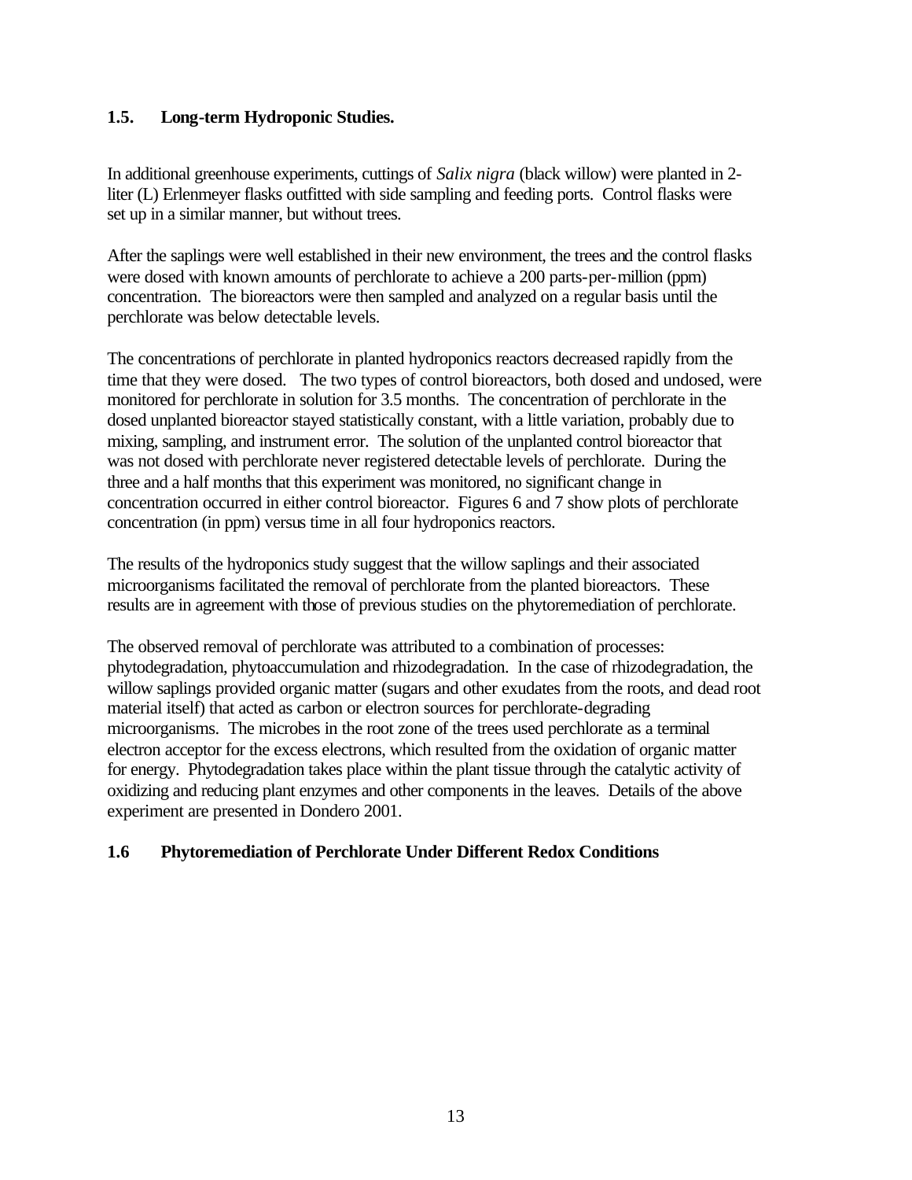### 1.5. Long-term Hydroponic Studies.

In additional greenhouse experiments, cuttings of *Salix nigra* (black willow) were planted in 2-liter (L) Erlenmeyer flasks outfitted with side sampling and feeding ports. Control flasks were set up in a similar manner, but without trees.

After the saplings were well established in their new environment, the trees and the control flasks were dosed with known amounts of perchlorate to achieve a 200 parts-per-million (ppm) concentration. The bioreactors were then sampled and analyzed on a regular basis until the perchlorate was below detectable levels.

The concentrations of perchlorate in planted hydroponics reactors decreased rapidly from the time that they were dosed. The two types of control bioreactors, both dosed and undosed, were monitored for perchlorate in solution for 3.5 months. The concentration of perchlorate in the dosed unplanted bioreactor stayed statistically constant, with a little variation, probably due to mixing, sampling, and instrument error. The solution of the unplanted control bioreactor that was not dosed with perchlorate never registered detectable levels of perchlorate. During the three and a half months that this experiment was monitored, no significant change in concentration occurred in either control bioreactor. Figures 6 and 7 show plots of perchlorate concentration (in ppm) versus time in all four hydroponics reactors.

The results of the hydroponics study suggest that the willow saplings and their associated microorganisms facilitated the removal of perchlorate from the planted bioreactors. These results are in agreement with those of previous studies on the phytoremediation of perchlorate.

The observed removal of perchlorate was attributed to a combination of processes: phytodegradation, phytoaccumulation and rhizodegradation. In the case of rhizodegradation, the willow saplings provided organic matter (sugars and other exudates from the roots, and dead root material itself) that acted as carbon or electron sources for perchlorate-degrading microorganisms. The microbes in the root zone of the trees used perchlorate as a terminal electron acceptor for the excess electrons, which resulted from the oxidation of organic matter for energy. Phytodegradation takes place within the plant tissue through the catalytic activity of oxidizing and reducing plant enzymes and other components in the leaves. Details of the above experiment are presented in Dondero 2001.

### 1.6 Phytoremediation of Perchlorate Under Different Redox Conditions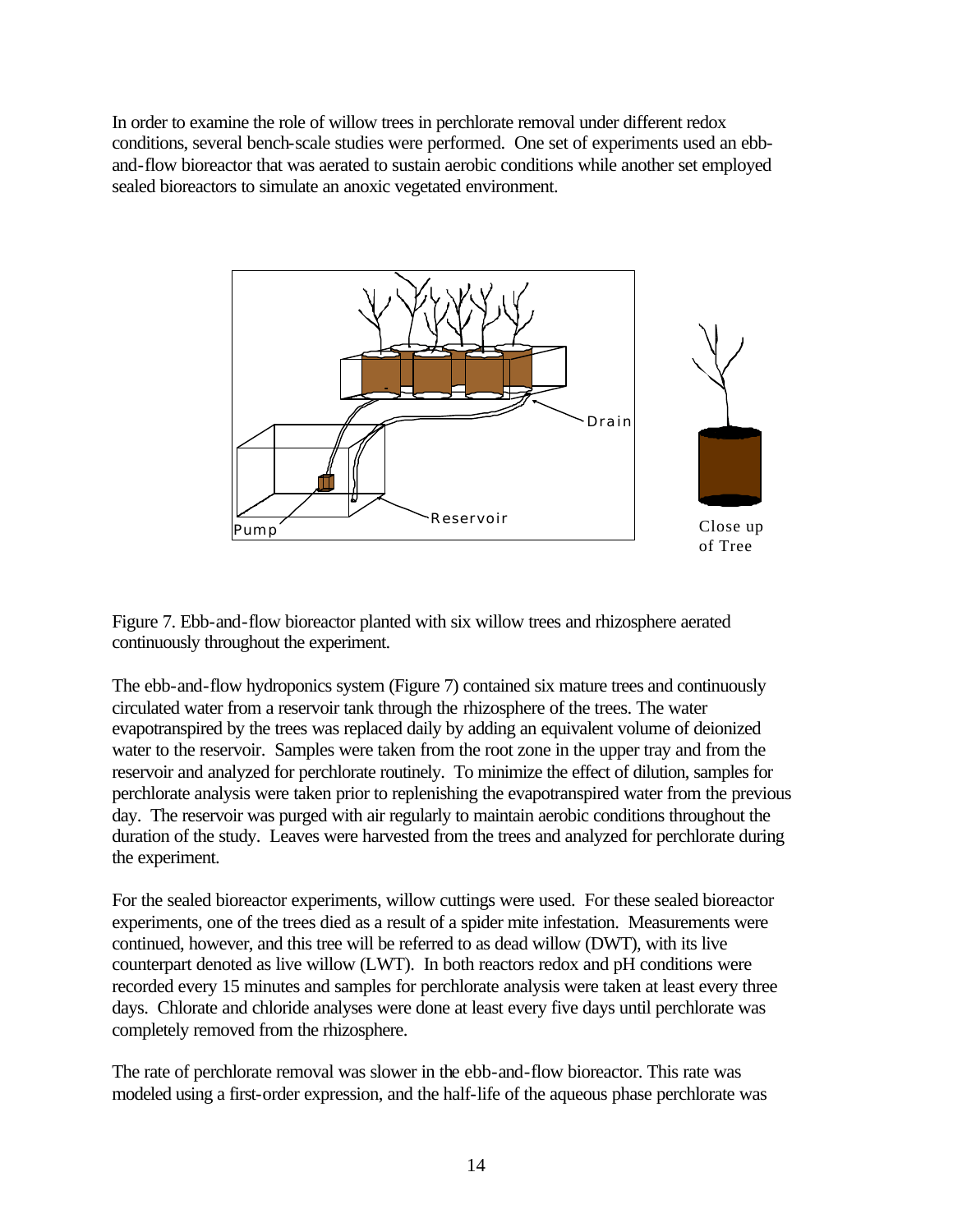In order to examine the role of willow trees in perchlorate removal under different redox conditions, several bench-scale studies were performed. One set of experiments used an ebb-and-flow bioreactor that was aerated to sustain aerobic conditions while another set employed sealed bioreactors to simulate an anoxic vegetated environment.

Drain

Reservoir

Pump

Close up of Tree

Figure 7. Ebb-and-flow bioreactor planted with six willow trees and rhizosphere aerated continuously throughout the experiment.

The ebb-and-flow hydroponics system (Figure 7) contained six mature trees and continuously circulated water from a reservoir tank through the rhizosphere of the trees. The water evapotranspired by the trees was replaced daily by adding an equivalent volume of deionized water to the reservoir. Samples were taken from the root zone in the upper tray and from the reservoir and analyzed for perchlorate routinely. To minimize the effect of dilution, samples for perchlorate analysis were taken prior to replenishing the evapotranspired water from the previous day. The reservoir was purged with air regularly to maintain aerobic conditions throughout the duration of the study. Leaves were harvested from the trees and analyzed for perchlorate during the experiment.

For the sealed bioreactor experiments, willow cuttings were used. For these sealed bioreactor experiments, one of the trees died as a result of a spider mite infestation. Measurements were continued, however, and this tree will be referred to as dead willow (DWT), with its live counterpart denoted as live willow (LWT). In both reactors redox and pH conditions were recorded every 15 minutes and samples for perchlorate analysis were taken at least every three days. Chlorate and chloride analyses were done at least every five days until perchlorate was completely removed from the rhizosphere.

The rate of perchlorate removal was slower in the ebb-and-flow bioreactor. This rate was modeled using a first-order expression, and the half-life of the aqueous phase perchlorate was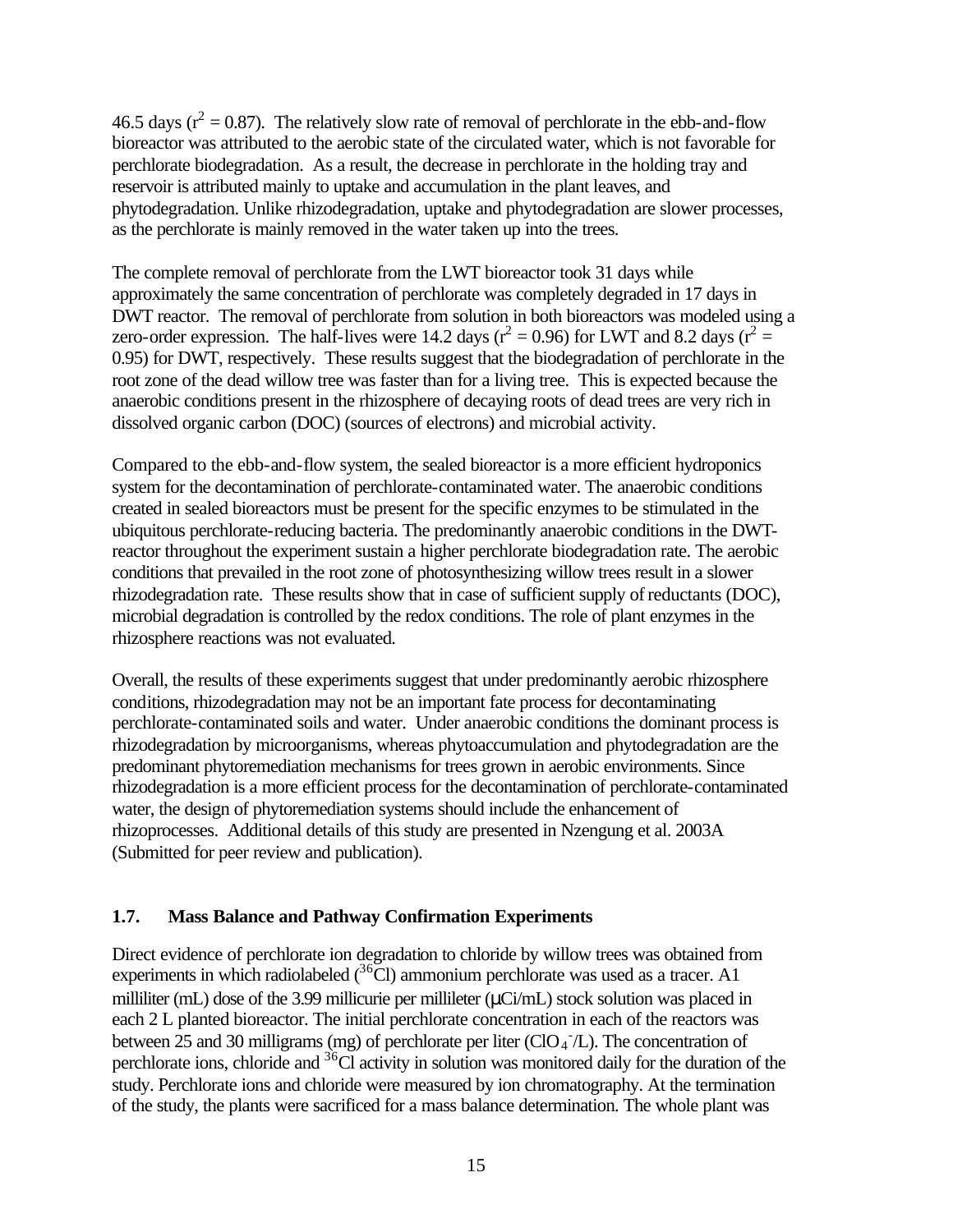46.5 days ($r^2 = 0.87$). The relatively slow rate of removal of perchlorate in the ebb-and-flow bioreactor was attributed to the aerobic state of the circulated water, which is not favorable for perchlorate biodegradation. As a result, the decrease in perchlorate in the holding tray and reservoir is attributed mainly to uptake and accumulation in the plant leaves, and phytodegradation. Unlike rhizodegradation, uptake and phytodegradation are slower processes, as the perchlorate is mainly removed in the water taken up into the trees.

The complete removal of perchlorate from the LWT bioreactor took 31 days while approximately the same concentration of perchlorate was completely degraded in 17 days in DWT reactor. The removal of perchlorate from solution in both bioreactors was modeled using a zero-order expression. The half-lives were 14.2 days ($r^2 = 0.96$) for LWT and 8.2 days ($r^2 = 0.95$) for DWT, respectively. These results suggest that the biodegradation of perchlorate in the root zone of the dead willow tree was faster than for a living tree. This is expected because the anaerobic conditions present in the rhizosphere of decaying roots of dead trees are very rich in dissolved organic carbon (DOC) (sources of electrons) and microbial activity.

Compared to the ebb-and-flow system, the sealed bioreactor is a more efficient hydroponics system for the decontamination of perchlorate-contaminated water. The anaerobic conditions created in sealed bioreactors must be present for the specific enzymes to be stimulated in the ubiquitous perchlorate-reducing bacteria. The predominantly anaerobic conditions in the DWT-reactor throughout the experiment sustain a higher perchlorate biodegradation rate. The aerobic conditions that prevailed in the root zone of photosynthesizing willow trees result in a slower rhizodegradation rate. These results show that in case of sufficient supply of reductants (DOC), microbial degradation is controlled by the redox conditions. The role of plant enzymes in the rhizosphere reactions was not evaluated.

Overall, the results of these experiments suggest that under predominantly aerobic rhizosphere conditions, rhizodegradation may not be an important fate process for decontaminating perchlorate-contaminated soils and water. Under anaerobic conditions the dominant process is rhizodegradation by microorganisms, whereas phytoaccumulation and phytodegradation are the predominant phytoremediation mechanisms for trees grown in aerobic environments. Since rhizodegradation is a more efficient process for the decontamination of perchlorate-contaminated water, the design of phytoremediation systems should include the enhancement of rhizoprocesses. Additional details of this study are presented in Nzengung et al. 2003A (Submitted for peer review and publication).

### 1.7. Mass Balance and Pathway Confirmation Experiments

Direct evidence of perchlorate ion degradation to chloride by willow trees was obtained from experiments in which radiolabeled ($^{36}Cl$) ammonium perchlorate was used as a tracer. A1 milliliter (mL) dose of the 3.99 millicurie per millileter (µCi/mL) stock solution was placed in each 2 L planted bioreactor. The initial perchlorate concentration in each of the reactors was between 25 and 30 milligrams (mg) of perchlorate per liter ($ClO_4^-$/L). The concentration of perchlorate ions, chloride and $^{36}Cl$ activity in solution was monitored daily for the duration of the study. Perchlorate ions and chloride were measured by ion chromatography. At the termination of the study, the plants were sacrificed for a mass balance determination. The whole plant was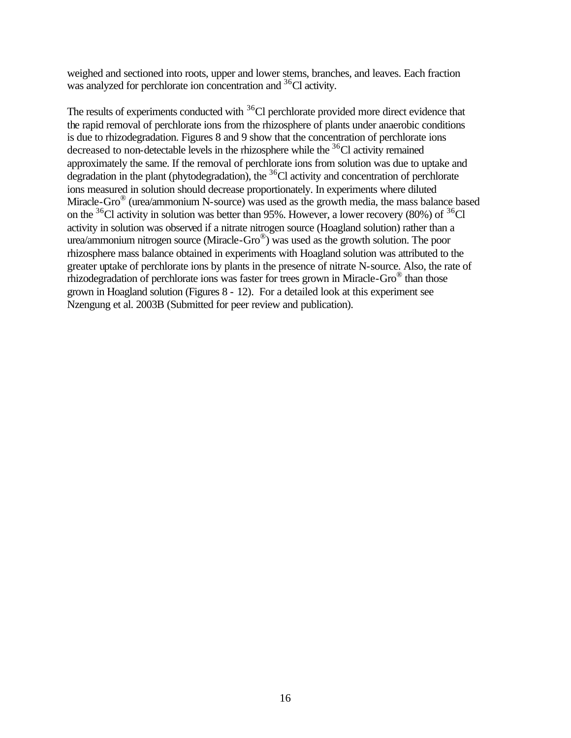weighed and sectioned into roots, upper and lower stems, branches, and leaves. Each fraction was analyzed for perchlorate ion concentration and $^{36}Cl$ activity.

The results of experiments conducted with $^{36}Cl$ perchlorate provided more direct evidence that the rapid removal of perchlorate ions from the rhizosphere of plants under anaerobic conditions is due to rhizodegradation. Figures 8 and 9 show that the concentration of perchlorate ions decreased to non-detectable levels in the rhizosphere while the $^{36}Cl$ activity remained approximately the same. If the removal of perchlorate ions from solution was due to uptake and degradation in the plant (phytodegradation), the $^{36}Cl$ activity and concentration of perchlorate ions measured in solution should decrease proportionately. In experiments where diluted Miracle-Gro® (urea/ammonium N-source) was used as the growth media, the mass balance based on the $^{36}Cl$ activity in solution was better than 95%. However, a lower recovery (80%) of $^{36}Cl$ activity in solution was observed if a nitrate nitrogen source (Hoagland solution) rather than a urea/ammonium nitrogen source (Miracle-Gro®) was used as the growth solution. The poor rhizosphere mass balance obtained in experiments with Hoagland solution was attributed to the greater uptake of perchlorate ions by plants in the presence of nitrate N-source. Also, the rate of rhizodegradation of perchlorate ions was faster for trees grown in Miracle-Gro® than those grown in Hoagland solution (Figures 8 - 12). For a detailed look at this experiment see Nzengung et al. 2003B (Submitted for peer review and publication).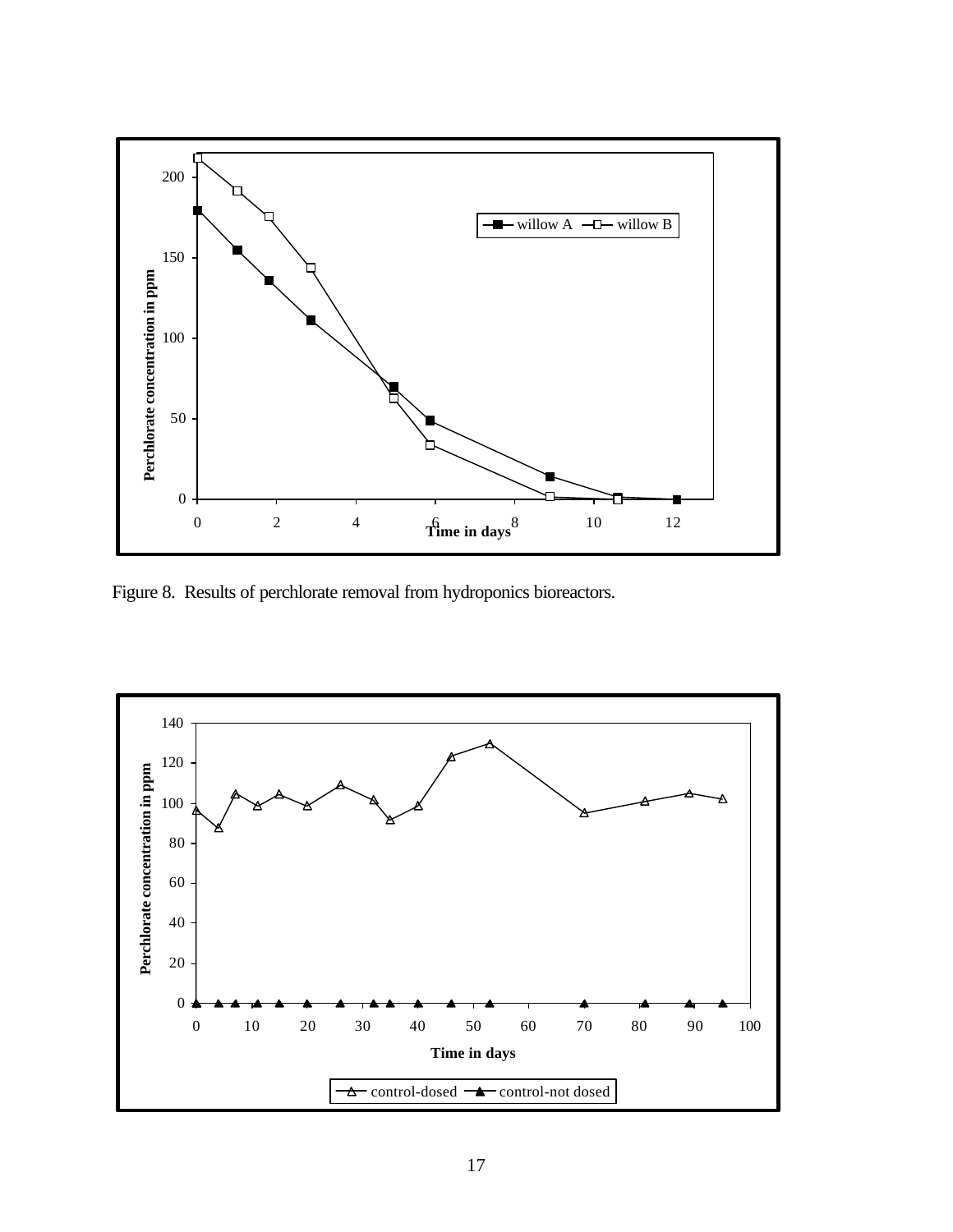Perchlorate concentration in ppm

200
150
100
50
0

0 2 4 6 8 10 12

Time in days

willow A
willow B

Figure 8. Results of perchlorate removal from hydroponics bioreactors.

Perchlorate concentration in ppm

140
120
100
80
60
40
20
0

0 10 20 30 40 50 60 70 80 90 100

Time in days

control-dosed
control-not dosed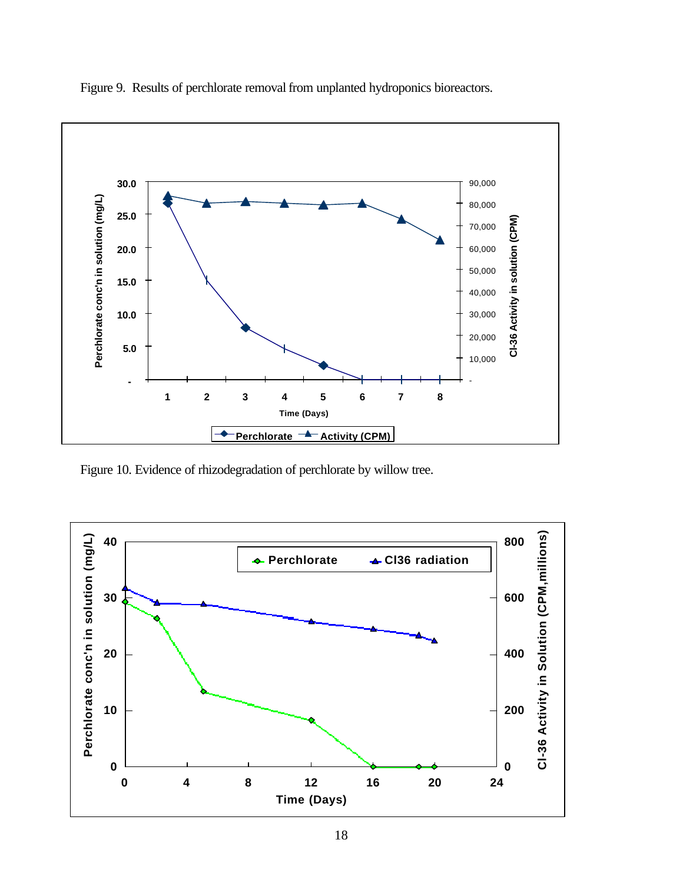Figure 9. Results of perchlorate removal from unplanted hydroponics bioreactors.

Figure 10. Evidence of rhizodegradation of perchlorate by willow tree.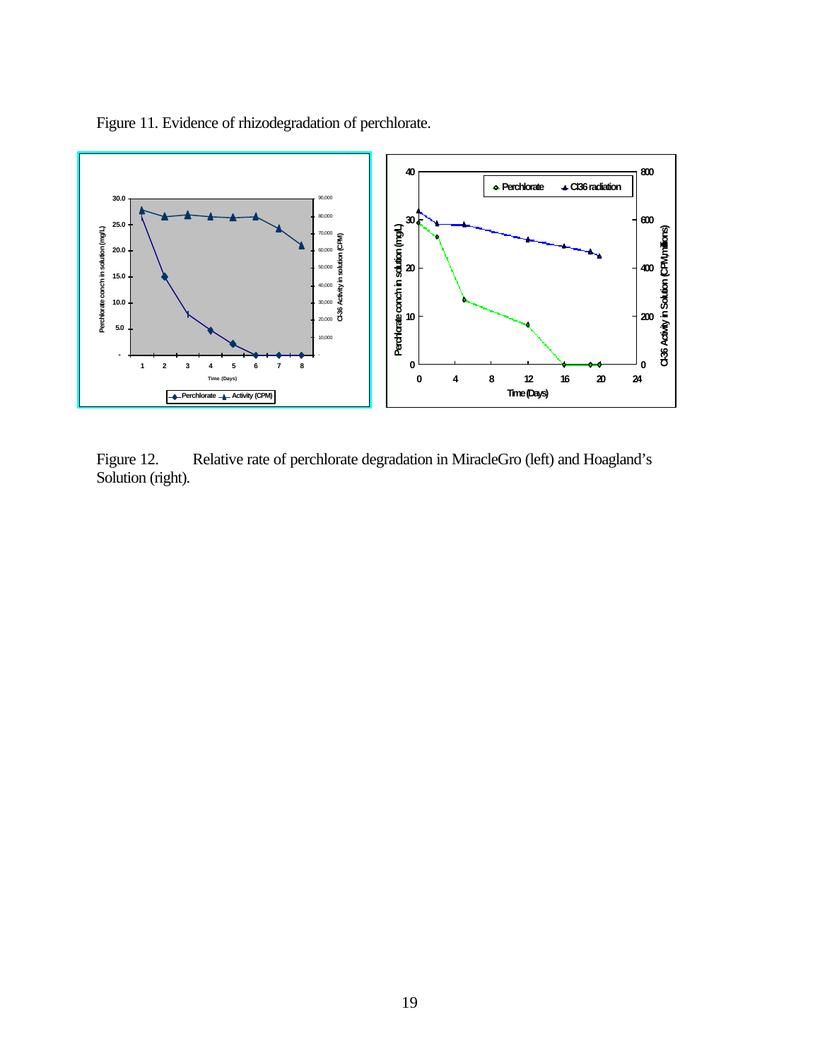Figure 11. Evidence of rhizodegradation of perchlorate.

Figure 12. Relative rate of perchlorate degradation in MiracleGro (left) and Hoagland's Solution (right).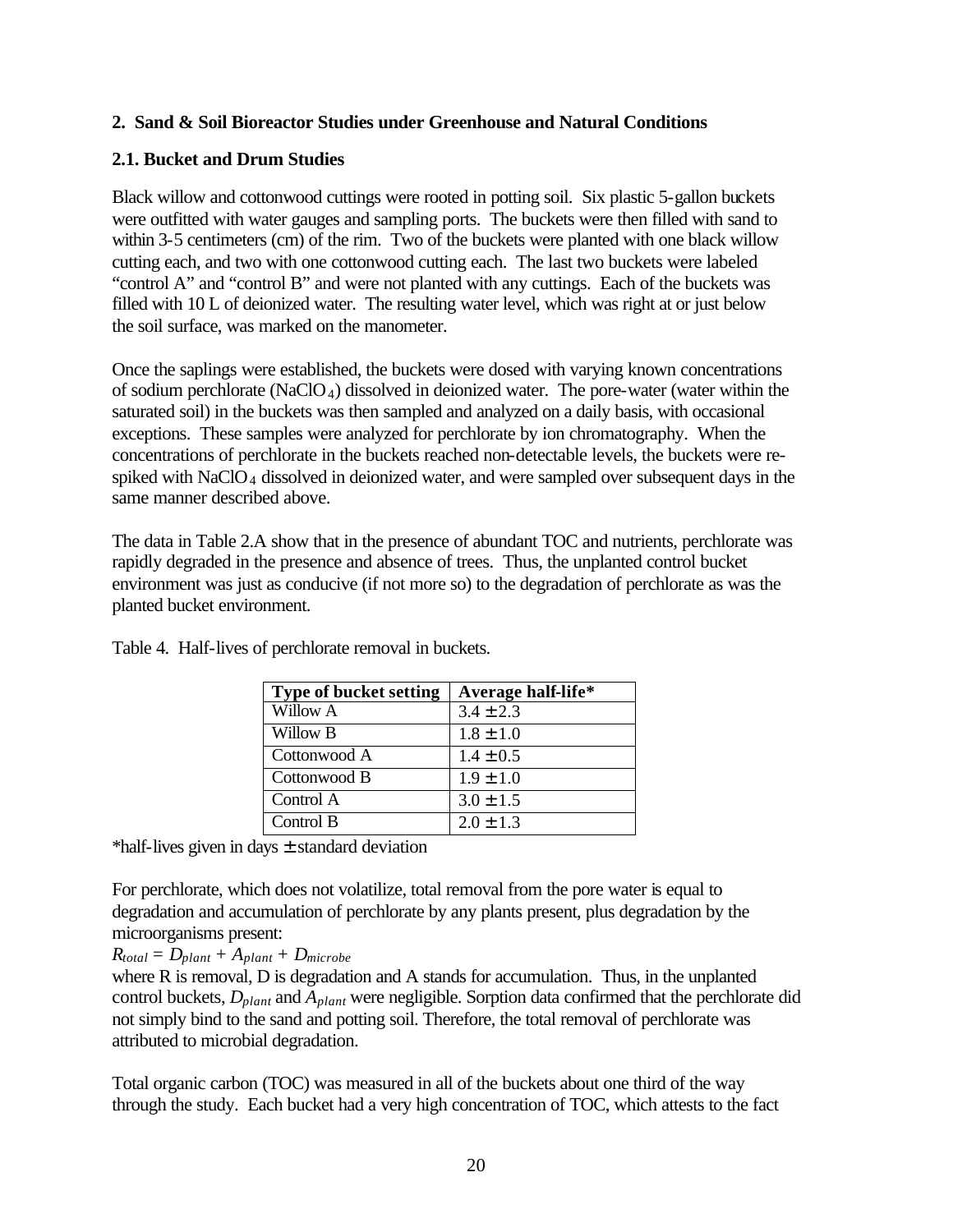**2. Sand & Soil Bioreactor Studies under Greenhouse and Natural Conditions**

**2.1. Bucket and Drum Studies**

Black willow and cottonwood cuttings were rooted in potting soil. Six plastic 5-gallon buckets were outfitted with water gauges and sampling ports. The buckets were then filled with sand to within 3-5 centimeters (cm) of the rim. Two of the buckets were planted with one black willow cutting each, and two with one cottonwood cutting each. The last two buckets were labeled "control A" and "control B" and were not planted with any cuttings. Each of the buckets was filled with 10 L of deionized water. The resulting water level, which was right at or just below the soil surface, was marked on the manometer.

Once the saplings were established, the buckets were dosed with varying known concentrations of sodium perchlorate ($NaClO_4$) dissolved in deionized water. The pore-water (water within the saturated soil) in the buckets was then sampled and analyzed on a daily basis, with occasional exceptions. These samples were analyzed for perchlorate by ion chromatography. When the concentrations of perchlorate in the buckets reached non-detectable levels, the buckets were re-spiked with $NaClO_4$ dissolved in deionized water, and were sampled over subsequent days in the same manner described above.

The data in Table 2.A show that in the presence of abundant TOC and nutrients, perchlorate was rapidly degraded in the presence and absence of trees. Thus, the unplanted control bucket environment was just as conducive (if not more so) to the degradation of perchlorate as was the planted bucket environment.

Table 4. Half-lives of perchlorate removal in buckets.

| Type of bucket setting | Average half-life* |
|---|---|
| Willow A | 3.4 ± 2.3 |
| Willow B | 1.8 ± 1.0 |
| Cottonwood A | 1.4 ± 0.5 |
| Cottonwood B | 1.9 ± 1.0 |
| Control A | 3.0 ± 1.5 |
| Control B | 2.0 ± 1.3 |

*half-lives given in days ± standard deviation

For perchlorate, which does not volatilize, total removal from the pore water is equal to degradation and accumulation of perchlorate by any plants present, plus degradation by the microorganisms present:

$R_{total} = D_{plant} + A_{plant} + D_{microbe}$

where R is removal, D is degradation and A stands for accumulation. Thus, in the unplanted control buckets, $D_{plant}$ and $A_{plant}$ were negligible. Sorption data confirmed that the perchlorate did not simply bind to the sand and potting soil. Therefore, the total removal of perchlorate was attributed to microbial degradation.

Total organic carbon (TOC) was measured in all of the buckets about one third of the way through the study. Each bucket had a very high concentration of TOC, which attests to the fact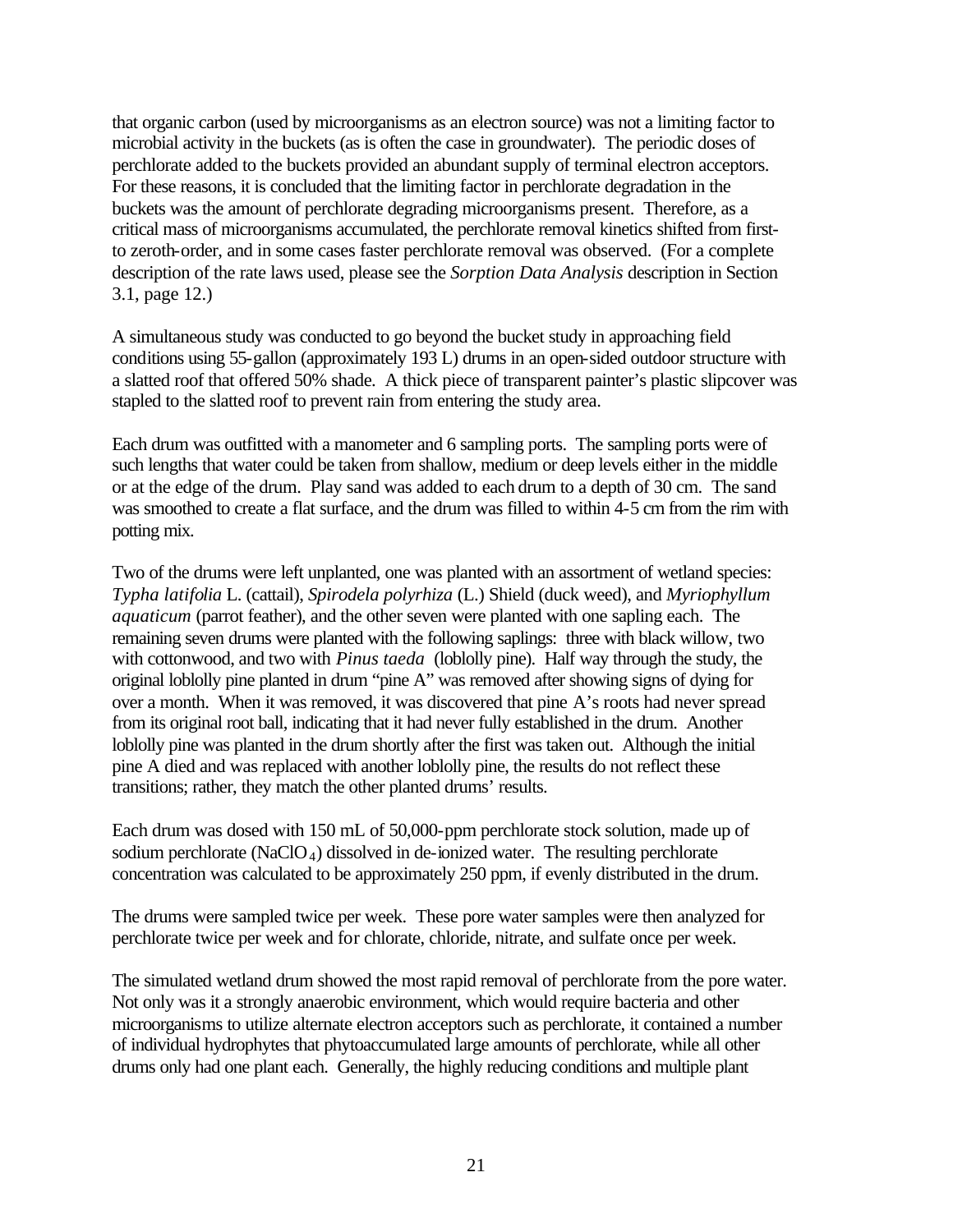that organic carbon (used by microorganisms as an electron source) was not a limiting factor to microbial activity in the buckets (as is often the case in groundwater). The periodic doses of perchlorate added to the buckets provided an abundant supply of terminal electron acceptors. For these reasons, it is concluded that the limiting factor in perchlorate degradation in the buckets was the amount of perchlorate degrading microorganisms present. Therefore, as a critical mass of microorganisms accumulated, the perchlorate removal kinetics shifted from first- to zeroth-order, and in some cases faster perchlorate removal was observed. (For a complete description of the rate laws used, please see the *Sorption Data Analysis* description in Section 3.1, page 12.)

A simultaneous study was conducted to go beyond the bucket study in approaching field conditions using 55-gallon (approximately 193 L) drums in an open-sided outdoor structure with a slatted roof that offered 50% shade. A thick piece of transparent painter's plastic slipcover was stapled to the slatted roof to prevent rain from entering the study area.

Each drum was outfitted with a manometer and 6 sampling ports. The sampling ports were of such lengths that water could be taken from shallow, medium or deep levels either in the middle or at the edge of the drum. Play sand was added to each drum to a depth of 30 cm. The sand was smoothed to create a flat surface, and the drum was filled to within 4-5 cm from the rim with potting mix.

Two of the drums were left unplanted, one was planted with an assortment of wetland species: *Typha latifolia* L. (cattail), *Spirodela polyrhiza* (L.) Shield (duck weed), and *Myriophyllum aquaticum* (parrot feather), and the other seven were planted with one sapling each. The remaining seven drums were planted with the following saplings: three with black willow, two with cottonwood, and two with *Pinus taeda* (loblolly pine). Half way through the study, the original loblolly pine planted in drum "pine A" was removed after showing signs of dying for over a month. When it was removed, it was discovered that pine A's roots had never spread from its original root ball, indicating that it had never fully established in the drum. Another loblolly pine was planted in the drum shortly after the first was taken out. Although the initial pine A died and was replaced with another loblolly pine, the results do not reflect these transitions; rather, they match the other planted drums' results.

Each drum was dosed with 150 mL of 50,000-ppm perchlorate stock solution, made up of sodium perchlorate ($NaClO_4$) dissolved in de-ionized water. The resulting perchlorate concentration was calculated to be approximately 250 ppm, if evenly distributed in the drum.

The drums were sampled twice per week. These pore water samples were then analyzed for perchlorate twice per week and for chlorate, chloride, nitrate, and sulfate once per week.

The simulated wetland drum showed the most rapid removal of perchlorate from the pore water. Not only was it a strongly anaerobic environment, which would require bacteria and other microorganisms to utilize alternate electron acceptors such as perchlorate, it contained a number of individual hydrophytes that phytoaccumulated large amounts of perchlorate, while all other drums only had one plant each. Generally, the highly reducing conditions and multiple plant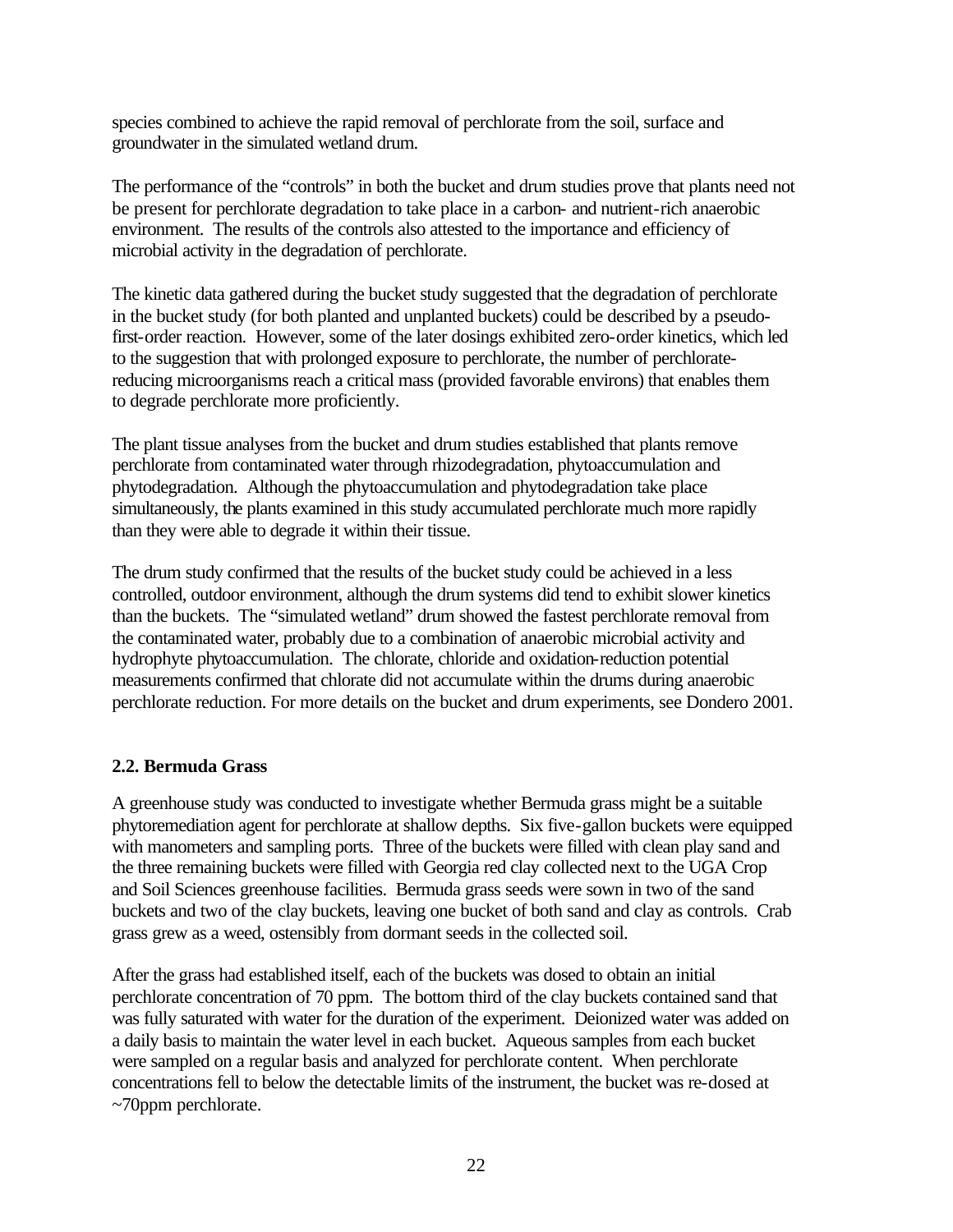species combined to achieve the rapid removal of perchlorate from the soil, surface and groundwater in the simulated wetland drum.

The performance of the "controls" in both the bucket and drum studies prove that plants need not be present for perchlorate degradation to take place in a carbon- and nutrient-rich anaerobic environment. The results of the controls also attested to the importance and efficiency of microbial activity in the degradation of perchlorate.

The kinetic data gathered during the bucket study suggested that the degradation of perchlorate in the bucket study (for both planted and unplanted buckets) could be described by a pseudo-first-order reaction. However, some of the later dosings exhibited zero-order kinetics, which led to the suggestion that with prolonged exposure to perchlorate, the number of perchlorate-reducing microorganisms reach a critical mass (provided favorable environs) that enables them to degrade perchlorate more proficiently.

The plant tissue analyses from the bucket and drum studies established that plants remove perchlorate from contaminated water through rhizodegradation, phytoaccumulation and phytodegradation. Although the phytoaccumulation and phytodegradation take place simultaneously, the plants examined in this study accumulated perchlorate much more rapidly than they were able to degrade it within their tissue.

The drum study confirmed that the results of the bucket study could be achieved in a less controlled, outdoor environment, although the drum systems did tend to exhibit slower kinetics than the buckets. The "simulated wetland" drum showed the fastest perchlorate removal from the contaminated water, probably due to a combination of anaerobic microbial activity and hydrophyte phytoaccumulation. The chlorate, chloride and oxidation-reduction potential measurements confirmed that chlorate did not accumulate within the drums during anaerobic perchlorate reduction. For more details on the bucket and drum experiments, see Dondero 2001.

## 2.2. Bermuda Grass

A greenhouse study was conducted to investigate whether Bermuda grass might be a suitable phytoremediation agent for perchlorate at shallow depths. Six five-gallon buckets were equipped with manometers and sampling ports. Three of the buckets were filled with clean play sand and the three remaining buckets were filled with Georgia red clay collected next to the UGA Crop and Soil Sciences greenhouse facilities. Bermuda grass seeds were sown in two of the sand buckets and two of the clay buckets, leaving one bucket of both sand and clay as controls. Crab grass grew as a weed, ostensibly from dormant seeds in the collected soil.

After the grass had established itself, each of the buckets was dosed to obtain an initial perchlorate concentration of 70 ppm. The bottom third of the clay buckets contained sand that was fully saturated with water for the duration of the experiment. Deionized water was added on a daily basis to maintain the water level in each bucket. Aqueous samples from each bucket were sampled on a regular basis and analyzed for perchlorate content. When perchlorate concentrations fell to below the detectable limits of the instrument, the bucket was re-dosed at ~70ppm perchlorate.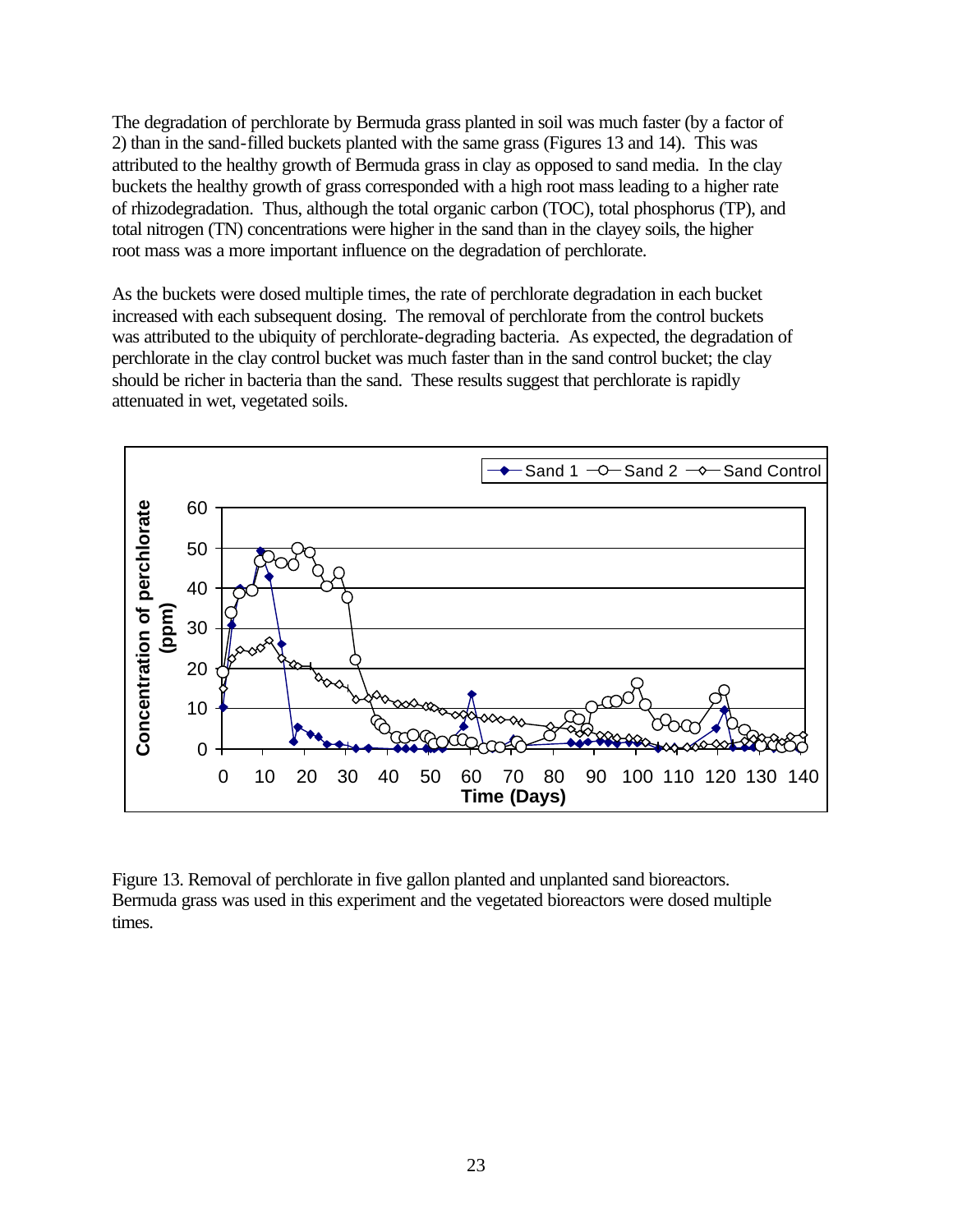The degradation of perchlorate by Bermuda grass planted in soil was much faster (by a factor of 2) than in the sand-filled buckets planted with the same grass (Figures 13 and 14). This was attributed to the healthy growth of Bermuda grass in clay as opposed to sand media. In the clay buckets the healthy growth of grass corresponded with a high root mass leading to a higher rate of rhizodegradation. Thus, although the total organic carbon (TOC), total phosphorus (TP), and total nitrogen (TN) concentrations were higher in the sand than in the clayey soils, the higher root mass was a more important influence on the degradation of perchlorate.

As the buckets were dosed multiple times, the rate of perchlorate degradation in each bucket increased with each subsequent dosing. The removal of perchlorate from the control buckets was attributed to the ubiquity of perchlorate-degrading bacteria. As expected, the degradation of perchlorate in the clay control bucket was much faster than in the sand control bucket; the clay should be richer in bacteria than the sand. These results suggest that perchlorate is rapidly attenuated in wet, vegetated soils.

Sand 1
Sand 2
Sand Control

Concentration of perchlorate (ppm)

0
10
20
30
40
50
60

0 10 20 30 40 50 60 70 80 90 100 110 120 130 140

Time (Days)

Figure 13. Removal of perchlorate in five gallon planted and unplanted sand bioreactors. Bermuda grass was used in this experiment and the vegetated bioreactors were dosed multiple times.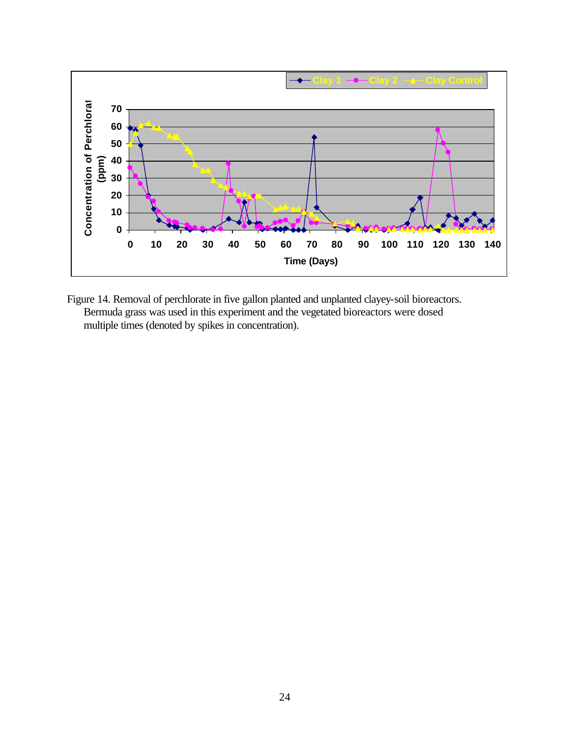Clay 1
Clay 2
Clay Control

Concentration of Perchlorat (ppm)

70
60
50
40
30
20
10
0

0 10 20 30 40 50 60 70 80 90 100 110 120 130 140

Time (Days)

Figure 14. Removal of perchlorate in five gallon planted and unplanted clayey-soil bioreactors. Bermuda grass was used in this experiment and the vegetated bioreactors were dosed multiple times (denoted by spikes in concentration).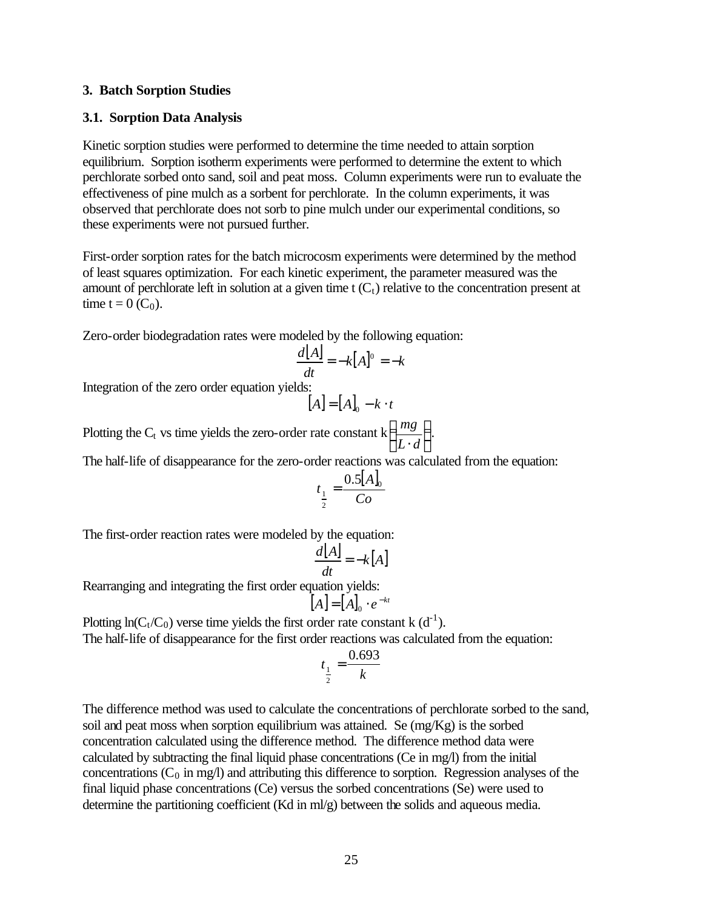### 3. Batch Sorption Studies

### 3.1. Sorption Data Analysis

Kinetic sorption studies were performed to determine the time needed to attain sorption equilibrium. Sorption isotherm experiments were performed to determine the extent to which perchlorate sorbed onto sand, soil and peat moss. Column experiments were run to evaluate the effectiveness of pine mulch as a sorbent for perchlorate. In the column experiments, it was observed that perchlorate does not sorb to pine mulch under our experimental conditions, so these experiments were not pursued further.

First-order sorption rates for the batch microcosm experiments were determined by the method of least squares optimization. For each kinetic experiment, the parameter measured was the amount of perchlorate left in solution at a given time t ($C_t$) relative to the concentration present at time t = 0 ($C_0$).

Zero-order biodegradation rates were modeled by the following equation:

$$\frac{d[A]}{dt} = -k[A]^0 = -k$$

Integration of the zero order equation yields:

$$[A] = [A]_0 - k \cdot t$$

Plotting the $C_t$ vs time yields the zero-order rate constant k $\left(\frac{mg}{L \cdot d}\right)$.

The half-life of disappearance for the zero-order reactions was calculated from the equation:

$$t_{\frac{1}{2}} = \frac{0.5[A]_0}{Co}$$

The first-order reaction rates were modeled by the equation:

$$\frac{d[A]}{dt} = -k[A]$$

Rearranging and integrating the first order equation yields:

$$[A] = [A]_0 \cdot e^{-kt}$$

Plotting $\ln(C_t/C_0)$ verse time yields the first order rate constant k ($d^{-1}$).
The half-life of disappearance for the first order reactions was calculated from the equation:

$$t_{\frac{1}{2}} = \frac{0.693}{k}$$

The difference method was used to calculate the concentrations of perchlorate sorbed to the sand, soil and peat moss when sorption equilibrium was attained. Se (mg/Kg) is the sorbed concentration calculated using the difference method. The difference method data were calculated by subtracting the final liquid phase concentrations (Ce in mg/l) from the initial concentrations ($C_0$ in mg/l) and attributing this difference to sorption. Regression analyses of the final liquid phase concentrations (Ce) versus the sorbed concentrations (Se) were used to determine the partitioning coefficient (Kd in ml/g) between the solids and aqueous media.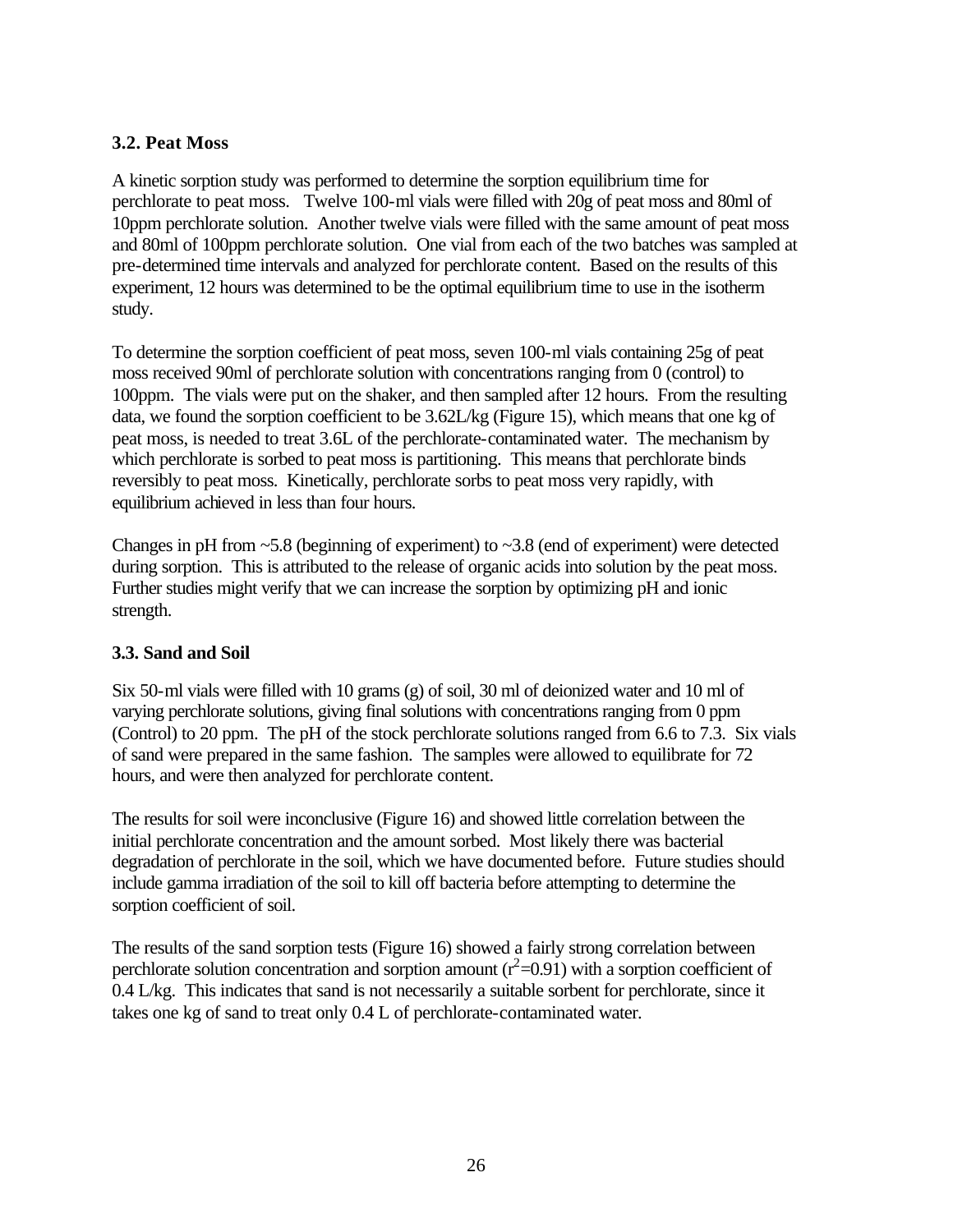### 3.2. Peat Moss

A kinetic sorption study was performed to determine the sorption equilibrium time for perchlorate to peat moss. Twelve 100-ml vials were filled with 20g of peat moss and 80ml of 10ppm perchlorate solution. Another twelve vials were filled with the same amount of peat moss and 80ml of 100ppm perchlorate solution. One vial from each of the two batches was sampled at pre-determined time intervals and analyzed for perchlorate content. Based on the results of this experiment, 12 hours was determined to be the optimal equilibrium time to use in the isotherm study.

To determine the sorption coefficient of peat moss, seven 100-ml vials containing 25g of peat moss received 90ml of perchlorate solution with concentrations ranging from 0 (control) to 100ppm. The vials were put on the shaker, and then sampled after 12 hours. From the resulting data, we found the sorption coefficient to be 3.62L/kg (Figure 15), which means that one kg of peat moss, is needed to treat 3.6L of the perchlorate-contaminated water. The mechanism by which perchlorate is sorbed to peat moss is partitioning. This means that perchlorate binds reversibly to peat moss. Kinetically, perchlorate sorbs to peat moss very rapidly, with equilibrium achieved in less than four hours.

Changes in pH from ~5.8 (beginning of experiment) to ~3.8 (end of experiment) were detected during sorption. This is attributed to the release of organic acids into solution by the peat moss. Further studies might verify that we can increase the sorption by optimizing pH and ionic strength.

### 3.3. Sand and Soil

Six 50-ml vials were filled with 10 grams (g) of soil, 30 ml of deionized water and 10 ml of varying perchlorate solutions, giving final solutions with concentrations ranging from 0 ppm (Control) to 20 ppm. The pH of the stock perchlorate solutions ranged from 6.6 to 7.3. Six vials of sand were prepared in the same fashion. The samples were allowed to equilibrate for 72 hours, and were then analyzed for perchlorate content.

The results for soil were inconclusive (Figure 16) and showed little correlation between the initial perchlorate concentration and the amount sorbed. Most likely there was bacterial degradation of perchlorate in the soil, which we have documented before. Future studies should include gamma irradiation of the soil to kill off bacteria before attempting to determine the sorption coefficient of soil.

The results of the sand sorption tests (Figure 16) showed a fairly strong correlation between perchlorate solution concentration and sorption amount ($r^2$=0.91) with a sorption coefficient of 0.4 L/kg. This indicates that sand is not necessarily a suitable sorbent for perchlorate, since it takes one kg of sand to treat only 0.4 L of perchlorate-contaminated water.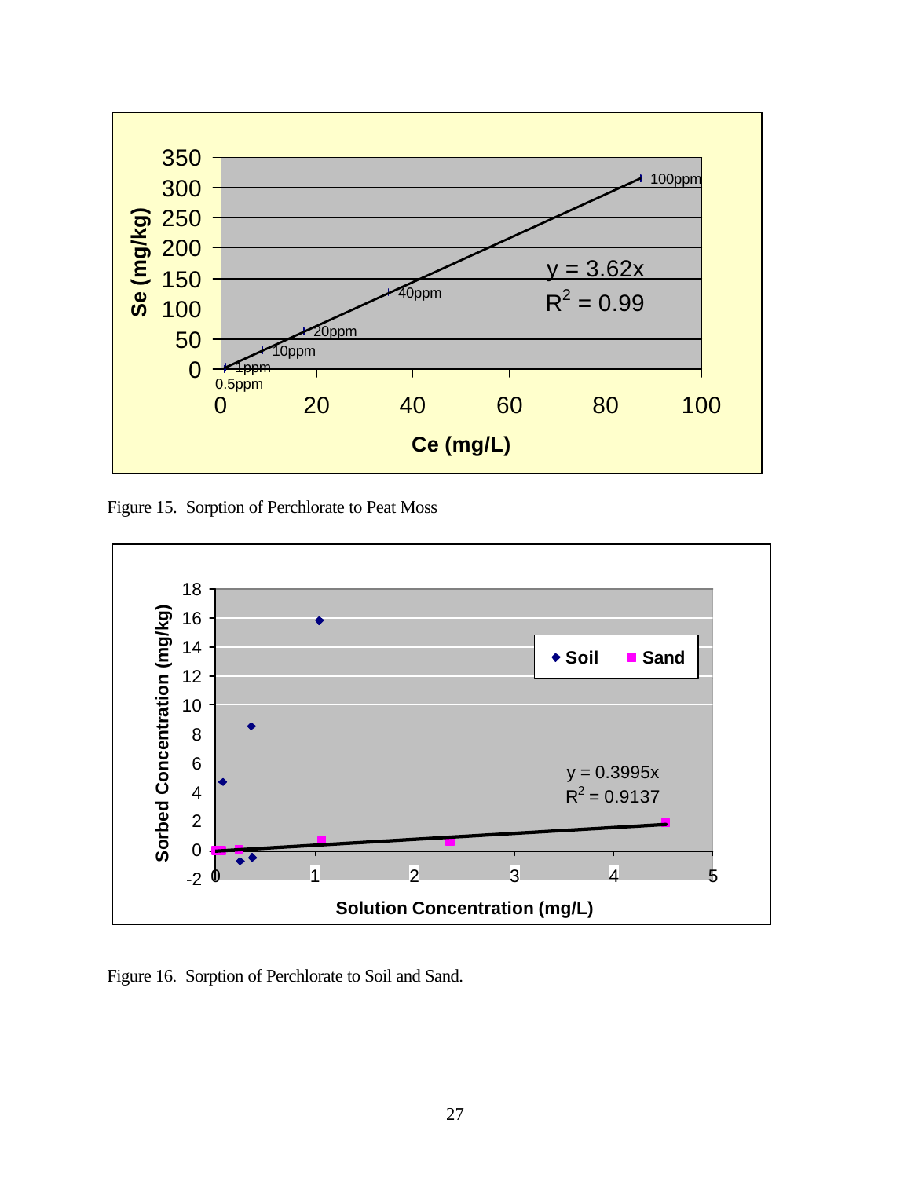Se (mg/kg)

350
300
250
200
150
100
50
0

0
20
40
60
80
100

Ce (mg/L)

100ppm
40ppm
20ppm
10ppm
1ppm
0.5ppm

$y = 3.62x$
$R^2 = 0.99$

Figure 15. Sorption of Perchlorate to Peat Moss

Sorbed Concentration (mg/kg)

18
16
14
12
10
8
6
4
2
0
-2

0
1
2
3
4
5

Solution Concentration (mg/L)

Soil
Sand

$y = 0.3995x$
$R^2 = 0.9137$

Figure 16. Sorption of Perchlorate to Soil and Sand.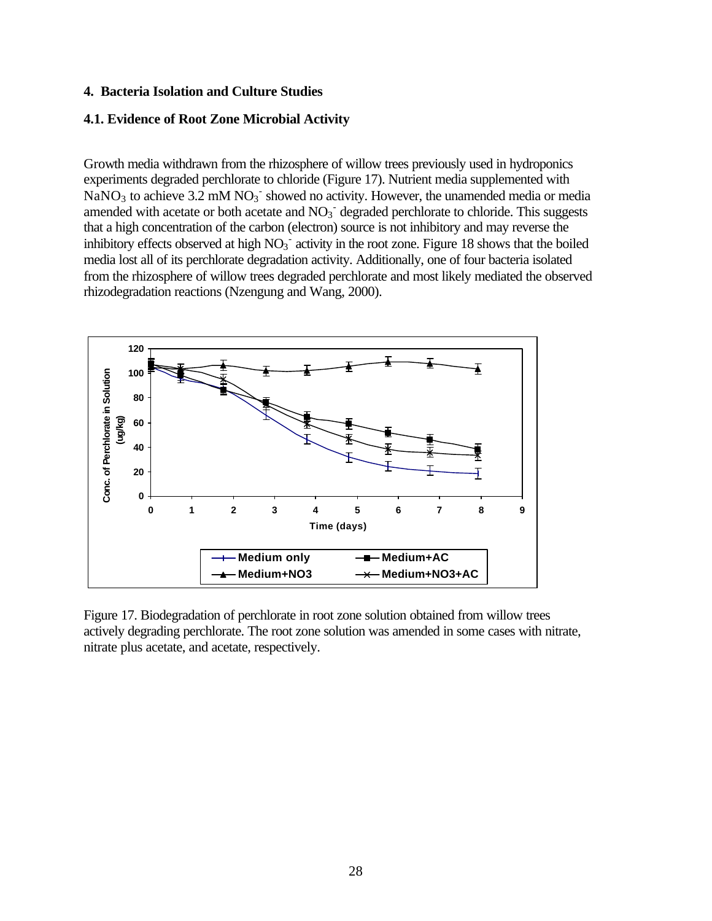## 4. Bacteria Isolation and Culture Studies

### 4.1. Evidence of Root Zone Microbial Activity

Growth media withdrawn from the rhizosphere of willow trees previously used in hydroponics experiments degraded perchlorate to chloride (Figure 17). Nutrient media supplemented with $NaNO_3$ to achieve 3.2 mM $NO_3^-$ showed no activity. However, the unamended media or media amended with acetate or both acetate and $NO_3^-$ degraded perchlorate to chloride. This suggests that a high concentration of the carbon (electron) source is not inhibitory and may reverse the inhibitory effects observed at high $NO_3^-$ activity in the root zone. Figure 18 shows that the boiled media lost all of its perchlorate degradation activity. Additionally, one of four bacteria isolated from the rhizosphere of willow trees degraded perchlorate and most likely mediated the observed rhizodegradation reactions (Nzengung and Wang, 2000).

Conc. of Perchlorate in Solution (ug/kg)

120
100
80
60
40
20
0

0 1 2 3 4 5 6 7 8 9

Time (days)

Medium only
Medium+AC
Medium+NO3
Medium+NO3+AC

Figure 17. Biodegradation of perchlorate in root zone solution obtained from willow trees actively degrading perchlorate. The root zone solution was amended in some cases with nitrate, nitrate plus acetate, and acetate, respectively.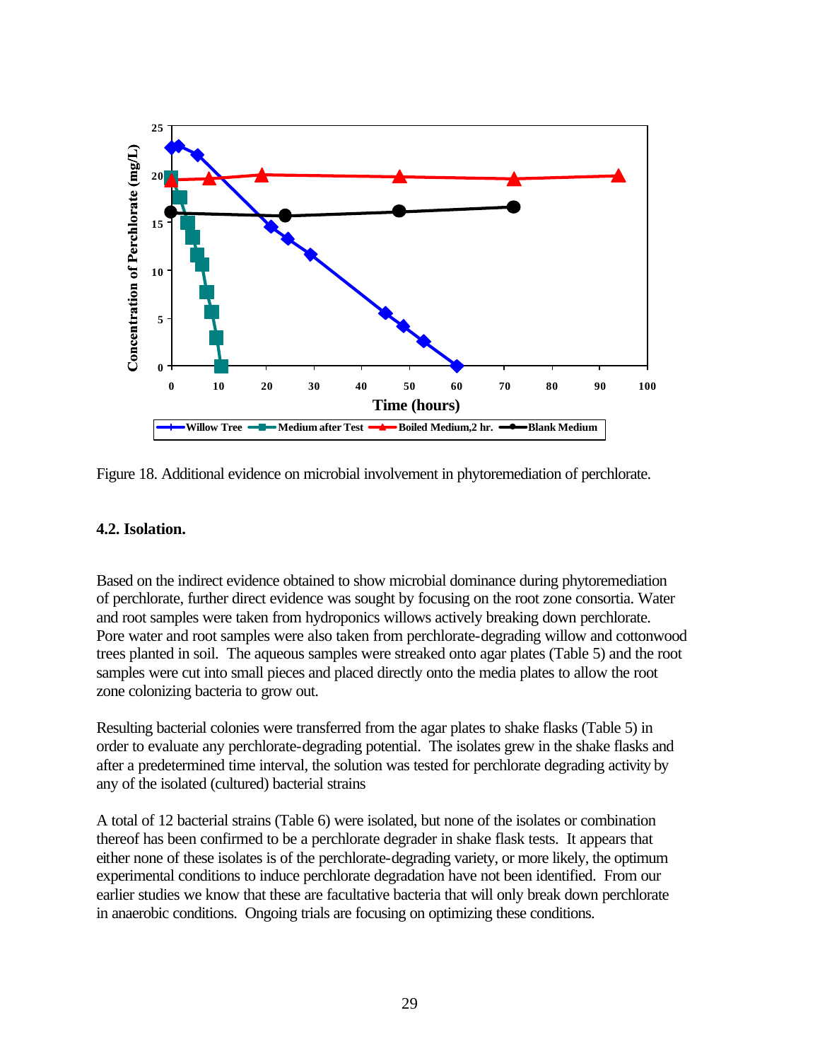25
20
15
10
5
0

Concentration of Perchlorate (mg/L)

0 10 20 30 40 50 60 70 80 90 100

Time (hours)

Willow Tree
Medium after Test
Boiled Medium,2 hr.
Blank Medium

Figure 18. Additional evidence on microbial involvement in phytoremediation of perchlorate.

### 4.2. Isolation.

Based on the indirect evidence obtained to show microbial dominance during phytoremediation of perchlorate, further direct evidence was sought by focusing on the root zone consortia. Water and root samples were taken from hydroponics willows actively breaking down perchlorate. Pore water and root samples were also taken from perchlorate-degrading willow and cottonwood trees planted in soil. The aqueous samples were streaked onto agar plates (Table 5) and the root samples were cut into small pieces and placed directly onto the media plates to allow the root zone colonizing bacteria to grow out.

Resulting bacterial colonies were transferred from the agar plates to shake flasks (Table 5) in order to evaluate any perchlorate-degrading potential. The isolates grew in the shake flasks and after a predetermined time interval, the solution was tested for perchlorate degrading activity by any of the isolated (cultured) bacterial strains

A total of 12 bacterial strains (Table 6) were isolated, but none of the isolates or combination thereof has been confirmed to be a perchlorate degrader in shake flask tests. It appears that either none of these isolates is of the perchlorate-degrading variety, or more likely, the optimum experimental conditions to induce perchlorate degradation have not been identified. From our earlier studies we know that these are facultative bacteria that will only break down perchlorate in anaerobic conditions. Ongoing trials are focusing on optimizing these conditions.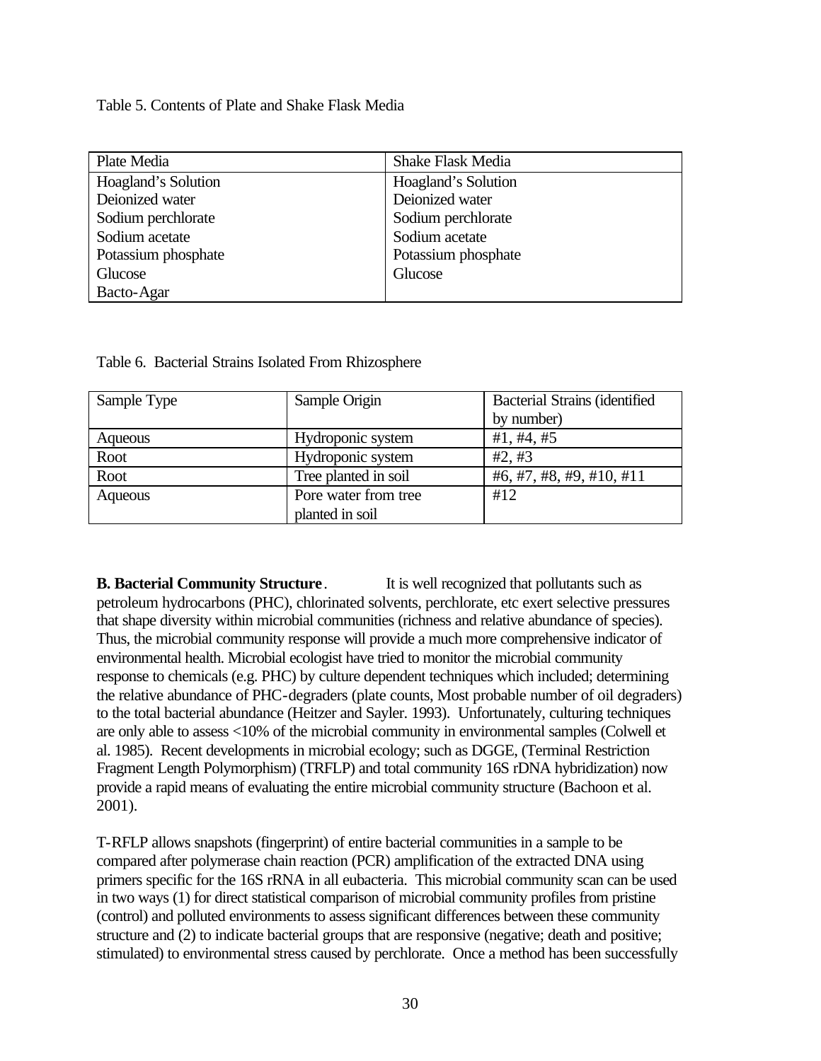Table 5. Contents of Plate and Shake Flask Media

| Plate Media | Shake Flask Media |
|---|---|
| Hoagland's Solution | Hoagland's Solution |
| Deionized water | Deionized water |
| Sodium perchlorate | Sodium perchlorate |
| Sodium acetate | Sodium acetate |
| Potassium phosphate | Potassium phosphate |
| Glucose | Glucose |
| Bacto-Agar | |

Table 6. Bacterial Strains Isolated From Rhizosphere

| Sample Type | Sample Origin | Bacterial Strains (identified by number) |
|---|---|---|
| Aqueous | Hydroponic system | #1, #4, #5 |
| Root | Hydroponic system | #2, #3 |
| Root | Tree planted in soil | #6, #7, #8, #9, #10, #11 |
| Aqueous | Pore water from tree planted in soil | #12 |

**B. Bacterial Community Structure**. It is well recognized that pollutants such as petroleum hydrocarbons (PHC), chlorinated solvents, perchlorate, etc exert selective pressures that shape diversity within microbial communities (richness and relative abundance of species). Thus, the microbial community response will provide a much more comprehensive indicator of environmental health. Microbial ecologist have tried to monitor the microbial community response to chemicals (e.g. PHC) by culture dependent techniques which included; determining the relative abundance of PHC-degraders (plate counts, Most probable number of oil degraders) to the total bacterial abundance (Heitzer and Sayler. 1993). Unfortunately, culturing techniques are only able to assess <10% of the microbial community in environmental samples (Colwell et al. 1985). Recent developments in microbial ecology; such as DGGE, (Terminal Restriction Fragment Length Polymorphism) (TRFLP) and total community 16S rDNA hybridization) now provide a rapid means of evaluating the entire microbial community structure (Bachoon et al. 2001).

T-RFLP allows snapshots (fingerprint) of entire bacterial communities in a sample to be compared after polymerase chain reaction (PCR) amplification of the extracted DNA using primers specific for the 16S rRNA in all eubacteria. This microbial community scan can be used in two ways (1) for direct statistical comparison of microbial community profiles from pristine (control) and polluted environments to assess significant differences between these community structure and (2) to indicate bacterial groups that are responsive (negative; death and positive; stimulated) to environmental stress caused by perchlorate. Once a method has been successfully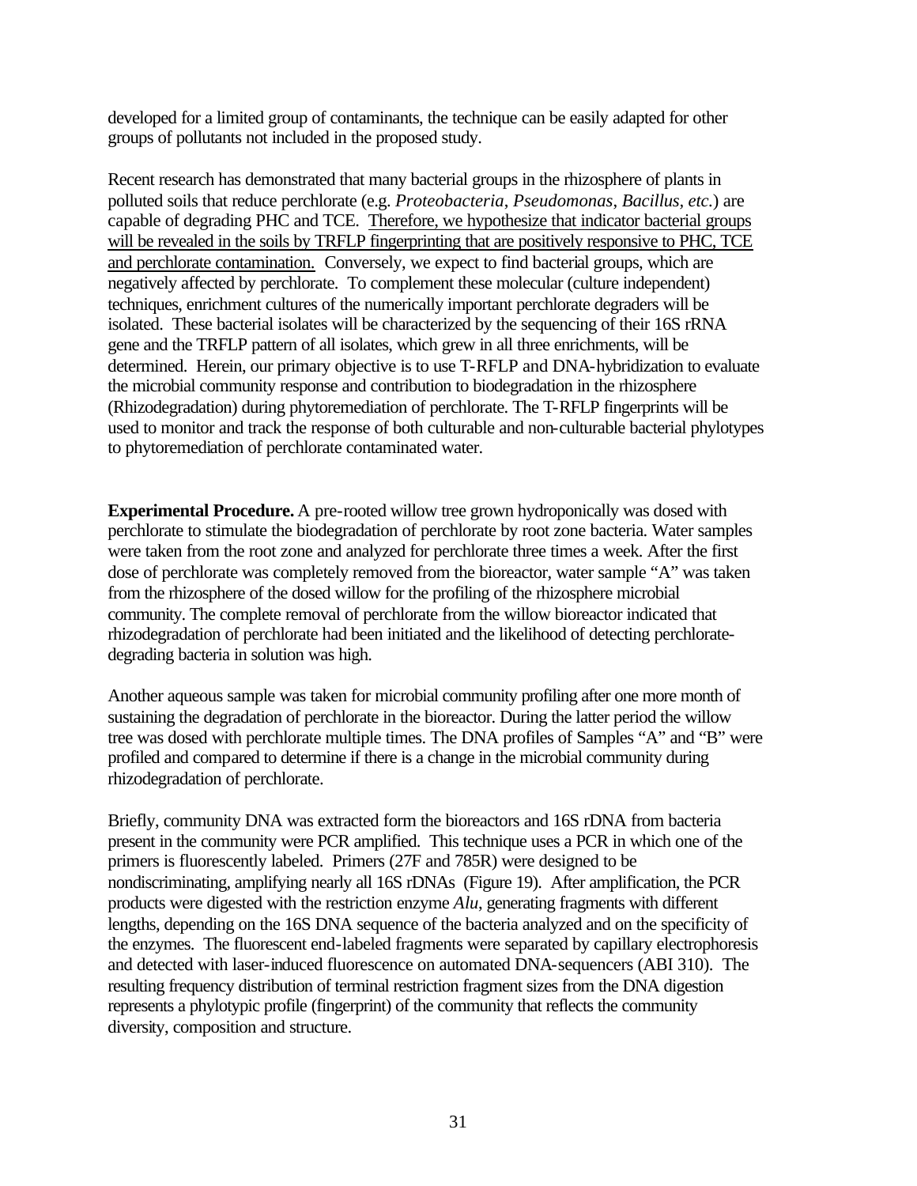developed for a limited group of contaminants, the technique can be easily adapted for other groups of pollutants not included in the proposed study.

Recent research has demonstrated that many bacterial groups in the rhizosphere of plants in polluted soils that reduce perchlorate (e.g. *Proteobacteria*, *Pseudomonas*, *Bacillus*, *etc.*) are capable of degrading PHC and TCE. <u>Therefore, we hypothesize that indicator bacterial groups will be revealed in the soils by TRFLP fingerprinting that are positively responsive to PHC, TCE and perchlorate contamination.</u> Conversely, we expect to find bacterial groups, which are negatively affected by perchlorate. To complement these molecular (culture independent) techniques, enrichment cultures of the numerically important perchlorate degraders will be isolated. These bacterial isolates will be characterized by the sequencing of their 16S rRNA gene and the TRFLP pattern of all isolates, which grew in all three enrichments, will be determined. Herein, our primary objective is to use T-RFLP and DNA-hybridization to evaluate the microbial community response and contribution to biodegradation in the rhizosphere (Rhizodegradation) during phytoremediation of perchlorate. The T-RFLP fingerprints will be used to monitor and track the response of both culturable and non-culturable bacterial phylotypes to phytoremediation of perchlorate contaminated water.

**Experimental Procedure.** A pre-rooted willow tree grown hydroponically was dosed with perchlorate to stimulate the biodegradation of perchlorate by root zone bacteria. Water samples were taken from the root zone and analyzed for perchlorate three times a week. After the first dose of perchlorate was completely removed from the bioreactor, water sample "A" was taken from the rhizosphere of the dosed willow for the profiling of the rhizosphere microbial community. The complete removal of perchlorate from the willow bioreactor indicated that rhizodegradation of perchlorate had been initiated and the likelihood of detecting perchlorate-degrading bacteria in solution was high.

Another aqueous sample was taken for microbial community profiling after one more month of sustaining the degradation of perchlorate in the bioreactor. During the latter period the willow tree was dosed with perchlorate multiple times. The DNA profiles of Samples "A" and "B" were profiled and compared to determine if there is a change in the microbial community during rhizodegradation of perchlorate.

Briefly, community DNA was extracted form the bioreactors and 16S rDNA from bacteria present in the community were PCR amplified. This technique uses a PCR in which one of the primers is fluorescently labeled. Primers (27F and 785R) were designed to be nondiscriminating, amplifying nearly all 16S rDNAs (Figure 19). After amplification, the PCR products were digested with the restriction enzyme *Alu*, generating fragments with different lengths, depending on the 16S DNA sequence of the bacteria analyzed and on the specificity of the enzymes. The fluorescent end-labeled fragments were separated by capillary electrophoresis and detected with laser-induced fluorescence on automated DNA-sequencers (ABI 310). The resulting frequency distribution of terminal restriction fragment sizes from the DNA digestion represents a phylotypic profile (fingerprint) of the community that reflects the community diversity, composition and structure.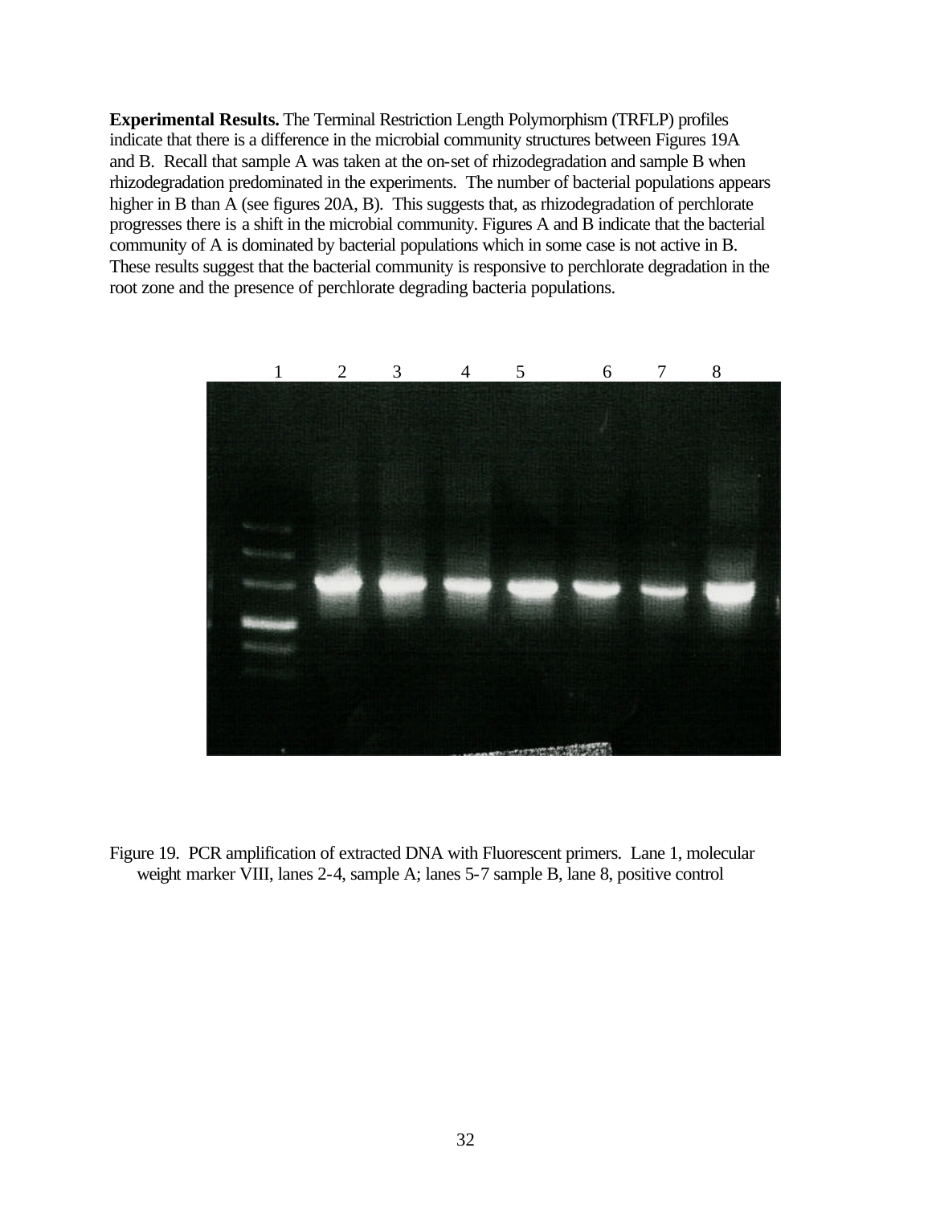**Experimental Results.** The Terminal Restriction Length Polymorphism (TRFLP) profiles indicate that there is a difference in the microbial community structures between Figures 19A and B. Recall that sample A was taken at the on-set of rhizodegradation and sample B when rhizodegradation predominated in the experiments. The number of bacterial populations appears higher in B than A (see figures 20A, B). This suggests that, as rhizodegradation of perchlorate progresses there is a shift in the microbial community. Figures A and B indicate that the bacterial community of A is dominated by bacterial populations which in some case is not active in B. These results suggest that the bacterial community is responsive to perchlorate degradation in the root zone and the presence of perchlorate degrading bacteria populations.

1 2 3 4 5 6 7 8

Figure 19. PCR amplification of extracted DNA with Fluorescent primers. Lane 1, molecular weight marker VIII, lanes 2-4, sample A; lanes 5-7 sample B, lane 8, positive control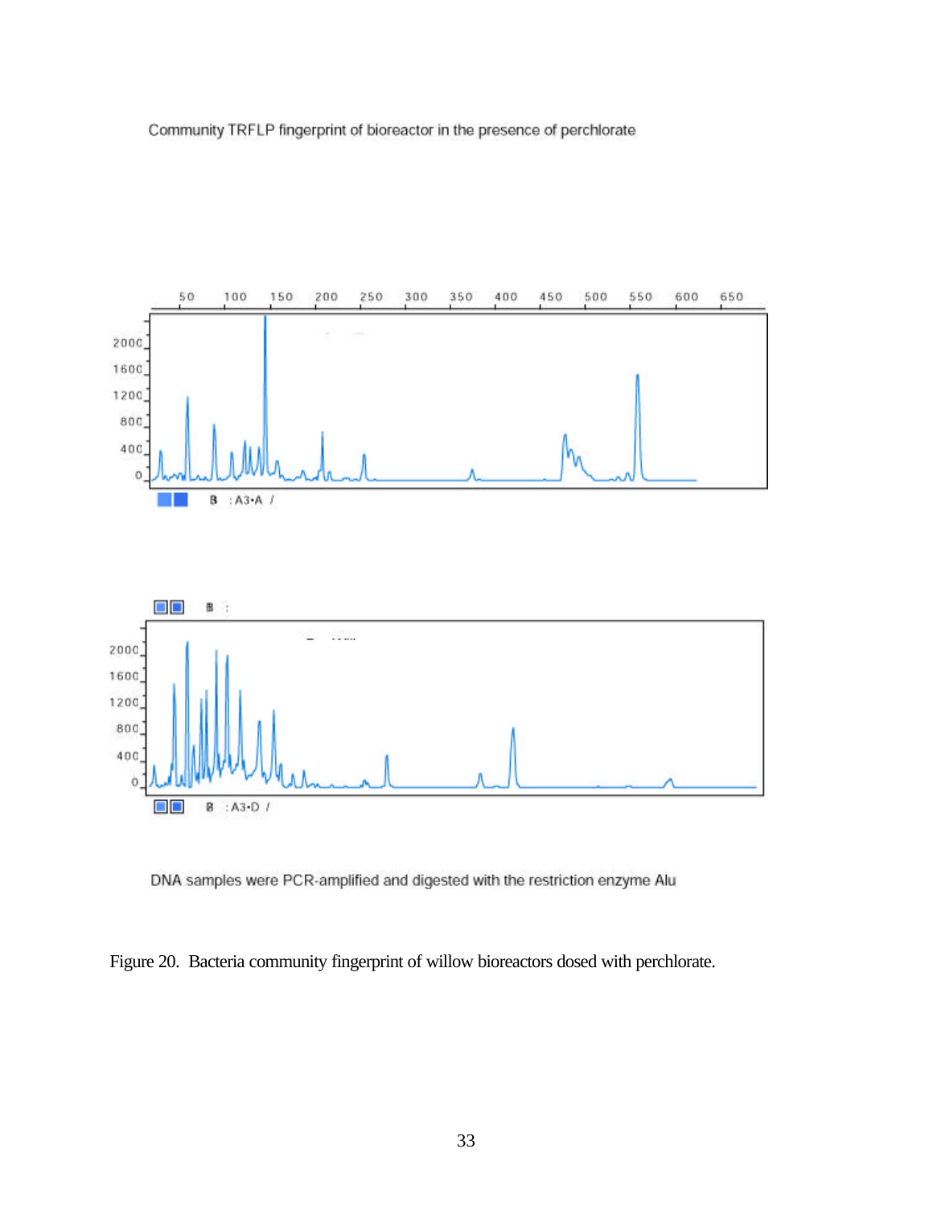Community TRFLP fingerprint of bioreactor in the presence of perchlorate

50 100 150 200 250 300 350 400 450 500 550 600 650

2000
1600
1200
800
400
0

B : A3-A /

B :

2000
1600
1200
800
400
0

B : A3-D /

DNA samples were PCR-amplified and digested with the restriction enzyme Alu

Figure 20. Bacteria community fingerprint of willow bioreactors dosed with perchlorate.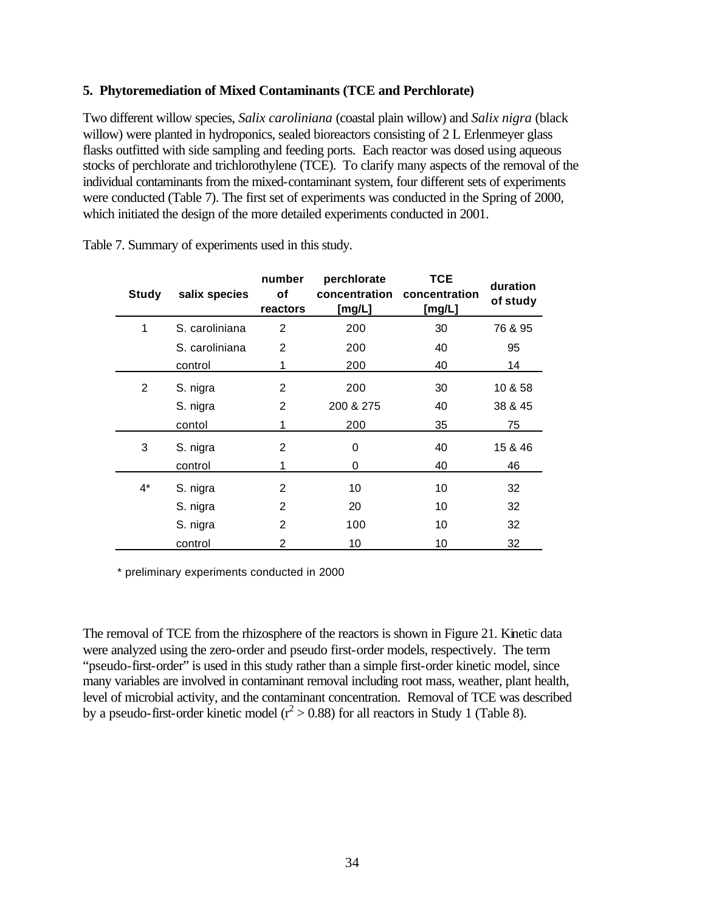**5. Phytoremediation of Mixed Contaminants (TCE and Perchlorate)**

Two different willow species, *Salix caroliniana* (coastal plain willow) and *Salix nigra* (black willow) were planted in hydroponics, sealed bioreactors consisting of 2 L Erlenmeyer glass flasks outfitted with side sampling and feeding ports. Each reactor was dosed using aqueous stocks of perchlorate and trichlorothylene (TCE). To clarify many aspects of the removal of the individual contaminants from the mixed-contaminant system, four different sets of experiments were conducted (Table 7). The first set of experiments was conducted in the Spring of 2000, which initiated the design of the more detailed experiments conducted in 2001.

Table 7. Summary of experiments used in this study.

| Study | salix species | number of reactors | perchlorate concentration [mg/L] | TCE concentration [mg/L] | duration of study |
|---|---|---|---|---|---|
| 1 | S. caroliniana | 2 | 200 | 30 | 76 & 95 |
| | S. caroliniana | 2 | 200 | 40 | 95 |
| | control | 1 | 200 | 40 | 14 |
| 2 | S. nigra | 2 | 200 | 30 | 10 & 58 |
| | S. nigra | 2 | 200 & 275 | 40 | 38 & 45 |
| | contol | 1 | 200 | 35 | 75 |
| 3 | S. nigra | 2 | 0 | 40 | 15 & 46 |
| | control | 1 | 0 | 40 | 46 |
| 4* | S. nigra | 2 | 10 | 10 | 32 |
| | S. nigra | 2 | 20 | 10 | 32 |
| | S. nigra | 2 | 100 | 10 | 32 |
| | control | 2 | 10 | 10 | 32 |

\* preliminary experiments conducted in 2000

The removal of TCE from the rhizosphere of the reactors is shown in Figure 21. Kinetic data were analyzed using the zero-order and pseudo first-order models, respectively. The term "pseudo-first-order" is used in this study rather than a simple first-order kinetic model, since many variables are involved in contaminant removal including root mass, weather, plant health, level of microbial activity, and the contaminant concentration. Removal of TCE was described by a pseudo-first-order kinetic model ($r^2 > 0.88$) for all reactors in Study 1 (Table 8).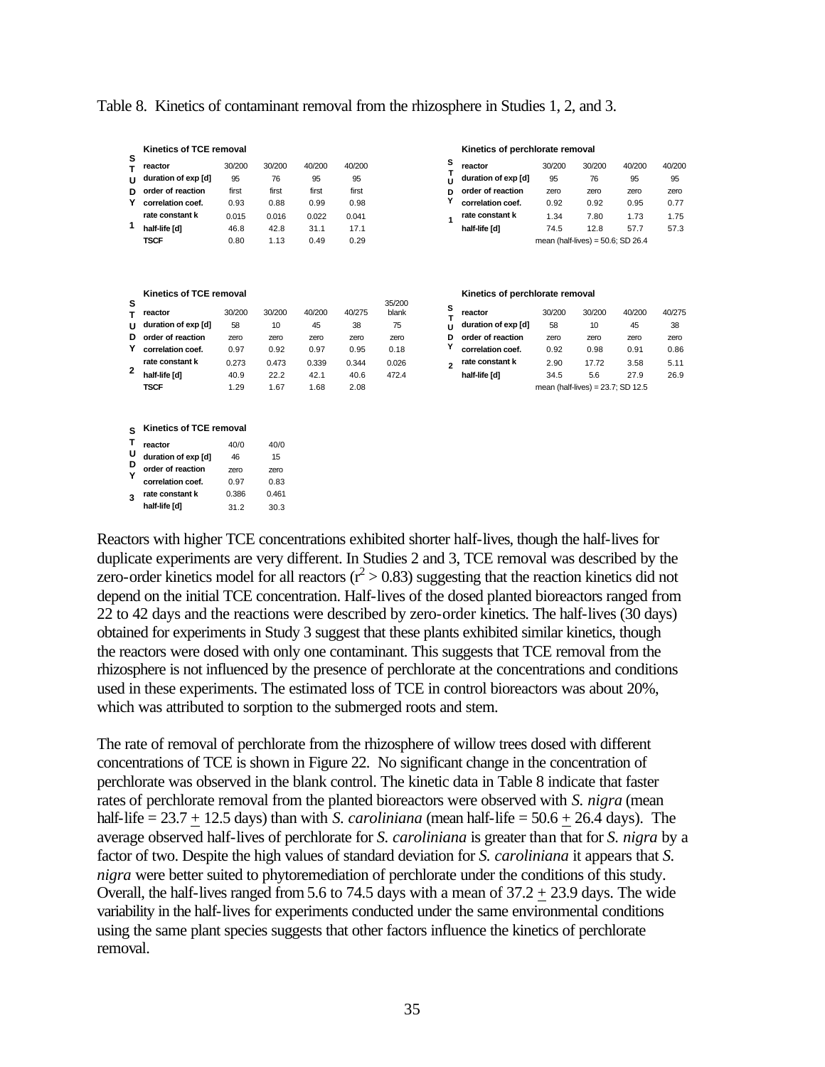Table 8. Kinetics of contaminant removal from the rhizosphere in Studies 1, 2, and 3.

**STUDY 1 — Kinetics of TCE removal**

| reactor | 30/200 | 30/200 | 40/200 | 40/200 |
|---|---|---|---|---|
| duration of exp [d] | 95 | 76 | 95 | 95 |
| order of reaction | first | first | first | first |
| correlation coef. | 0.93 | 0.88 | 0.99 | 0.98 |
| rate constant k | 0.015 | 0.016 | 0.022 | 0.041 |
| half-life [d] | 46.8 | 42.8 | 31.1 | 17.1 |
| TSCF | 0.80 | 1.13 | 0.49 | 0.29 |

**STUDY 1 — Kinetics of perchlorate removal**

| reactor | 30/200 | 30/200 | 40/200 | 40/200 |
|---|---|---|---|---|
| duration of exp [d] | 95 | 76 | 95 | 95 |
| order of reaction | zero | zero | zero | zero |
| correlation coef. | 0.92 | 0.92 | 0.95 | 0.77 |
| rate constant k | 1.34 | 7.80 | 1.73 | 1.75 |
| half-life [d] | 74.5 | 12.8 | 57.7 | 57.3 |
| | mean (half-lives) = 50.6; SD 26.4 | | | |

**STUDY 2 — Kinetics of TCE removal**

| reactor | 30/200 | 30/200 | 40/200 | 40/275 | 35/200 blank |
|---|---|---|---|---|---|
| duration of exp [d] | 58 | 10 | 45 | 38 | 75 |
| order of reaction | zero | zero | zero | zero | zero |
| correlation coef. | 0.97 | 0.92 | 0.97 | 0.95 | 0.18 |
| rate constant k | 0.273 | 0.473 | 0.339 | 0.344 | 0.026 |
| half-life [d] | 40.9 | 22.2 | 42.1 | 40.6 | 472.4 |
| TSCF | 1.29 | 1.67 | 1.68 | 2.08 | |

**STUDY 2 — Kinetics of perchlorate removal**

| reactor | 30/200 | 30/200 | 40/200 | 40/275 |
|---|---|---|---|---|
| duration of exp [d] | 58 | 10 | 45 | 38 |
| order of reaction | zero | zero | zero | zero |
| correlation coef. | 0.92 | 0.98 | 0.91 | 0.86 |
| rate constant k | 2.90 | 17.72 | 3.58 | 5.11 |
| half-life [d] | 34.5 | 5.6 | 27.9 | 26.9 |
| | mean (half-lives) = 23.7; SD 12.5 | | | |

**STUDY 3 — Kinetics of TCE removal**

| reactor | 40/0 | 40/0 |
|---|---|---|
| duration of exp [d] | 46 | 15 |
| order of reaction | zero | zero |
| correlation coef. | 0.97 | 0.83 |
| rate constant k | 0.386 | 0.461 |
| half-life [d] | 31.2 | 30.3 |

Reactors with higher TCE concentrations exhibited shorter half-lives, though the half-lives for duplicate experiments are very different. In Studies 2 and 3, TCE removal was described by the zero-order kinetics model for all reactors ($r^2 > 0.83$) suggesting that the reaction kinetics did not depend on the initial TCE concentration. Half-lives of the dosed planted bioreactors ranged from 22 to 42 days and the reactions were described by zero-order kinetics. The half-lives (30 days) obtained for experiments in Study 3 suggest that these plants exhibited similar kinetics, though the reactors were dosed with only one contaminant. This suggests that TCE removal from the rhizosphere is not influenced by the presence of perchlorate at the concentrations and conditions used in these experiments. The estimated loss of TCE in control bioreactors was about 20%, which was attributed to sorption to the submerged roots and stem.

The rate of removal of perchlorate from the rhizosphere of willow trees dosed with different concentrations of TCE is shown in Figure 22. No significant change in the concentration of perchlorate was observed in the blank control. The kinetic data in Table 8 indicate that faster rates of perchlorate removal from the planted bioreactors were observed with *S. nigra* (mean half-life = 23.7 ± 12.5 days) than with *S. caroliniana* (mean half-life = 50.6 ± 26.4 days). The average observed half-lives of perchlorate for *S. caroliniana* is greater than that for *S. nigra* by a factor of two. Despite the high values of standard deviation for *S. caroliniana* it appears that *S. nigra* were better suited to phytoremediation of perchlorate under the conditions of this study. Overall, the half-lives ranged from 5.6 to 74.5 days with a mean of 37.2 ± 23.9 days. The wide variability in the half-lives for experiments conducted under the same environmental conditions using the same plant species suggests that other factors influence the kinetics of perchlorate removal.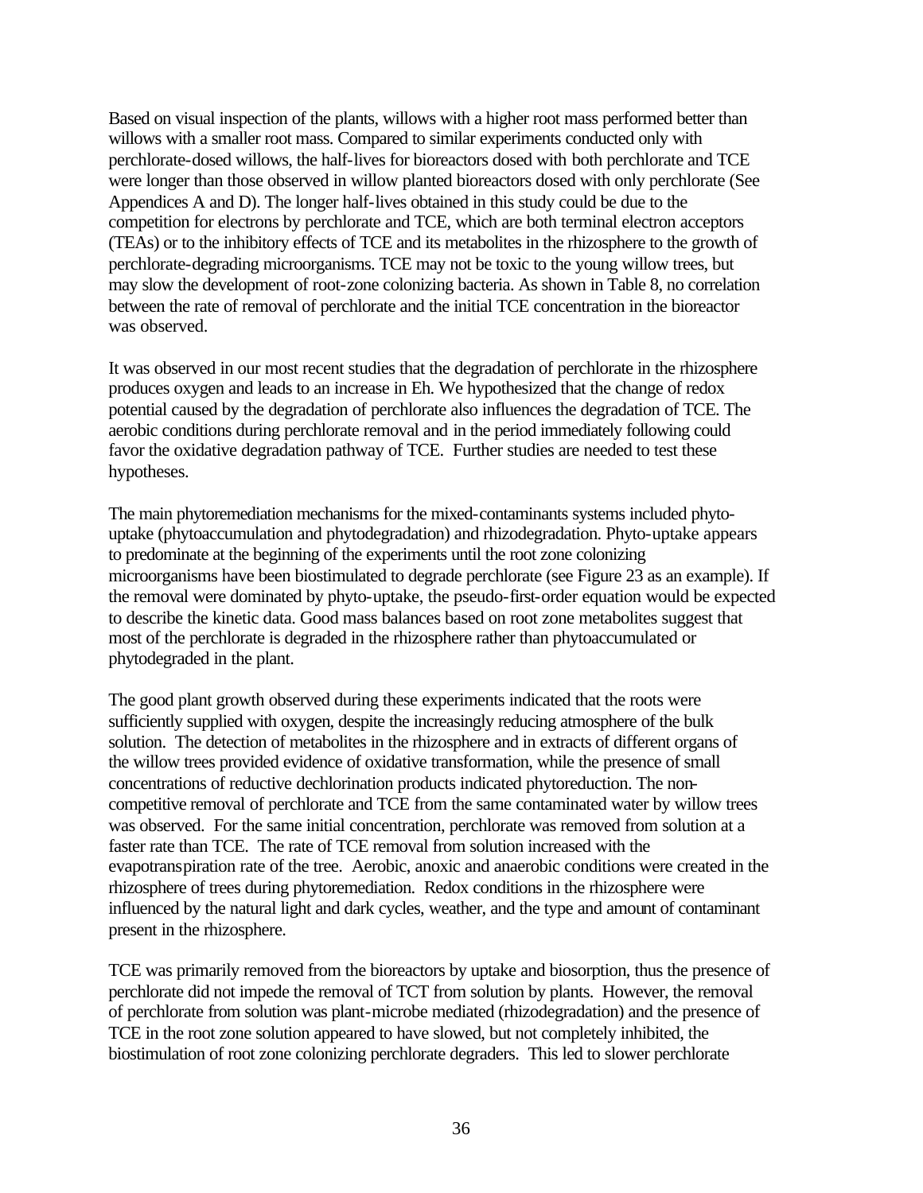Based on visual inspection of the plants, willows with a higher root mass performed better than willows with a smaller root mass. Compared to similar experiments conducted only with perchlorate-dosed willows, the half-lives for bioreactors dosed with both perchlorate and TCE were longer than those observed in willow planted bioreactors dosed with only perchlorate (See Appendices A and D). The longer half-lives obtained in this study could be due to the competition for electrons by perchlorate and TCE, which are both terminal electron acceptors (TEAs) or to the inhibitory effects of TCE and its metabolites in the rhizosphere to the growth of perchlorate-degrading microorganisms. TCE may not be toxic to the young willow trees, but may slow the development of root-zone colonizing bacteria. As shown in Table 8, no correlation between the rate of removal of perchlorate and the initial TCE concentration in the bioreactor was observed.

It was observed in our most recent studies that the degradation of perchlorate in the rhizosphere produces oxygen and leads to an increase in Eh. We hypothesized that the change of redox potential caused by the degradation of perchlorate also influences the degradation of TCE. The aerobic conditions during perchlorate removal and in the period immediately following could favor the oxidative degradation pathway of TCE. Further studies are needed to test these hypotheses.

The main phytoremediation mechanisms for the mixed-contaminants systems included phyto-uptake (phytoaccumulation and phytodegradation) and rhizodegradation. Phyto-uptake appears to predominate at the beginning of the experiments until the root zone colonizing microorganisms have been biostimulated to degrade perchlorate (see Figure 23 as an example). If the removal were dominated by phyto-uptake, the pseudo-first-order equation would be expected to describe the kinetic data. Good mass balances based on root zone metabolites suggest that most of the perchlorate is degraded in the rhizosphere rather than phytoaccumulated or phytodegraded in the plant.

The good plant growth observed during these experiments indicated that the roots were sufficiently supplied with oxygen, despite the increasingly reducing atmosphere of the bulk solution. The detection of metabolites in the rhizosphere and in extracts of different organs of the willow trees provided evidence of oxidative transformation, while the presence of small concentrations of reductive dechlorination products indicated phytoreduction. The non-competitive removal of perchlorate and TCE from the same contaminated water by willow trees was observed. For the same initial concentration, perchlorate was removed from solution at a faster rate than TCE. The rate of TCE removal from solution increased with the evapotranspiration rate of the tree. Aerobic, anoxic and anaerobic conditions were created in the rhizosphere of trees during phytoremediation. Redox conditions in the rhizosphere were influenced by the natural light and dark cycles, weather, and the type and amount of contaminant present in the rhizosphere.

TCE was primarily removed from the bioreactors by uptake and biosorption, thus the presence of perchlorate did not impede the removal of TCT from solution by plants. However, the removal of perchlorate from solution was plant-microbe mediated (rhizodegradation) and the presence of TCE in the root zone solution appeared to have slowed, but not completely inhibited, the biostimulation of root zone colonizing perchlorate degraders. This led to slower perchlorate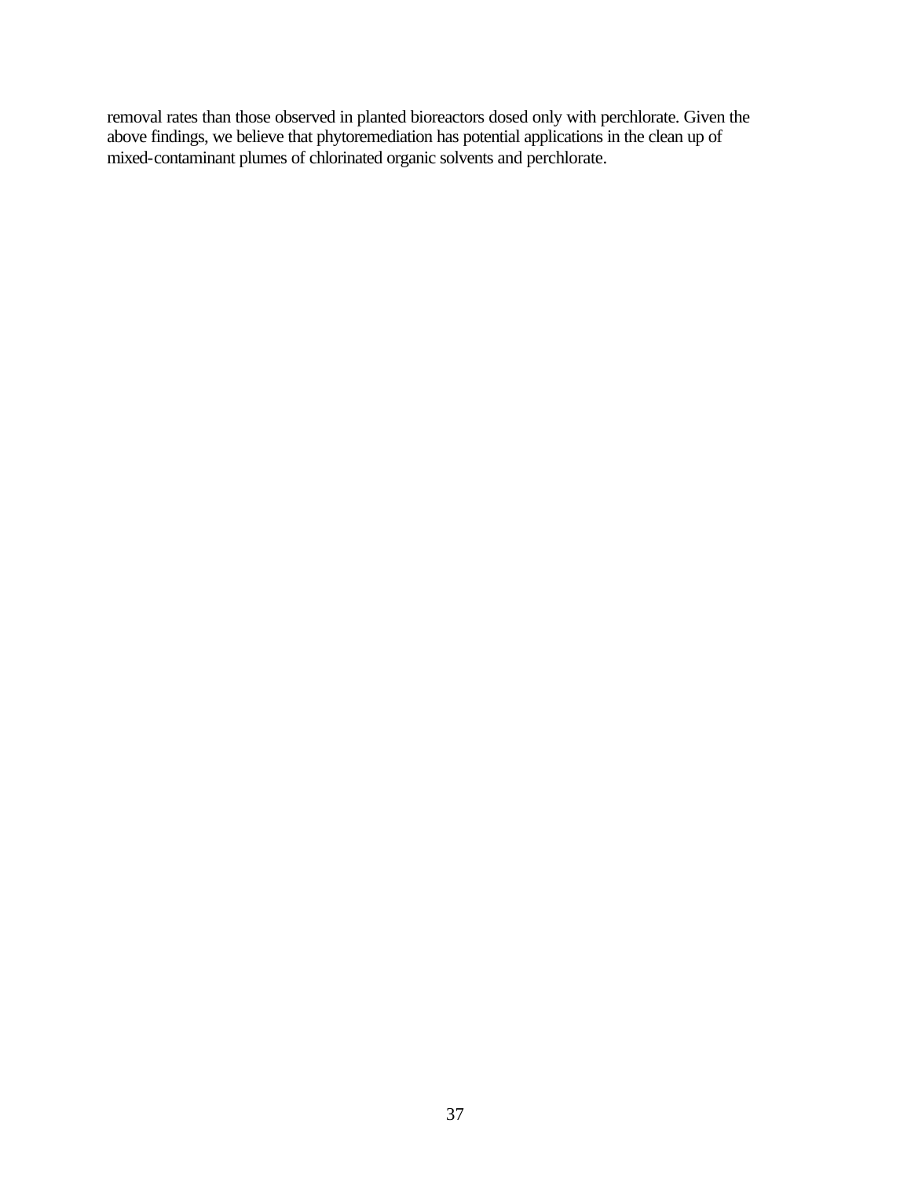removal rates than those observed in planted bioreactors dosed only with perchlorate. Given the above findings, we believe that phytoremediation has potential applications in the clean up of mixed-contaminant plumes of chlorinated organic solvents and perchlorate.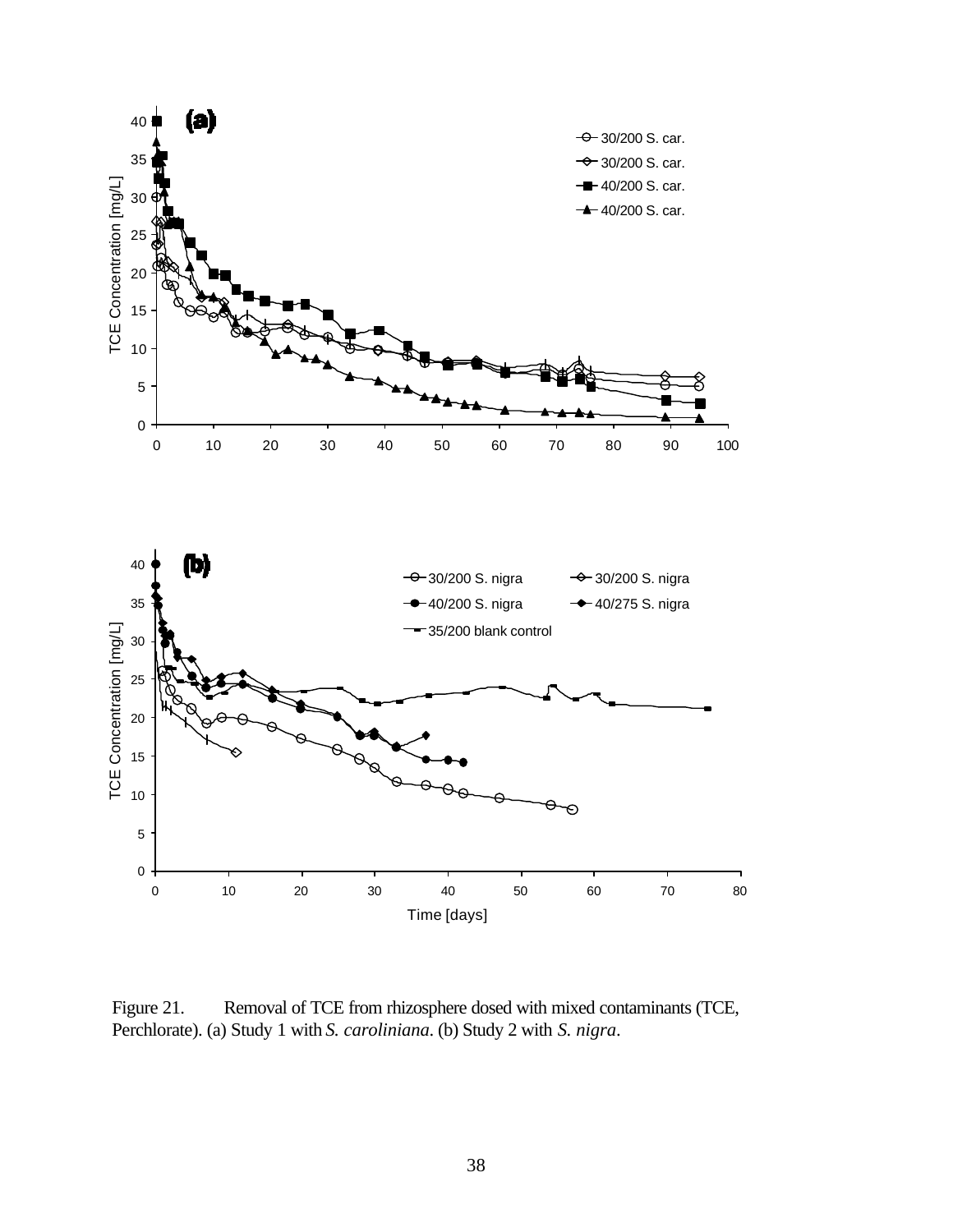(a)

TCE Concentration [mg/L]

40
35
30
25
20
15
10
5
0

0 10 20 30 40 50 60 70 80 90 100

30/200 S. car.
30/200 S. car.
40/200 S. car.
40/200 S. car.

(b)

TCE Concentration [mg/L]

40
35
30
25
20
15
10
5
0

0 10 20 30 40 50 60 70 80

Time [days]

30/200 S. nigra
30/200 S. nigra
40/200 S. nigra
40/275 S. nigra
35/200 blank control

Figure 21. Removal of TCE from rhizosphere dosed with mixed contaminants (TCE, Perchlorate). (a) Study 1 with *S. caroliniana*. (b) Study 2 with *S. nigra*.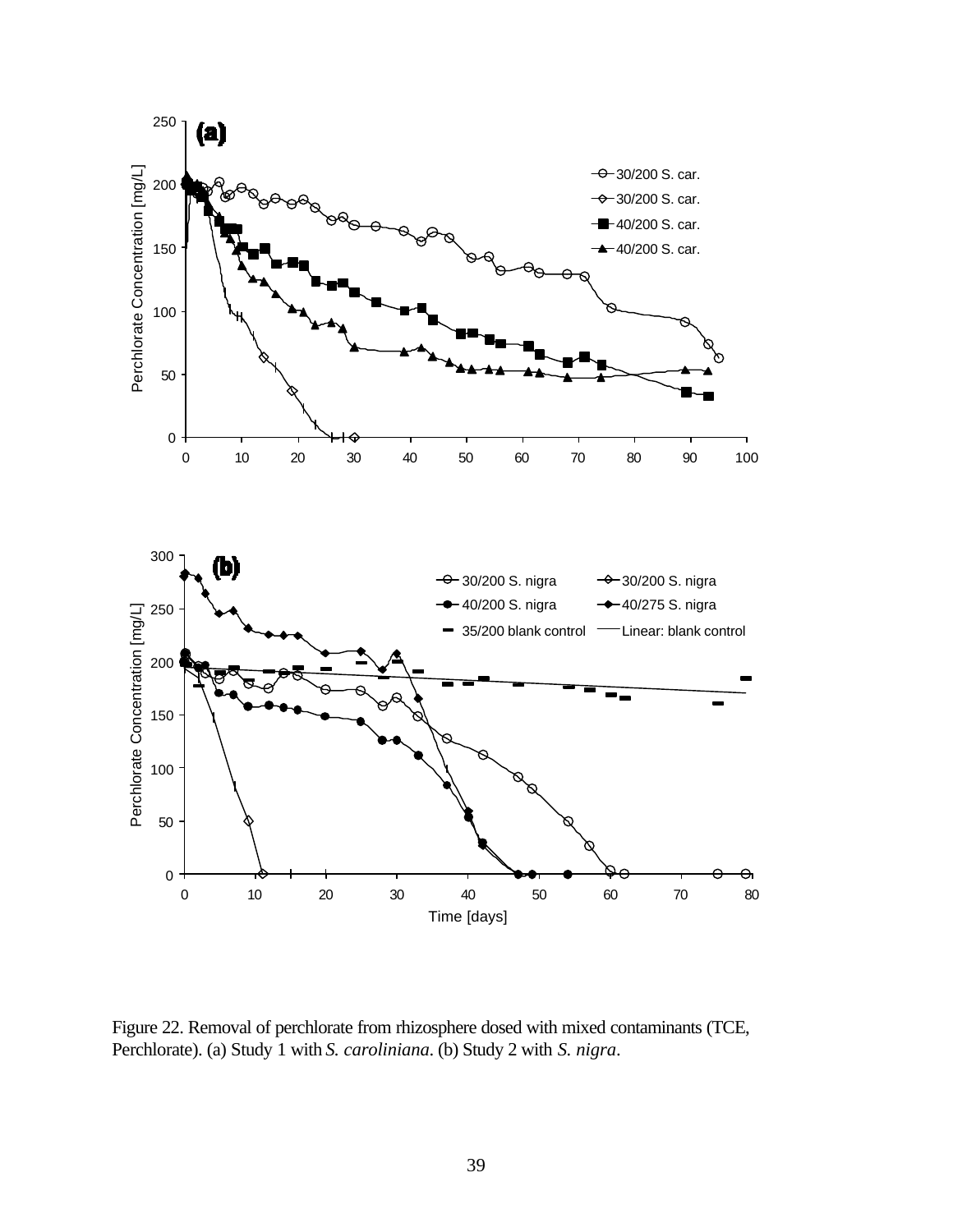(a)

250

200

150

100

50

0

Perchlorate Concentration [mg/L]

0 10 20 30 40 50 60 70 80 90 100

30/200 S. car.

30/200 S. car.

40/200 S. car.

40/200 S. car.

(b)

300

250

200

150

100

50

0

Perchlorate Concentration [mg/L]

0 10 20 30 40 50 60 70 80

Time [days]

30/200 S. nigra

30/200 S. nigra

40/200 S. nigra

40/275 S. nigra

35/200 blank control

Linear: blank control

Figure 22. Removal of perchlorate from rhizosphere dosed with mixed contaminants (TCE, Perchlorate). (a) Study 1 with *S. caroliniana*. (b) Study 2 with *S. nigra*.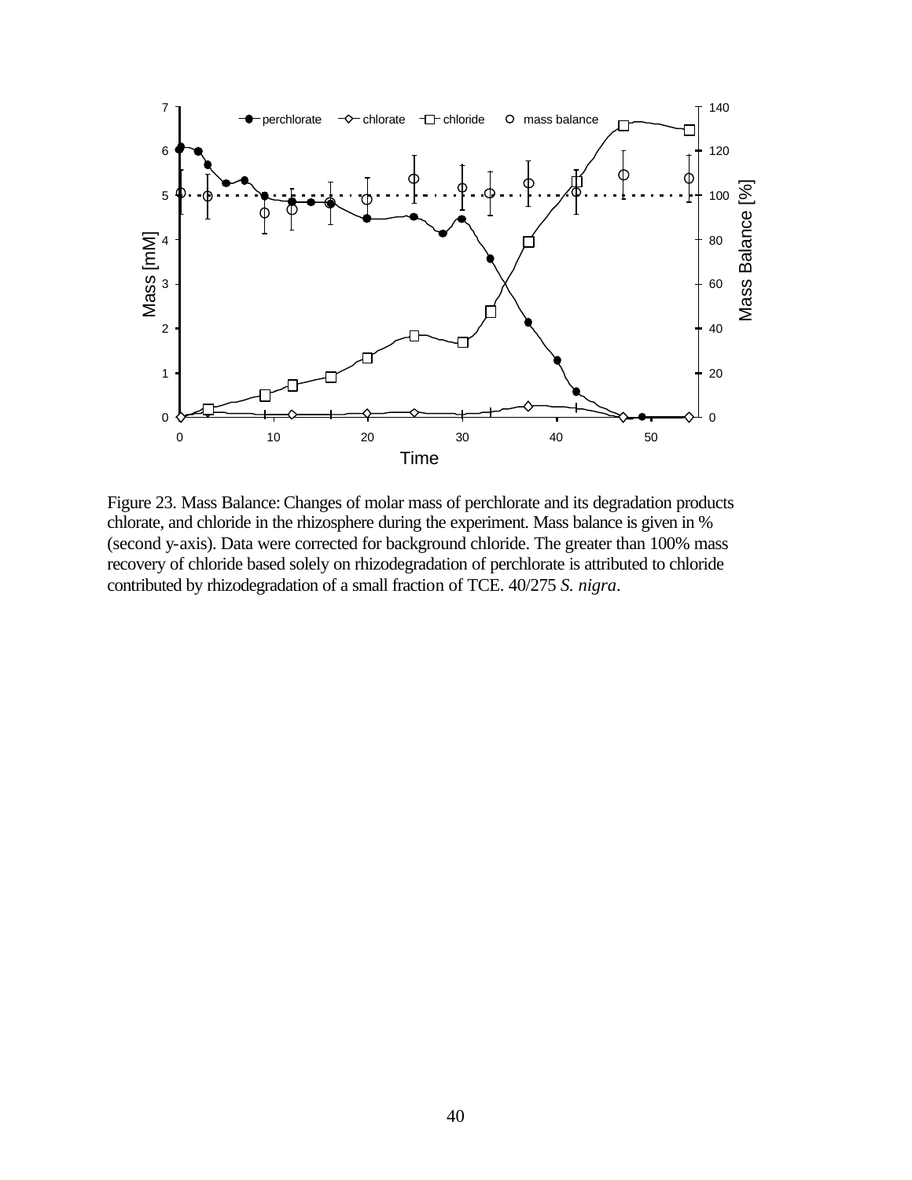7
6
5
4
3
2
1
0

Mass [mM]

140
120
100
80
60
40
20
0

Mass Balance [%]

0 10 20 30 40 50

Time

perchlorate chlorate chloride mass balance

Figure 23. Mass Balance: Changes of molar mass of perchlorate and its degradation products chlorate, and chloride in the rhizosphere during the experiment. Mass balance is given in % (second y-axis). Data were corrected for background chloride. The greater than 100% mass recovery of chloride based solely on rhizodegradation of perchlorate is attributed to chloride contributed by rhizodegradation of a small fraction of TCE. 40/275 *S. nigra*.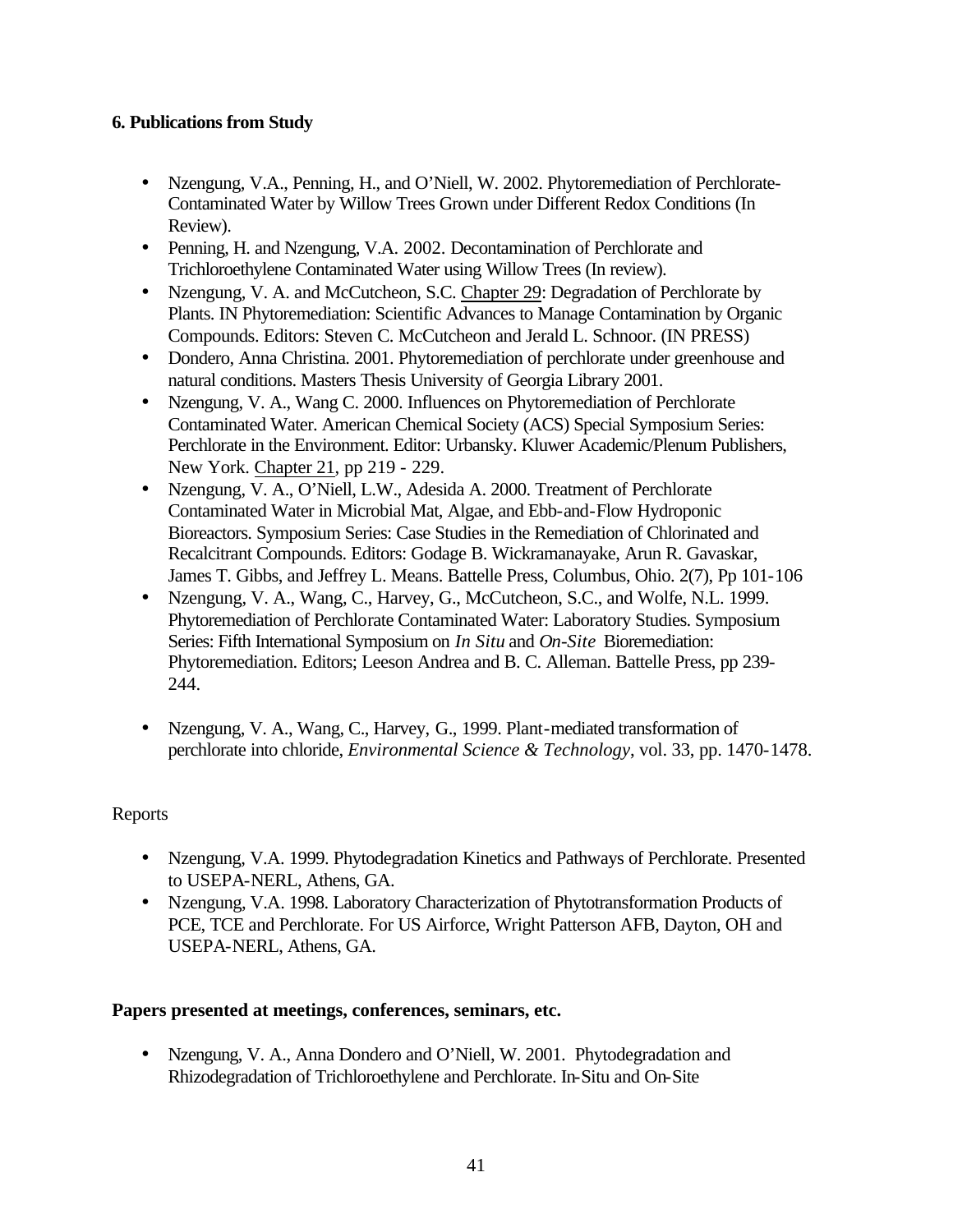**6. Publications from Study**

- Nzengung, V.A., Penning, H., and O'Niell, W. 2002. Phytoremediation of Perchlorate-Contaminated Water by Willow Trees Grown under Different Redox Conditions (In Review).
- Penning, H. and Nzengung, V.A. 2002. Decontamination of Perchlorate and Trichloroethylene Contaminated Water using Willow Trees (In review).
- Nzengung, V. A. and McCutcheon, S.C. Chapter 29: Degradation of Perchlorate by Plants. IN Phytoremediation: Scientific Advances to Manage Contamination by Organic Compounds. Editors: Steven C. McCutcheon and Jerald L. Schnoor. (IN PRESS)
- Dondero, Anna Christina. 2001. Phytoremediation of perchlorate under greenhouse and natural conditions. Masters Thesis University of Georgia Library 2001.
- Nzengung, V. A., Wang C. 2000. Influences on Phytoremediation of Perchlorate Contaminated Water. American Chemical Society (ACS) Special Symposium Series: Perchlorate in the Environment. Editor: Urbansky. Kluwer Academic/Plenum Publishers, New York. Chapter 21, pp 219 - 229.
- Nzengung, V. A., O'Niell, L.W., Adesida A. 2000. Treatment of Perchlorate Contaminated Water in Microbial Mat, Algae, and Ebb-and-Flow Hydroponic Bioreactors. Symposium Series: Case Studies in the Remediation of Chlorinated and Recalcitrant Compounds. Editors: Godage B. Wickramanayake, Arun R. Gavaskar, James T. Gibbs, and Jeffrey L. Means. Battelle Press, Columbus, Ohio. 2(7), Pp 101-106
- Nzengung, V. A., Wang, C., Harvey, G., McCutcheon, S.C., and Wolfe, N.L. 1999. Phytoremediation of Perchlorate Contaminated Water: Laboratory Studies. Symposium Series: Fifth International Symposium on *In Situ* and *On-Site* Bioremediation: Phytoremediation. Editors; Leeson Andrea and B. C. Alleman. Battelle Press, pp 239-244.
- Nzengung, V. A., Wang, C., Harvey, G., 1999. Plant-mediated transformation of perchlorate into chloride, *Environmental Science & Technology*, vol. 33, pp. 1470-1478.

Reports

- Nzengung, V.A. 1999. Phytodegradation Kinetics and Pathways of Perchlorate. Presented to USEPA-NERL, Athens, GA.
- Nzengung, V.A. 1998. Laboratory Characterization of Phytotransformation Products of PCE, TCE and Perchlorate. For US Airforce, Wright Patterson AFB, Dayton, OH and USEPA-NERL, Athens, GA.

**Papers presented at meetings, conferences, seminars, etc.**

- Nzengung, V. A., Anna Dondero and O'Niell, W. 2001. Phytodegradation and Rhizodegradation of Trichloroethylene and Perchlorate. In-Situ and On-Site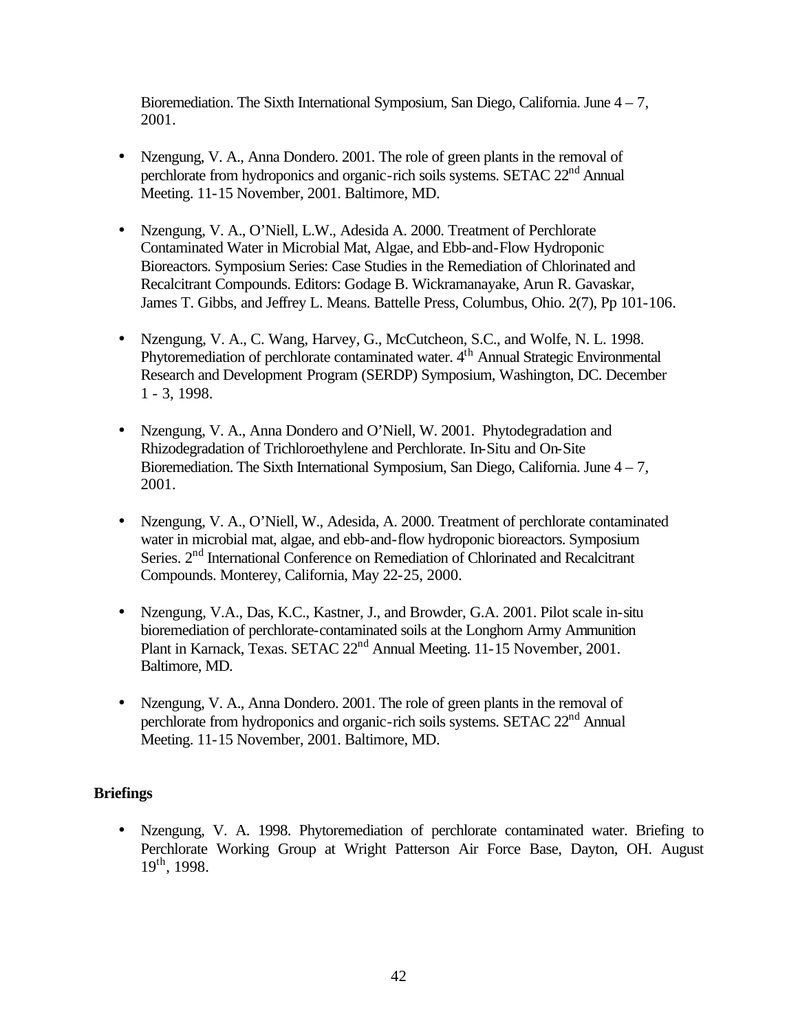Bioremediation. The Sixth International Symposium, San Diego, California. June 4 – 7, 2001.

- Nzengung, V. A., Anna Dondero. 2001. The role of green plants in the removal of perchlorate from hydroponics and organic-rich soils systems. SETAC 22nd Annual Meeting. 11-15 November, 2001. Baltimore, MD.

- Nzengung, V. A., O'Niell, L.W., Adesida A. 2000. Treatment of Perchlorate Contaminated Water in Microbial Mat, Algae, and Ebb-and-Flow Hydroponic Bioreactors. Symposium Series: Case Studies in the Remediation of Chlorinated and Recalcitrant Compounds. Editors: Godage B. Wickramanayake, Arun R. Gavaskar, James T. Gibbs, and Jeffrey L. Means. Battelle Press, Columbus, Ohio. 2(7), Pp 101-106.

- Nzengung, V. A., C. Wang, Harvey, G., McCutcheon, S.C., and Wolfe, N. L. 1998. Phytoremediation of perchlorate contaminated water. 4th Annual Strategic Environmental Research and Development Program (SERDP) Symposium, Washington, DC. December 1 - 3, 1998.

- Nzengung, V. A., Anna Dondero and O'Niell, W. 2001. Phytodegradation and Rhizodegradation of Trichloroethylene and Perchlorate. In-Situ and On-Site Bioremediation. The Sixth International Symposium, San Diego, California. June 4 – 7, 2001.

- Nzengung, V. A., O'Niell, W., Adesida, A. 2000. Treatment of perchlorate contaminated water in microbial mat, algae, and ebb-and-flow hydroponic bioreactors. Symposium Series. 2nd International Conference on Remediation of Chlorinated and Recalcitrant Compounds. Monterey, California, May 22-25, 2000.

- Nzengung, V.A., Das, K.C., Kastner, J., and Browder, G.A. 2001. Pilot scale in-situ bioremediation of perchlorate-contaminated soils at the Longhorn Army Ammunition Plant in Karnack, Texas. SETAC 22nd Annual Meeting. 11-15 November, 2001. Baltimore, MD.

- Nzengung, V. A., Anna Dondero. 2001. The role of green plants in the removal of perchlorate from hydroponics and organic-rich soils systems. SETAC 22nd Annual Meeting. 11-15 November, 2001. Baltimore, MD.

**Briefings**

- Nzengung, V. A. 1998. Phytoremediation of perchlorate contaminated water. Briefing to Perchlorate Working Group at Wright Patterson Air Force Base, Dayton, OH. August 19th, 1998.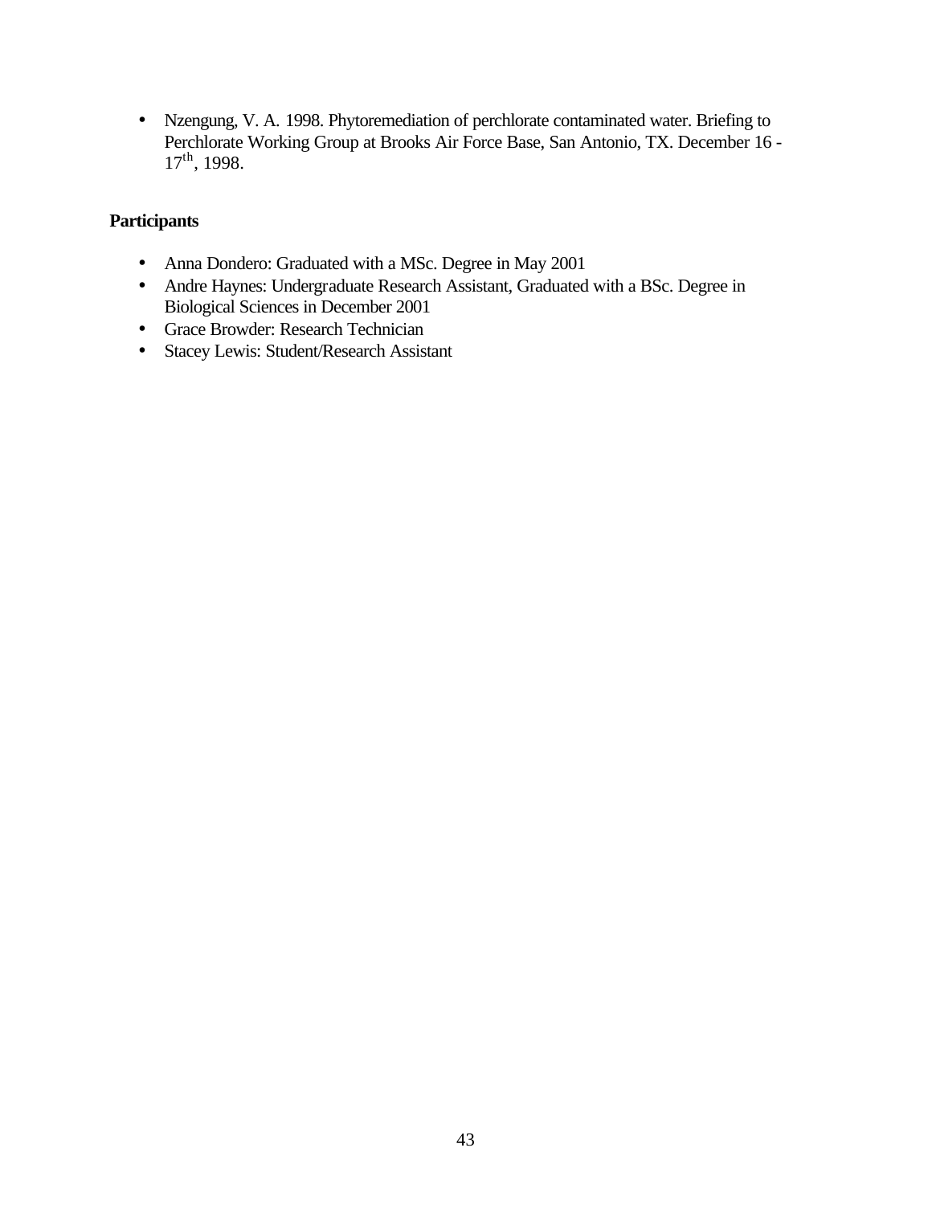- Nzengung, V. A. 1998. Phytoremediation of perchlorate contaminated water. Briefing to Perchlorate Working Group at Brooks Air Force Base, San Antonio, TX. December 16 - 17th, 1998.

**Participants**

- Anna Dondero: Graduated with a MSc. Degree in May 2001
- Andre Haynes: Undergraduate Research Assistant, Graduated with a BSc. Degree in Biological Sciences in December 2001
- Grace Browder: Research Technician
- Stacey Lewis: Student/Research Assistant